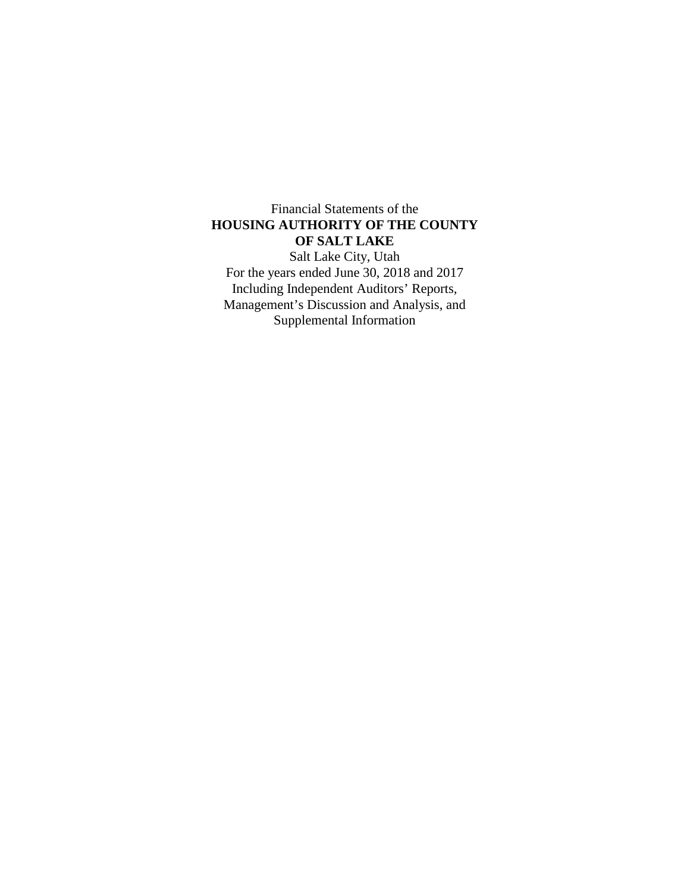Financial Statements of the

**HOUSING AUTHORITY OF THE COUNTY OF SALT LAKE**

Salt Lake City, Utah

For the years ended June 30, 2018 and 2017

Including Independent Auditors' Reports,

Management's Discussion and Analysis, and

Supplemental Information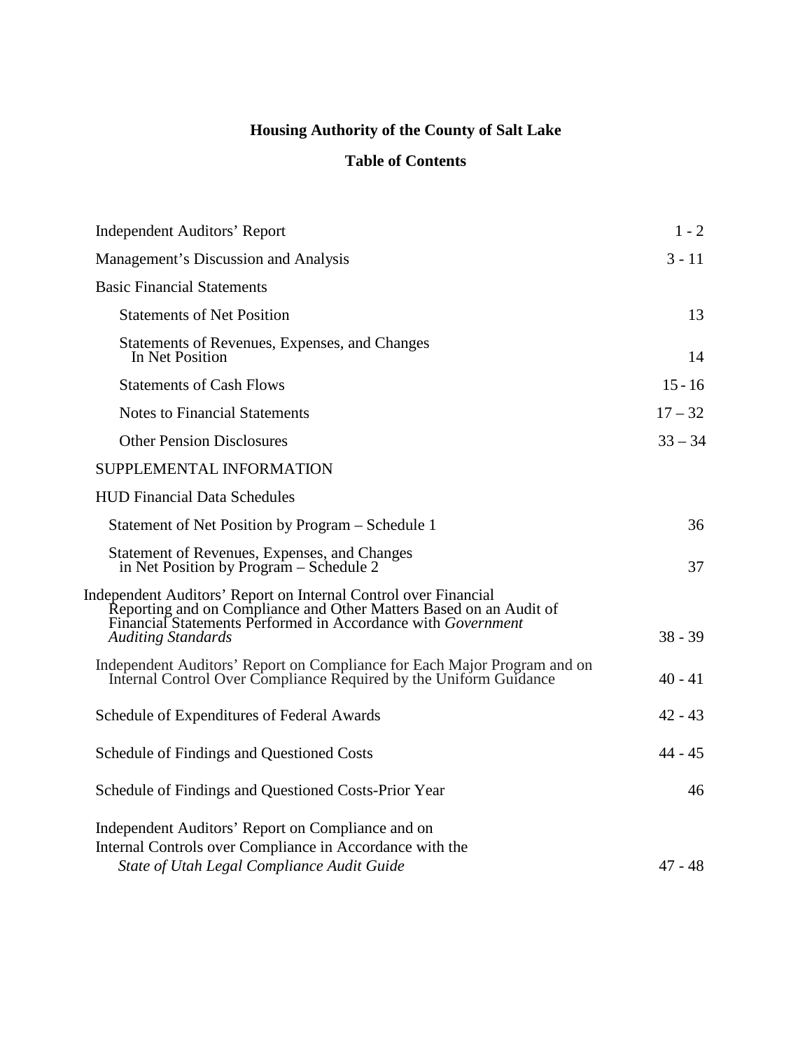# Housing Authority of the County of Salt Lake

## Table of Contents

| | |
|---|---|
| Independent Auditors' Report | 1 - 2 |
| Management's Discussion and Analysis | 3 - 11 |
| Basic Financial Statements | |
| Statements of Net Position | 13 |
| Statements of Revenues, Expenses, and Changes In Net Position | 14 |
| Statements of Cash Flows | 15 - 16 |
| Notes to Financial Statements | 17 – 32 |
| Other Pension Disclosures | 33 – 34 |
| SUPPLEMENTAL INFORMATION | |
| HUD Financial Data Schedules | |
| Statement of Net Position by Program – Schedule 1 | 36 |
| Statement of Revenues, Expenses, and Changes in Net Position by Program – Schedule 2 | 37 |
| Independent Auditors' Report on Internal Control over Financial Reporting and on Compliance and Other Matters Based on an Audit of Financial Statements Performed in Accordance with *Government Auditing Standards* | 38 - 39 |
| Independent Auditors' Report on Compliance for Each Major Program and on Internal Control Over Compliance Required by the Uniform Guidance | 40 - 41 |
| Schedule of Expenditures of Federal Awards | 42 - 43 |
| Schedule of Findings and Questioned Costs | 44 - 45 |
| Schedule of Findings and Questioned Costs-Prior Year | 46 |
| Independent Auditors' Report on Compliance and on Internal Controls over Compliance in Accordance with the *State of Utah Legal Compliance Audit Guide* | 47 - 48 |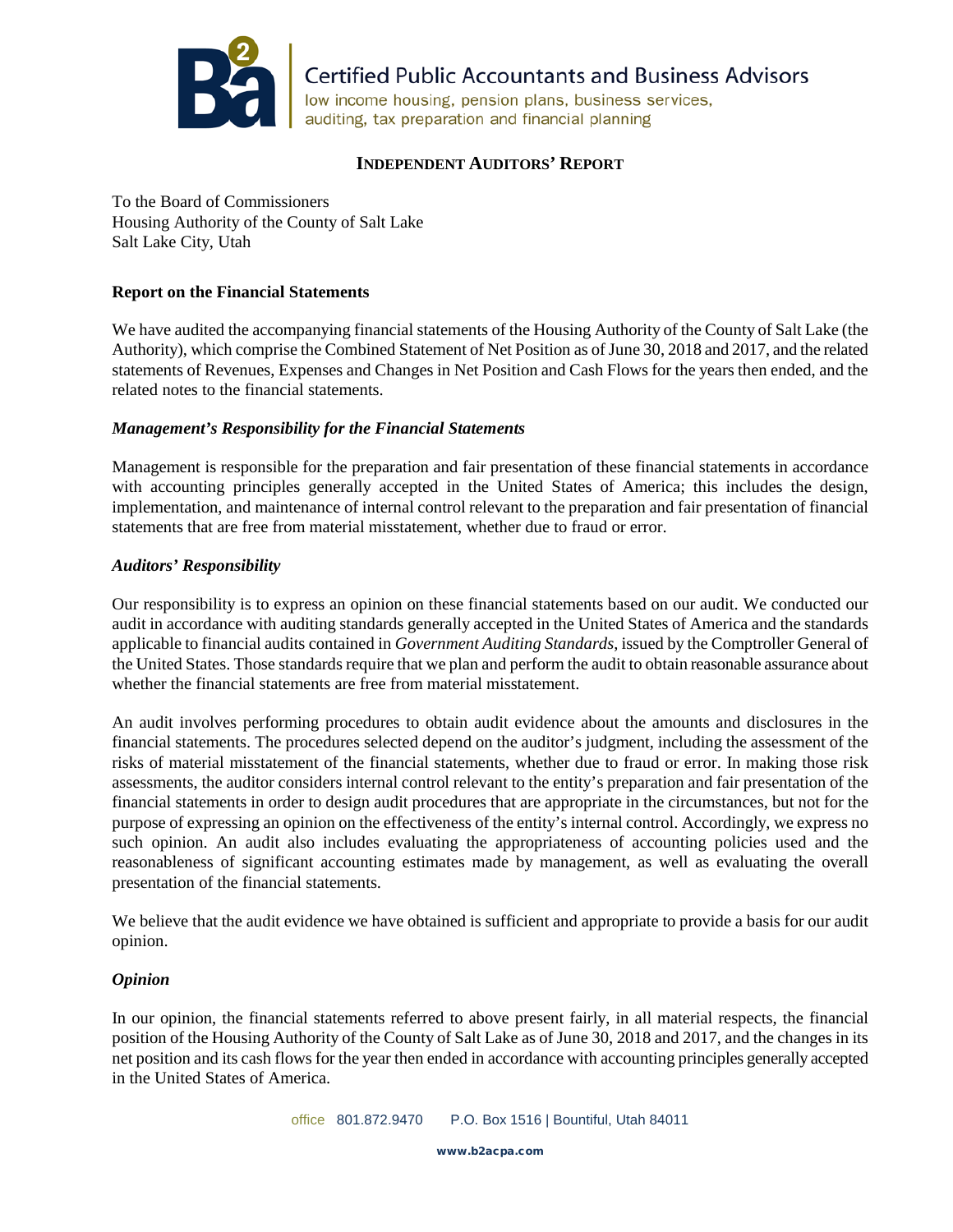Certified Public Accountants and Business Advisors
low income housing, pension plans, business services, auditing, tax preparation and financial planning

# INDEPENDENT AUDITORS' REPORT

To the Board of Commissioners
Housing Authority of the County of Salt Lake
Salt Lake City, Utah

## Report on the Financial Statements

We have audited the accompanying financial statements of the Housing Authority of the County of Salt Lake (the Authority), which comprise the Combined Statement of Net Position as of June 30, 2018 and 2017, and the related statements of Revenues, Expenses and Changes in Net Position and Cash Flows for the years then ended, and the related notes to the financial statements.

### *Management's Responsibility for the Financial Statements*

Management is responsible for the preparation and fair presentation of these financial statements in accordance with accounting principles generally accepted in the United States of America; this includes the design, implementation, and maintenance of internal control relevant to the preparation and fair presentation of financial statements that are free from material misstatement, whether due to fraud or error.

### *Auditors' Responsibility*

Our responsibility is to express an opinion on these financial statements based on our audit. We conducted our audit in accordance with auditing standards generally accepted in the United States of America and the standards applicable to financial audits contained in *Government Auditing Standards*, issued by the Comptroller General of the United States. Those standards require that we plan and perform the audit to obtain reasonable assurance about whether the financial statements are free from material misstatement.

An audit involves performing procedures to obtain audit evidence about the amounts and disclosures in the financial statements. The procedures selected depend on the auditor's judgment, including the assessment of the risks of material misstatement of the financial statements, whether due to fraud or error. In making those risk assessments, the auditor considers internal control relevant to the entity's preparation and fair presentation of the financial statements in order to design audit procedures that are appropriate in the circumstances, but not for the purpose of expressing an opinion on the effectiveness of the entity's internal control. Accordingly, we express no such opinion. An audit also includes evaluating the appropriateness of accounting policies used and the reasonableness of significant accounting estimates made by management, as well as evaluating the overall presentation of the financial statements.

We believe that the audit evidence we have obtained is sufficient and appropriate to provide a basis for our audit opinion.

### *Opinion*

In our opinion, the financial statements referred to above present fairly, in all material respects, the financial position of the Housing Authority of the County of Salt Lake as of June 30, 2018 and 2017, and the changes in its net position and its cash flows for the year then ended in accordance with accounting principles generally accepted in the United States of America.

office 801.872.9470 P.O. Box 1516 | Bountiful, Utah 84011

www.b2acpa.com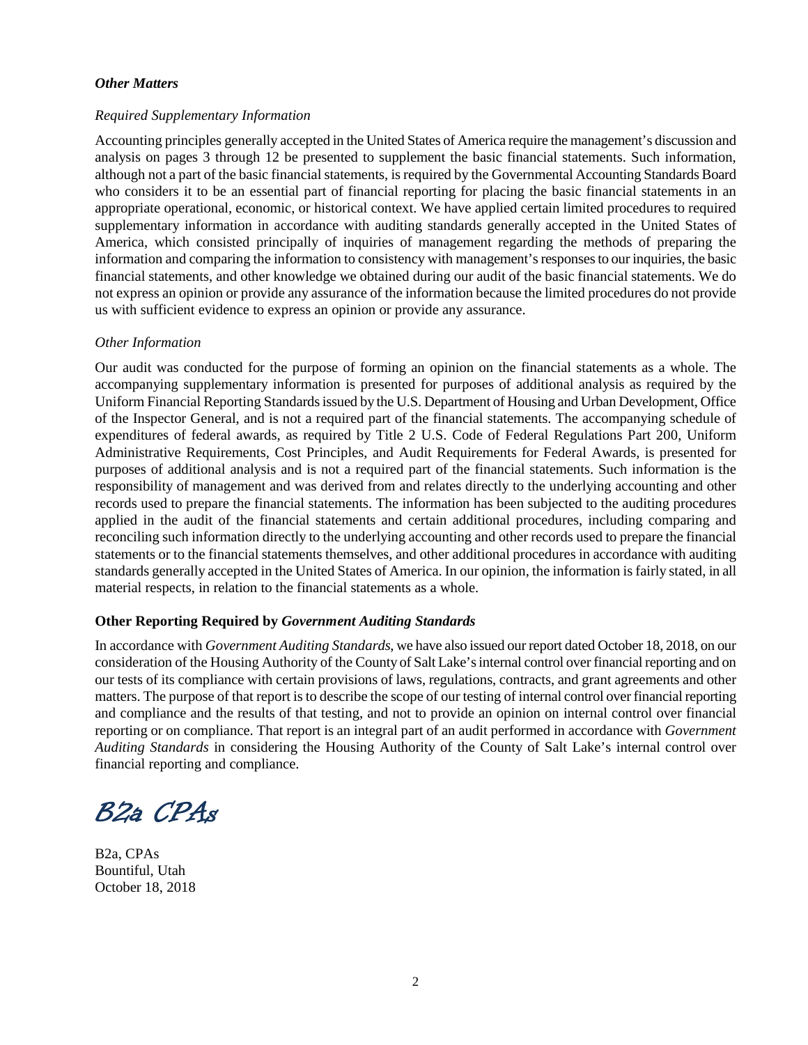***Other Matters***

*Required Supplementary Information*

Accounting principles generally accepted in the United States of America require the management's discussion and analysis on pages 3 through 12 be presented to supplement the basic financial statements. Such information, although not a part of the basic financial statements, is required by the Governmental Accounting Standards Board who considers it to be an essential part of financial reporting for placing the basic financial statements in an appropriate operational, economic, or historical context. We have applied certain limited procedures to required supplementary information in accordance with auditing standards generally accepted in the United States of America, which consisted principally of inquiries of management regarding the methods of preparing the information and comparing the information to consistency with management's responses to our inquiries, the basic financial statements, and other knowledge we obtained during our audit of the basic financial statements. We do not express an opinion or provide any assurance of the information because the limited procedures do not provide us with sufficient evidence to express an opinion or provide any assurance.

*Other Information*

Our audit was conducted for the purpose of forming an opinion on the financial statements as a whole. The accompanying supplementary information is presented for purposes of additional analysis as required by the Uniform Financial Reporting Standards issued by the U.S. Department of Housing and Urban Development, Office of the Inspector General, and is not a required part of the financial statements. The accompanying schedule of expenditures of federal awards, as required by Title 2 U.S. Code of Federal Regulations Part 200, Uniform Administrative Requirements, Cost Principles, and Audit Requirements for Federal Awards, is presented for purposes of additional analysis and is not a required part of the financial statements. Such information is the responsibility of management and was derived from and relates directly to the underlying accounting and other records used to prepare the financial statements. The information has been subjected to the auditing procedures applied in the audit of the financial statements and certain additional procedures, including comparing and reconciling such information directly to the underlying accounting and other records used to prepare the financial statements or to the financial statements themselves, and other additional procedures in accordance with auditing standards generally accepted in the United States of America. In our opinion, the information is fairly stated, in all material respects, in relation to the financial statements as a whole.

**Other Reporting Required by *Government Auditing Standards***

In accordance with *Government Auditing Standards*, we have also issued our report dated October 18, 2018, on our consideration of the Housing Authority of the County of Salt Lake's internal control over financial reporting and on our tests of its compliance with certain provisions of laws, regulations, contracts, and grant agreements and other matters. The purpose of that report is to describe the scope of our testing of internal control over financial reporting and compliance and the results of that testing, and not to provide an opinion on internal control over financial reporting or on compliance. That report is an integral part of an audit performed in accordance with *Government Auditing Standards* in considering the Housing Authority of the County of Salt Lake's internal control over financial reporting and compliance.

*B2a CPAs*

B2a, CPAs
Bountiful, Utah
October 18, 2018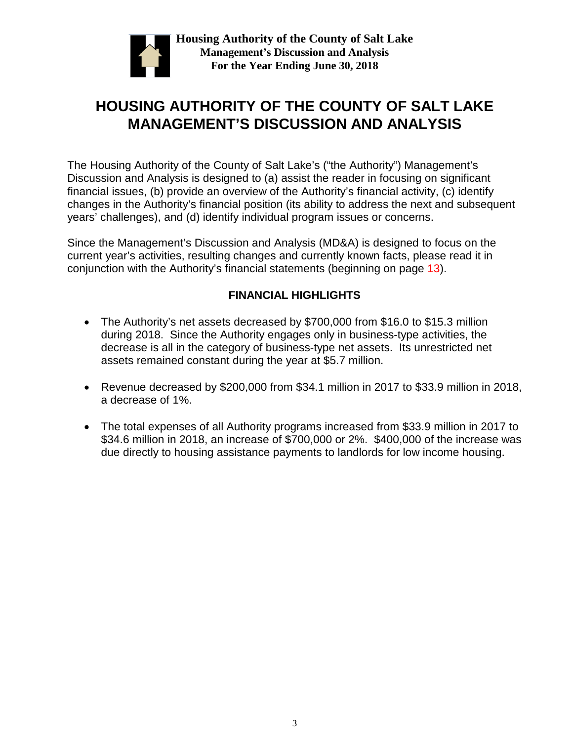# HOUSING AUTHORITY OF THE COUNTY OF SALT LAKE MANAGEMENT'S DISCUSSION AND ANALYSIS

The Housing Authority of the County of Salt Lake's ("the Authority") Management's Discussion and Analysis is designed to (a) assist the reader in focusing on significant financial issues, (b) provide an overview of the Authority's financial activity, (c) identify changes in the Authority's financial position (its ability to address the next and subsequent years' challenges), and (d) identify individual program issues or concerns.

Since the Management's Discussion and Analysis (MD&A) is designed to focus on the current year's activities, resulting changes and currently known facts, please read it in conjunction with the Authority's financial statements (beginning on page 13).

## FINANCIAL HIGHLIGHTS

- The Authority's net assets decreased by $700,000 from $16.0 to $15.3 million during 2018. Since the Authority engages only in business-type activities, the decrease is all in the category of business-type net assets. Its unrestricted net assets remained constant during the year at $5.7 million.

- Revenue decreased by $200,000 from $34.1 million in 2017 to $33.9 million in 2018, a decrease of 1%.

- The total expenses of all Authority programs increased from $33.9 million in 2017 to $34.6 million in 2018, an increase of $700,000 or 2%. $400,000 of the increase was due directly to housing assistance payments to landlords for low income housing.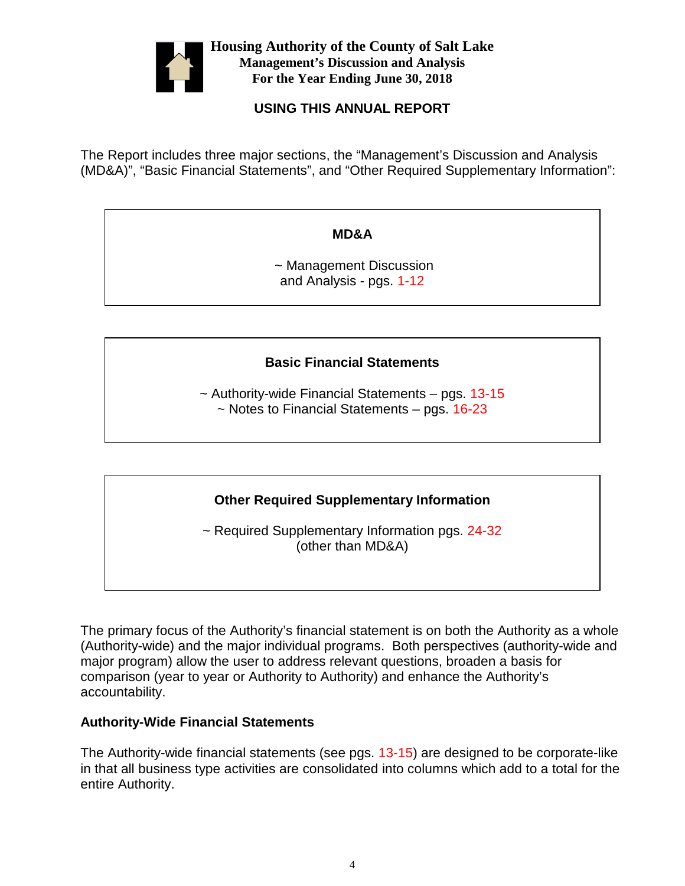**Housing Authority of the County of Salt Lake**
**Management's Discussion and Analysis**
**For the Year Ending June 30, 2018**

## USING THIS ANNUAL REPORT

The Report includes three major sections, the "Management's Discussion and Analysis (MD&A)", "Basic Financial Statements", and "Other Required Supplementary Information":

**MD&A**

~ Management Discussion and Analysis - pgs. 1-12

**Basic Financial Statements**

~ Authority-wide Financial Statements – pgs. 13-15
~ Notes to Financial Statements – pgs. 16-23

**Other Required Supplementary Information**

~ Required Supplementary Information pgs. 24-32
(other than MD&A)

The primary focus of the Authority's financial statement is on both the Authority as a whole (Authority-wide) and the major individual programs. Both perspectives (authority-wide and major program) allow the user to address relevant questions, broaden a basis for comparison (year to year or Authority to Authority) and enhance the Authority's accountability.

**Authority-Wide Financial Statements**

The Authority-wide financial statements (see pgs. 13-15) are designed to be corporate-like in that all business type activities are consolidated into columns which add to a total for the entire Authority.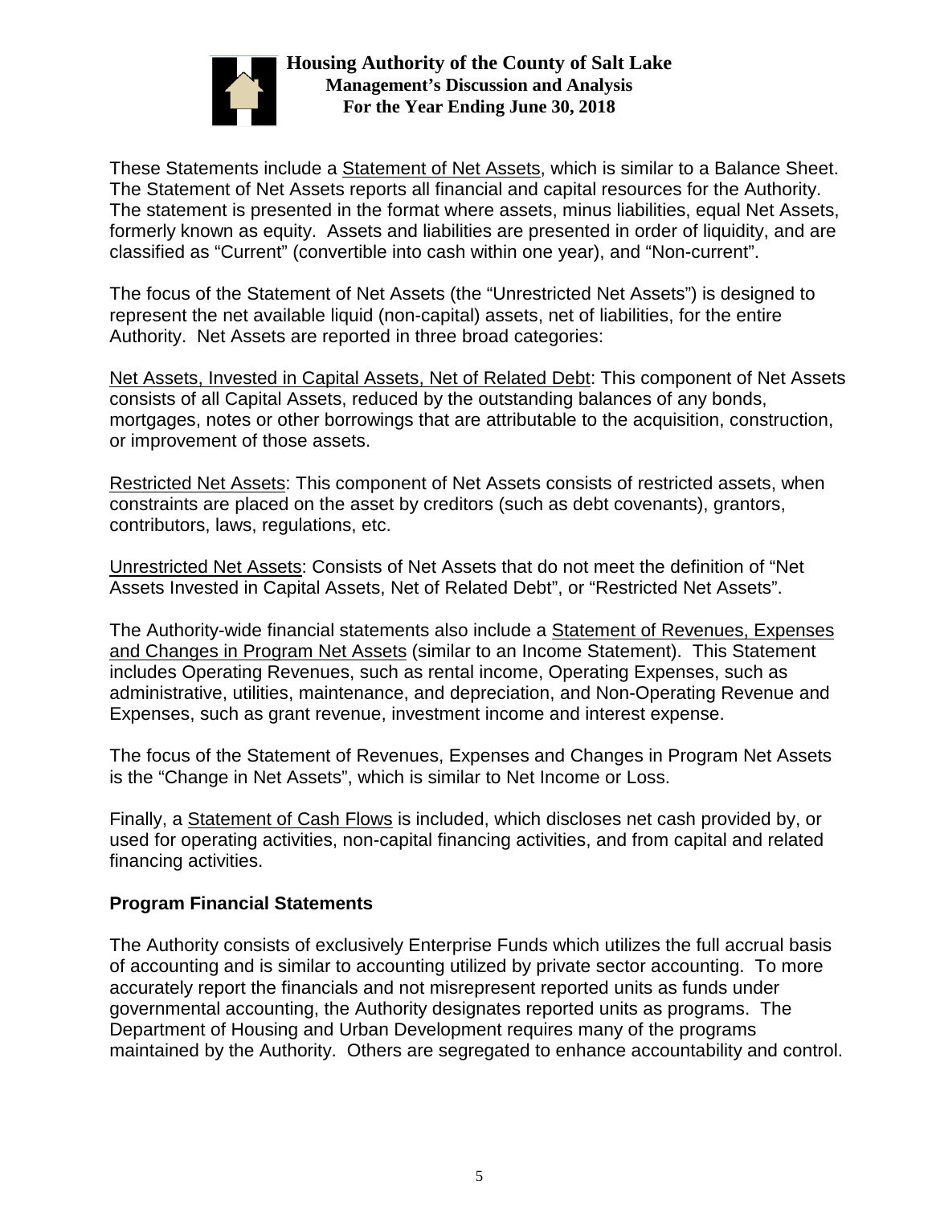These Statements include a Statement of Net Assets, which is similar to a Balance Sheet. The Statement of Net Assets reports all financial and capital resources for the Authority. The statement is presented in the format where assets, minus liabilities, equal Net Assets, formerly known as equity. Assets and liabilities are presented in order of liquidity, and are classified as "Current" (convertible into cash within one year), and "Non-current".

The focus of the Statement of Net Assets (the "Unrestricted Net Assets") is designed to represent the net available liquid (non-capital) assets, net of liabilities, for the entire Authority. Net Assets are reported in three broad categories:

Net Assets, Invested in Capital Assets, Net of Related Debt: This component of Net Assets consists of all Capital Assets, reduced by the outstanding balances of any bonds, mortgages, notes or other borrowings that are attributable to the acquisition, construction, or improvement of those assets.

Restricted Net Assets: This component of Net Assets consists of restricted assets, when constraints are placed on the asset by creditors (such as debt covenants), grantors, contributors, laws, regulations, etc.

Unrestricted Net Assets: Consists of Net Assets that do not meet the definition of "Net Assets Invested in Capital Assets, Net of Related Debt", or "Restricted Net Assets".

The Authority-wide financial statements also include a Statement of Revenues, Expenses and Changes in Program Net Assets (similar to an Income Statement). This Statement includes Operating Revenues, such as rental income, Operating Expenses, such as administrative, utilities, maintenance, and depreciation, and Non-Operating Revenue and Expenses, such as grant revenue, investment income and interest expense.

The focus of the Statement of Revenues, Expenses and Changes in Program Net Assets is the "Change in Net Assets", which is similar to Net Income or Loss.

Finally, a Statement of Cash Flows is included, which discloses net cash provided by, or used for operating activities, non-capital financing activities, and from capital and related financing activities.

**Program Financial Statements**

The Authority consists of exclusively Enterprise Funds which utilizes the full accrual basis of accounting and is similar to accounting utilized by private sector accounting. To more accurately report the financials and not misrepresent reported units as funds under governmental accounting, the Authority designates reported units as programs. The Department of Housing and Urban Development requires many of the programs maintained by the Authority. Others are segregated to enhance accountability and control.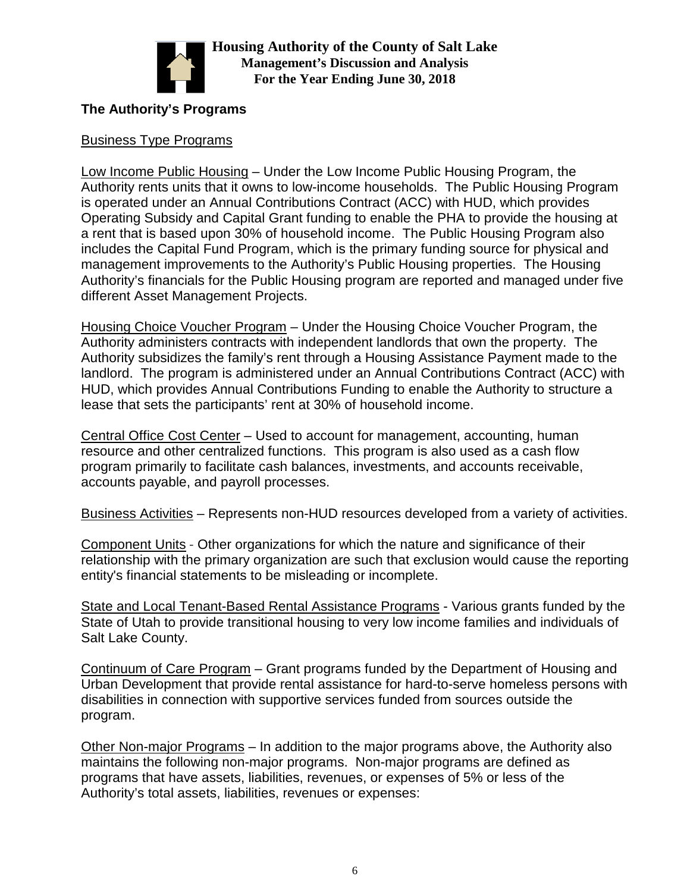## The Authority's Programs

Business Type Programs

Low Income Public Housing – Under the Low Income Public Housing Program, the Authority rents units that it owns to low-income households. The Public Housing Program is operated under an Annual Contributions Contract (ACC) with HUD, which provides Operating Subsidy and Capital Grant funding to enable the PHA to provide the housing at a rent that is based upon 30% of household income. The Public Housing Program also includes the Capital Fund Program, which is the primary funding source for physical and management improvements to the Authority's Public Housing properties. The Housing Authority's financials for the Public Housing program are reported and managed under five different Asset Management Projects.

Housing Choice Voucher Program – Under the Housing Choice Voucher Program, the Authority administers contracts with independent landlords that own the property. The Authority subsidizes the family's rent through a Housing Assistance Payment made to the landlord. The program is administered under an Annual Contributions Contract (ACC) with HUD, which provides Annual Contributions Funding to enable the Authority to structure a lease that sets the participants' rent at 30% of household income.

Central Office Cost Center – Used to account for management, accounting, human resource and other centralized functions. This program is also used as a cash flow program primarily to facilitate cash balances, investments, and accounts receivable, accounts payable, and payroll processes.

Business Activities – Represents non-HUD resources developed from a variety of activities.

Component Units - Other organizations for which the nature and significance of their relationship with the primary organization are such that exclusion would cause the reporting entity's financial statements to be misleading or incomplete.

State and Local Tenant-Based Rental Assistance Programs - Various grants funded by the State of Utah to provide transitional housing to very low income families and individuals of Salt Lake County.

Continuum of Care Program – Grant programs funded by the Department of Housing and Urban Development that provide rental assistance for hard-to-serve homeless persons with disabilities in connection with supportive services funded from sources outside the program.

Other Non-major Programs – In addition to the major programs above, the Authority also maintains the following non-major programs. Non-major programs are defined as programs that have assets, liabilities, revenues, or expenses of 5% or less of the Authority's total assets, liabilities, revenues or expenses: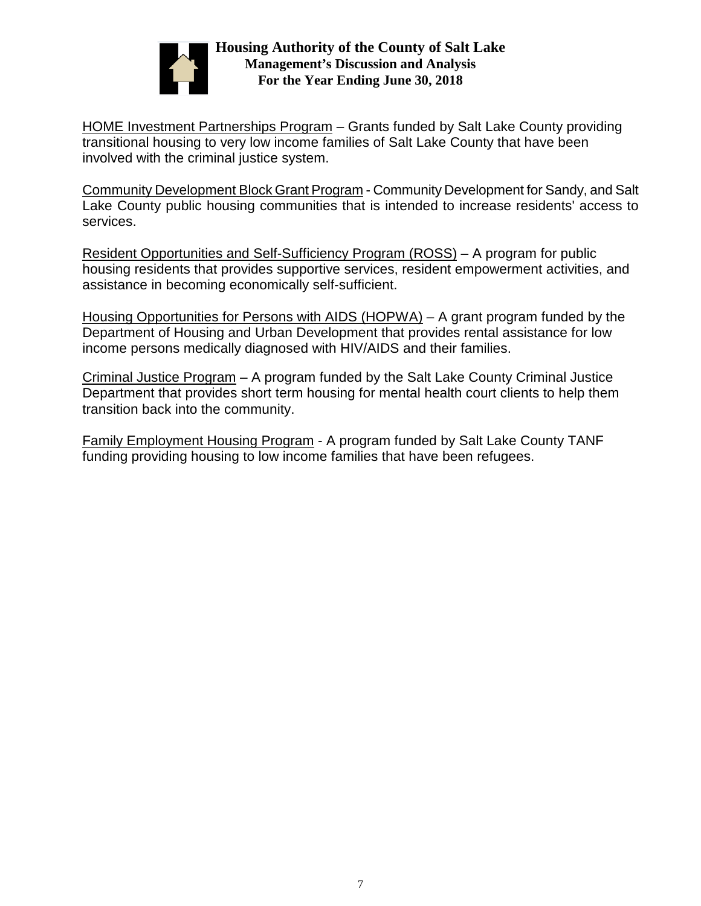HOME Investment Partnerships Program – Grants funded by Salt Lake County providing transitional housing to very low income families of Salt Lake County that have been involved with the criminal justice system.

Community Development Block Grant Program - Community Development for Sandy, and Salt Lake County public housing communities that is intended to increase residents' access to services.

Resident Opportunities and Self-Sufficiency Program (ROSS) – A program for public housing residents that provides supportive services, resident empowerment activities, and assistance in becoming economically self-sufficient.

Housing Opportunities for Persons with AIDS (HOPWA) – A grant program funded by the Department of Housing and Urban Development that provides rental assistance for low income persons medically diagnosed with HIV/AIDS and their families.

Criminal Justice Program – A program funded by the Salt Lake County Criminal Justice Department that provides short term housing for mental health court clients to help them transition back into the community.

Family Employment Housing Program - A program funded by Salt Lake County TANF funding providing housing to low income families that have been refugees.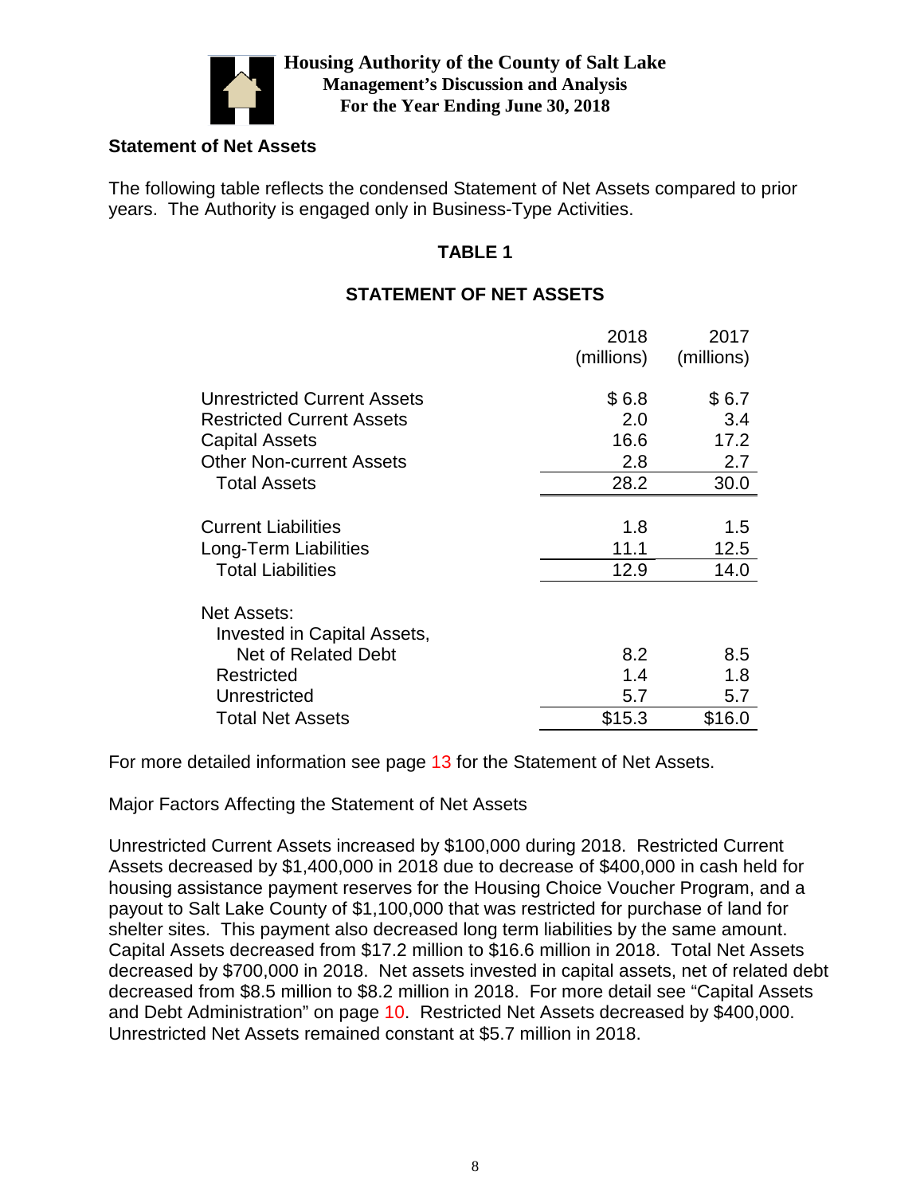## Statement of Net Assets

The following table reflects the condensed Statement of Net Assets compared to prior years. The Authority is engaged only in Business-Type Activities.

**TABLE 1**

**STATEMENT OF NET ASSETS**

| | 2018 (millions) | 2017 (millions) |
|---|---|---|
| Unrestricted Current Assets | $ 6.8 | $ 6.7 |
| Restricted Current Assets | 2.0 | 3.4 |
| Capital Assets | 16.6 | 17.2 |
| Other Non-current Assets | 2.8 | 2.7 |
| Total Assets | 28.2 | 30.0 |
| Current Liabilities | 1.8 | 1.5 |
| Long-Term Liabilities | 11.1 | 12.5 |
| Total Liabilities | 12.9 | 14.0 |
| Net Assets: | | |
| Invested in Capital Assets, Net of Related Debt | 8.2 | 8.5 |
| Restricted | 1.4 | 1.8 |
| Unrestricted | 5.7 | 5.7 |
| Total Net Assets | $15.3 | $16.0 |

For more detailed information see page 13 for the Statement of Net Assets.

Major Factors Affecting the Statement of Net Assets

Unrestricted Current Assets increased by $100,000 during 2018. Restricted Current Assets decreased by $1,400,000 in 2018 due to decrease of $400,000 in cash held for housing assistance payment reserves for the Housing Choice Voucher Program, and a payout to Salt Lake County of $1,100,000 that was restricted for purchase of land for shelter sites. This payment also decreased long term liabilities by the same amount. Capital Assets decreased from $17.2 million to $16.6 million in 2018. Total Net Assets decreased by $700,000 in 2018. Net assets invested in capital assets, net of related debt decreased from $8.5 million to $8.2 million in 2018. For more detail see "Capital Assets and Debt Administration" on page 10. Restricted Net Assets decreased by $400,000. Unrestricted Net Assets remained constant at $5.7 million in 2018.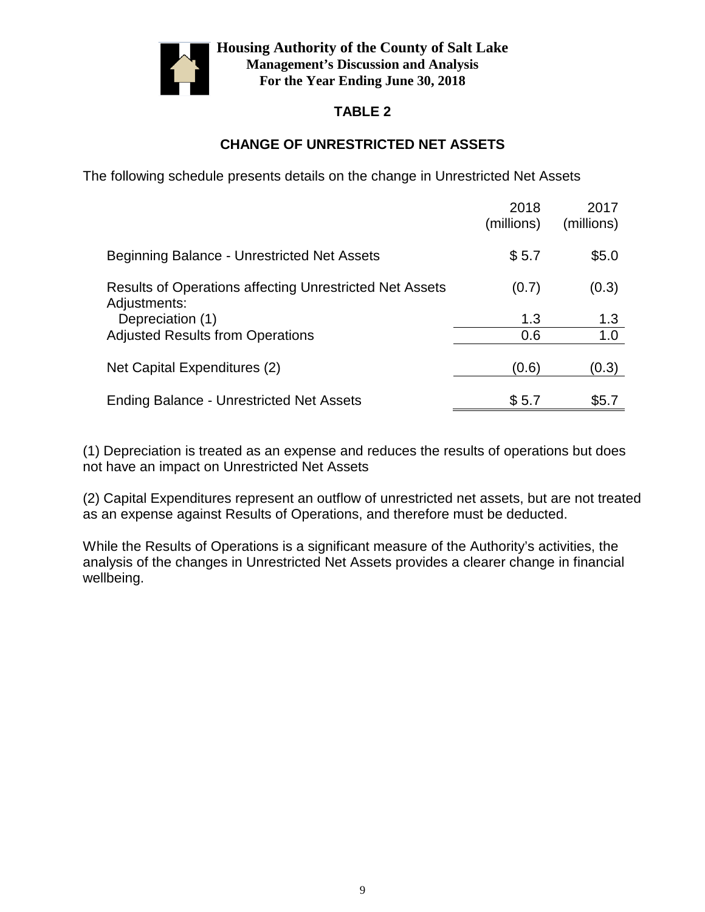## TABLE 2

## CHANGE OF UNRESTRICTED NET ASSETS

The following schedule presents details on the change in Unrestricted Net Assets

| | 2018 (millions) | 2017 (millions) |
|---|---|---|
| Beginning Balance - Unrestricted Net Assets | $ 5.7 | $5.0 |
| Results of Operations affecting Unrestricted Net Assets | (0.7) | (0.3) |
| Adjustments: | | |
| Depreciation (1) | 1.3 | 1.3 |
| Adjusted Results from Operations | 0.6 | 1.0 |
| Net Capital Expenditures (2) | (0.6) | (0.3) |
| Ending Balance - Unrestricted Net Assets | $ 5.7 | $5.7 |

(1) Depreciation is treated as an expense and reduces the results of operations but does not have an impact on Unrestricted Net Assets

(2) Capital Expenditures represent an outflow of unrestricted net assets, but are not treated as an expense against Results of Operations, and therefore must be deducted.

While the Results of Operations is a significant measure of the Authority's activities, the analysis of the changes in Unrestricted Net Assets provides a clearer change in financial wellbeing.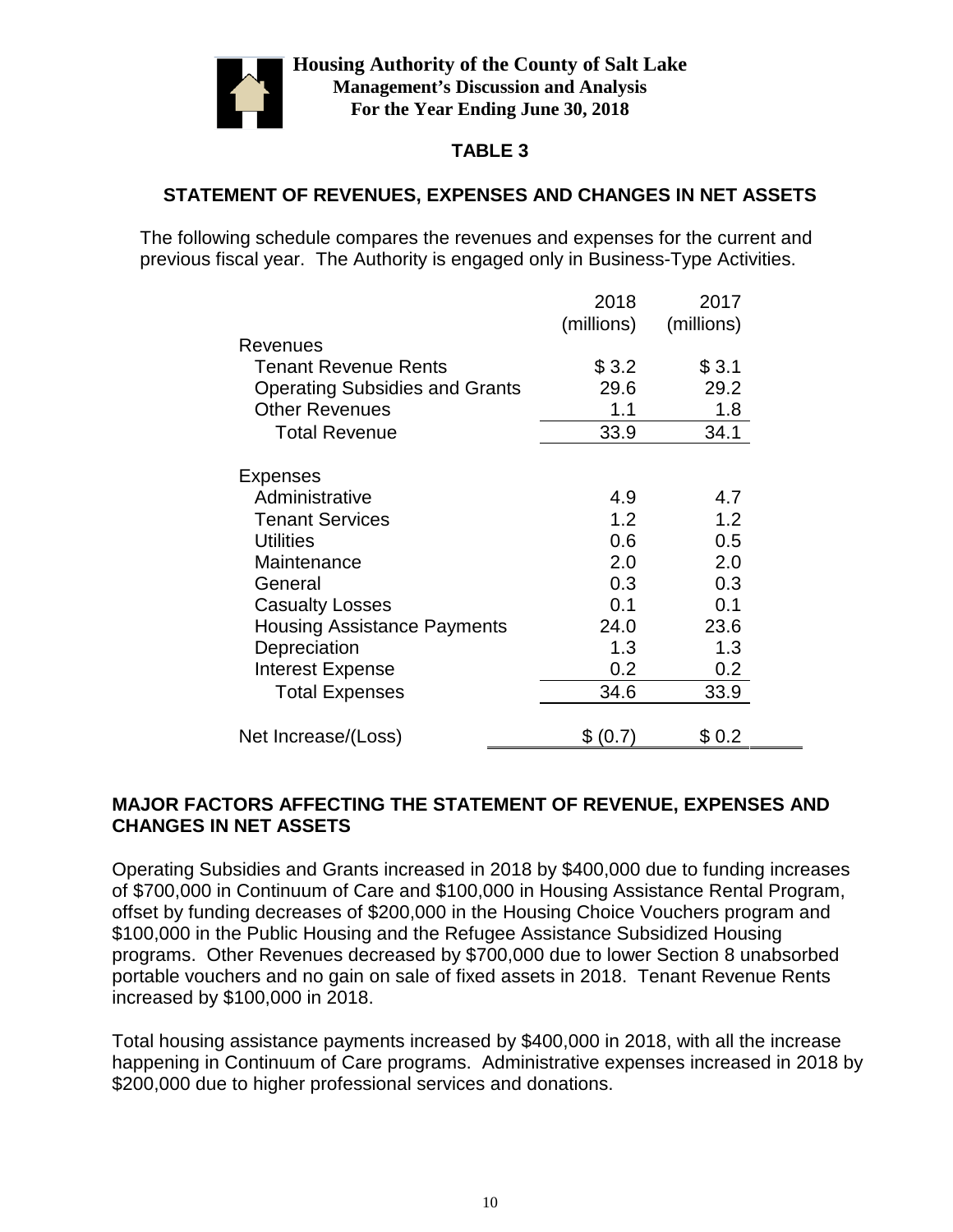## TABLE 3

## STATEMENT OF REVENUES, EXPENSES AND CHANGES IN NET ASSETS

The following schedule compares the revenues and expenses for the current and previous fiscal year. The Authority is engaged only in Business-Type Activities.

| | 2018 (millions) | 2017 (millions) |
|---|---|---|
| **Revenues** | | |
| Tenant Revenue Rents | $ 3.2 | $ 3.1 |
| Operating Subsidies and Grants | 29.6 | 29.2 |
| Other Revenues | 1.1 | 1.8 |
| Total Revenue | 33.9 | 34.1 |
| **Expenses** | | |
| Administrative | 4.9 | 4.7 |
| Tenant Services | 1.2 | 1.2 |
| Utilities | 0.6 | 0.5 |
| Maintenance | 2.0 | 2.0 |
| General | 0.3 | 0.3 |
| Casualty Losses | 0.1 | 0.1 |
| Housing Assistance Payments | 24.0 | 23.6 |
| Depreciation | 1.3 | 1.3 |
| Interest Expense | 0.2 | 0.2 |
| Total Expenses | 34.6 | 33.9 |
| Net Increase/(Loss) | $ (0.7) | $ 0.2 |

## MAJOR FACTORS AFFECTING THE STATEMENT OF REVENUE, EXPENSES AND CHANGES IN NET ASSETS

Operating Subsidies and Grants increased in 2018 by $400,000 due to funding increases of $700,000 in Continuum of Care and $100,000 in Housing Assistance Rental Program, offset by funding decreases of $200,000 in the Housing Choice Vouchers program and $100,000 in the Public Housing and the Refugee Assistance Subsidized Housing programs. Other Revenues decreased by $700,000 due to lower Section 8 unabsorbed portable vouchers and no gain on sale of fixed assets in 2018. Tenant Revenue Rents increased by $100,000 in 2018.

Total housing assistance payments increased by $400,000 in 2018, with all the increase happening in Continuum of Care programs. Administrative expenses increased in 2018 by $200,000 due to higher professional services and donations.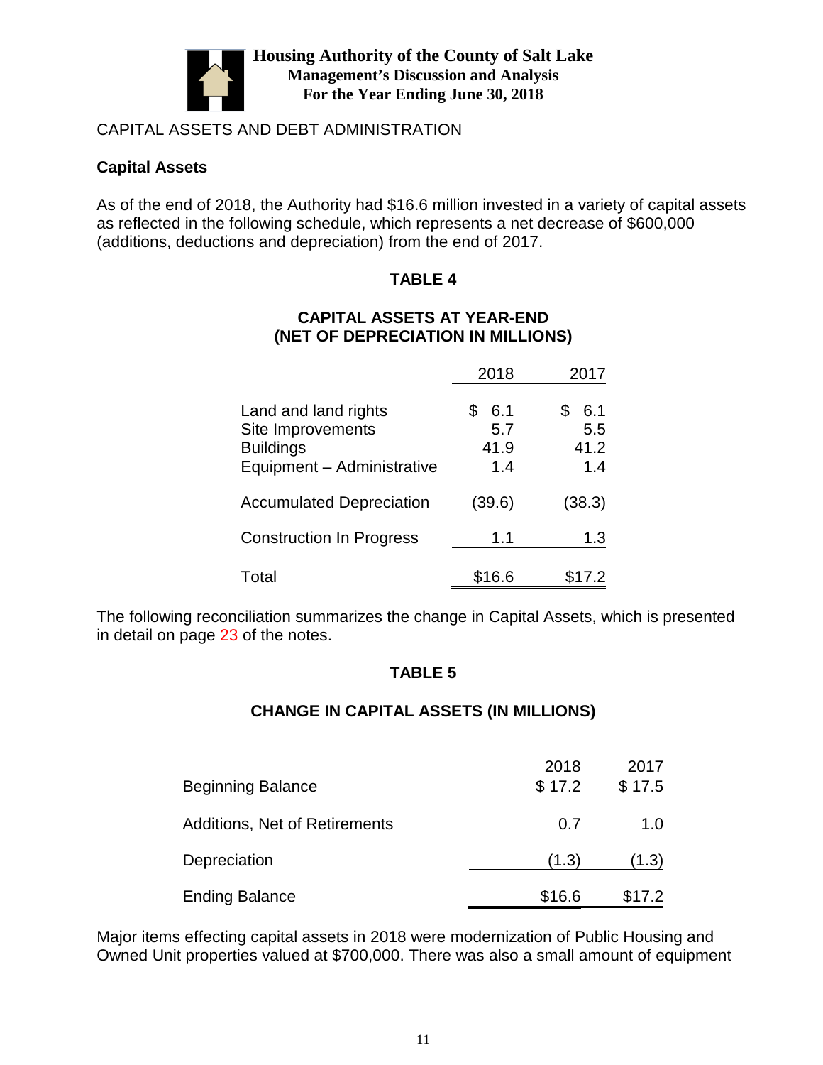CAPITAL ASSETS AND DEBT ADMINISTRATION

## Capital Assets

As of the end of 2018, the Authority had $16.6 million invested in a variety of capital assets as reflected in the following schedule, which represents a net decrease of $600,000 (additions, deductions and depreciation) from the end of 2017.

### TABLE 4

### CAPITAL ASSETS AT YEAR-END (NET OF DEPRECIATION IN MILLIONS)

| | 2018 | 2017 |
|---|---|---|
| Land and land rights | $ 6.1 | $ 6.1 |
| Site Improvements | 5.7 | 5.5 |
| Buildings | 41.9 | 41.2 |
| Equipment – Administrative | 1.4 | 1.4 |
| Accumulated Depreciation | (39.6) | (38.3) |
| Construction In Progress | 1.1 | 1.3 |
| Total | $16.6 | $17.2 |

The following reconciliation summarizes the change in Capital Assets, which is presented in detail on page 23 of the notes.

### TABLE 5

### CHANGE IN CAPITAL ASSETS (IN MILLIONS)

| | 2018 | 2017 |
|---|---|---|
| Beginning Balance | $ 17.2 | $ 17.5 |
| Additions, Net of Retirements | 0.7 | 1.0 |
| Depreciation | (1.3) | (1.3) |
| Ending Balance | $16.6 | $17.2 |

Major items effecting capital assets in 2018 were modernization of Public Housing and Owned Unit properties valued at $700,000. There was also a small amount of equipment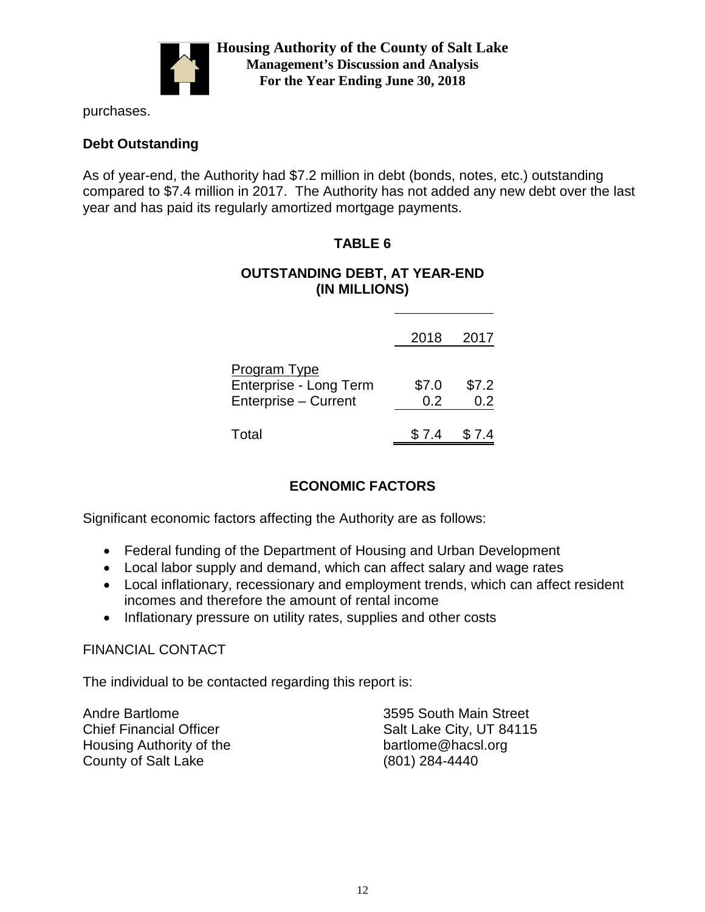purchases.

**Debt Outstanding**

As of year-end, the Authority had $7.2 million in debt (bonds, notes, etc.) outstanding compared to $7.4 million in 2017. The Authority has not added any new debt over the last year and has paid its regularly amortized mortgage payments.

**TABLE 6**

**OUTSTANDING DEBT, AT YEAR-END**
**(IN MILLIONS)**

| | 2018 | 2017 |
|---|---|---|
| Program Type | | |
| Enterprise - Long Term | $7.0 | $7.2 |
| Enterprise – Current | 0.2 | 0.2 |
| Total | $ 7.4 | $ 7.4 |

## ECONOMIC FACTORS

Significant economic factors affecting the Authority are as follows:

- Federal funding of the Department of Housing and Urban Development
- Local labor supply and demand, which can affect salary and wage rates
- Local inflationary, recessionary and employment trends, which can affect resident incomes and therefore the amount of rental income
- Inflationary pressure on utility rates, supplies and other costs

FINANCIAL CONTACT

The individual to be contacted regarding this report is:

Andre Bartlome
Chief Financial Officer
Housing Authority of the
County of Salt Lake

3595 South Main Street
Salt Lake City, UT 84115
bartlome@hacsl.org
(801) 284-4440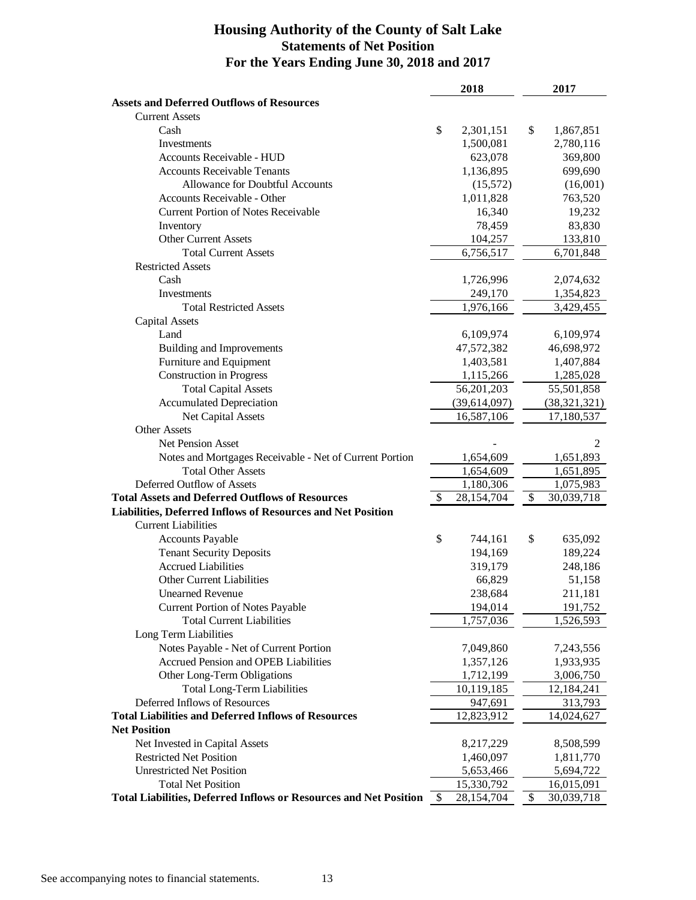# Housing Authority of the County of Salt Lake
## Statements of Net Position
## For the Years Ending June 30, 2018 and 2017

| | 2018 | 2017 |
|---|---|---|
| **Assets and Deferred Outflows of Resources** | | |
| Current Assets | | |
| Cash | $ 2,301,151 | $ 1,867,851 |
| Investments | 1,500,081 | 2,780,116 |
| Accounts Receivable - HUD | 623,078 | 369,800 |
| Accounts Receivable Tenants | 1,136,895 | 699,690 |
| Allowance for Doubtful Accounts | (15,572) | (16,001) |
| Accounts Receivable - Other | 1,011,828 | 763,520 |
| Current Portion of Notes Receivable | 16,340 | 19,232 |
| Inventory | 78,459 | 83,830 |
| Other Current Assets | 104,257 | 133,810 |
| Total Current Assets | 6,756,517 | 6,701,848 |
| Restricted Assets | | |
| Cash | 1,726,996 | 2,074,632 |
| Investments | 249,170 | 1,354,823 |
| Total Restricted Assets | 1,976,166 | 3,429,455 |
| Capital Assets | | |
| Land | 6,109,974 | 6,109,974 |
| Building and Improvements | 47,572,382 | 46,698,972 |
| Furniture and Equipment | 1,403,581 | 1,407,884 |
| Construction in Progress | 1,115,266 | 1,285,028 |
| Total Capital Assets | 56,201,203 | 55,501,858 |
| Accumulated Depreciation | (39,614,097) | (38,321,321) |
| Net Capital Assets | 16,587,106 | 17,180,537 |
| Other Assets | | |
| Net Pension Asset | - | 2 |
| Notes and Mortgages Receivable - Net of Current Portion | 1,654,609 | 1,651,893 |
| Total Other Assets | 1,654,609 | 1,651,895 |
| Deferred Outflow of Assets | 1,180,306 | 1,075,983 |
| **Total Assets and Deferred Outflows of Resources** | $ 28,154,704 | $ 30,039,718 |
| **Liabilities, Deferred Inflows of Resources and Net Position** | | |
| Current Liabilities | | |
| Accounts Payable | $ 744,161 | $ 635,092 |
| Tenant Security Deposits | 194,169 | 189,224 |
| Accrued Liabilities | 319,179 | 248,186 |
| Other Current Liabilities | 66,829 | 51,158 |
| Unearned Revenue | 238,684 | 211,181 |
| Current Portion of Notes Payable | 194,014 | 191,752 |
| Total Current Liabilities | 1,757,036 | 1,526,593 |
| Long Term Liabilities | | |
| Notes Payable - Net of Current Portion | 7,049,860 | 7,243,556 |
| Accrued Pension and OPEB Liabilities | 1,357,126 | 1,933,935 |
| Other Long-Term Obligations | 1,712,199 | 3,006,750 |
| Total Long-Term Liabilities | 10,119,185 | 12,184,241 |
| Deferred Inflows of Resources | 947,691 | 313,793 |
| **Total Liabilities and Deferred Inflows of Resources** | 12,823,912 | 14,024,627 |
| **Net Position** | | |
| Net Invested in Capital Assets | 8,217,229 | 8,508,599 |
| Restricted Net Position | 1,460,097 | 1,811,770 |
| Unrestricted Net Position | 5,653,466 | 5,694,722 |
| Total Net Position | 15,330,792 | 16,015,091 |
| **Total Liabilities, Deferred Inflows or Resources and Net Position** | $ 28,154,704 | $ 30,039,718 |

See accompanying notes to financial statements.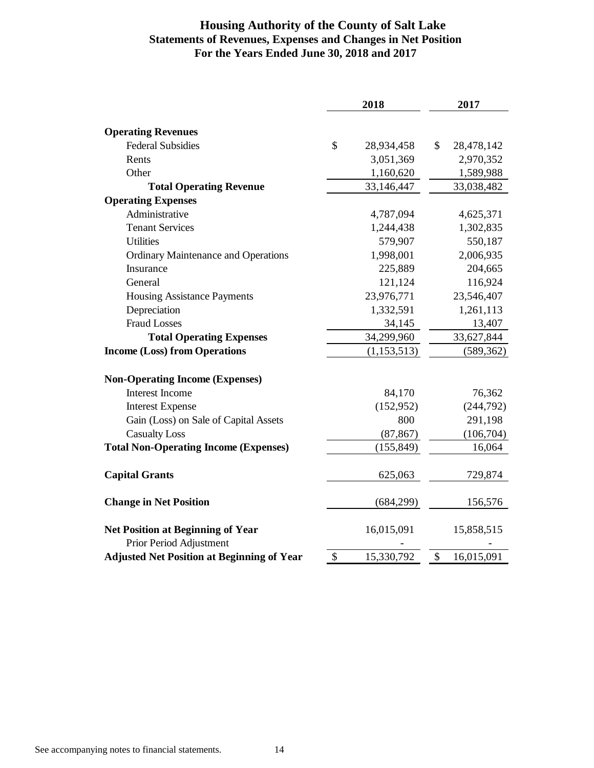# Housing Authority of the County of Salt Lake
## Statements of Revenues, Expenses and Changes in Net Position
### For the Years Ended June 30, 2018 and 2017

| | 2018 | 2017 |
|---|---|---|
| **Operating Revenues** | | |
| Federal Subsidies | $ 28,934,458 | $ 28,478,142 |
| Rents | 3,051,369 | 2,970,352 |
| Other | 1,160,620 | 1,589,988 |
| **Total Operating Revenue** | 33,146,447 | 33,038,482 |
| **Operating Expenses** | | |
| Administrative | 4,787,094 | 4,625,371 |
| Tenant Services | 1,244,438 | 1,302,835 |
| Utilities | 579,907 | 550,187 |
| Ordinary Maintenance and Operations | 1,998,001 | 2,006,935 |
| Insurance | 225,889 | 204,665 |
| General | 121,124 | 116,924 |
| Housing Assistance Payments | 23,976,771 | 23,546,407 |
| Depreciation | 1,332,591 | 1,261,113 |
| Fraud Losses | 34,145 | 13,407 |
| **Total Operating Expenses** | 34,299,960 | 33,627,844 |
| **Income (Loss) from Operations** | (1,153,513) | (589,362) |
| | | |
| **Non-Operating Income (Expenses)** | | |
| Interest Income | 84,170 | 76,362 |
| Interest Expense | (152,952) | (244,792) |
| Gain (Loss) on Sale of Capital Assets | 800 | 291,198 |
| Casualty Loss | (87,867) | (106,704) |
| **Total Non-Operating Income (Expenses)** | (155,849) | 16,064 |
| | | |
| **Capital Grants** | 625,063 | 729,874 |
| | | |
| **Change in Net Position** | (684,299) | 156,576 |
| | | |
| **Net Position at Beginning of Year** | 16,015,091 | 15,858,515 |
| Prior Period Adjustment | - | - |
| **Adjusted Net Position at Beginning of Year** | $ 15,330,792 | $ 16,015,091 |

See accompanying notes to financial statements.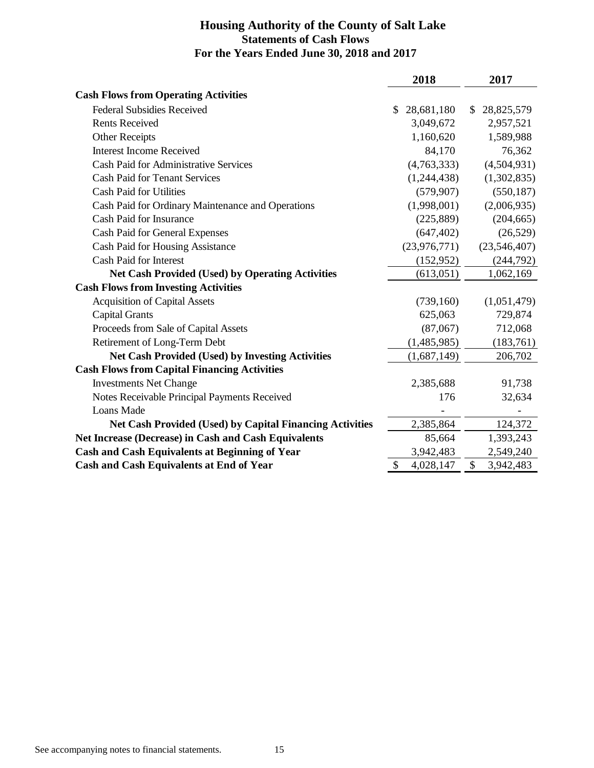# Housing Authority of the County of Salt Lake
## Statements of Cash Flows
## For the Years Ended June 30, 2018 and 2017

| | 2018 | 2017 |
|---|---|---|
| **Cash Flows from Operating Activities** | | |
| Federal Subsidies Received | $ 28,681,180 | $ 28,825,579 |
| Rents Received | 3,049,672 | 2,957,521 |
| Other Receipts | 1,160,620 | 1,589,988 |
| Interest Income Received | 84,170 | 76,362 |
| Cash Paid for Administrative Services | (4,763,333) | (4,504,931) |
| Cash Paid for Tenant Services | (1,244,438) | (1,302,835) |
| Cash Paid for Utilities | (579,907) | (550,187) |
| Cash Paid for Ordinary Maintenance and Operations | (1,998,001) | (2,006,935) |
| Cash Paid for Insurance | (225,889) | (204,665) |
| Cash Paid for General Expenses | (647,402) | (26,529) |
| Cash Paid for Housing Assistance | (23,976,771) | (23,546,407) |
| Cash Paid for Interest | (152,952) | (244,792) |
| **Net Cash Provided (Used) by Operating Activities** | (613,051) | 1,062,169 |
| **Cash Flows from Investing Activities** | | |
| Acquisition of Capital Assets | (739,160) | (1,051,479) |
| Capital Grants | 625,063 | 729,874 |
| Proceeds from Sale of Capital Assets | (87,067) | 712,068 |
| Retirement of Long-Term Debt | (1,485,985) | (183,761) |
| **Net Cash Provided (Used) by Investing Activities** | (1,687,149) | 206,702 |
| **Cash Flows from Capital Financing Activities** | | |
| Investments Net Change | 2,385,688 | 91,738 |
| Notes Receivable Principal Payments Received | 176 | 32,634 |
| Loans Made | - | - |
| **Net Cash Provided (Used) by Capital Financing Activities** | 2,385,864 | 124,372 |
| **Net Increase (Decrease) in Cash and Cash Equivalents** | 85,664 | 1,393,243 |
| **Cash and Cash Equivalents at Beginning of Year** | 3,942,483 | 2,549,240 |
| **Cash and Cash Equivalents at End of Year** | $ 4,028,147 | $ 3,942,483 |

See accompanying notes to financial statements.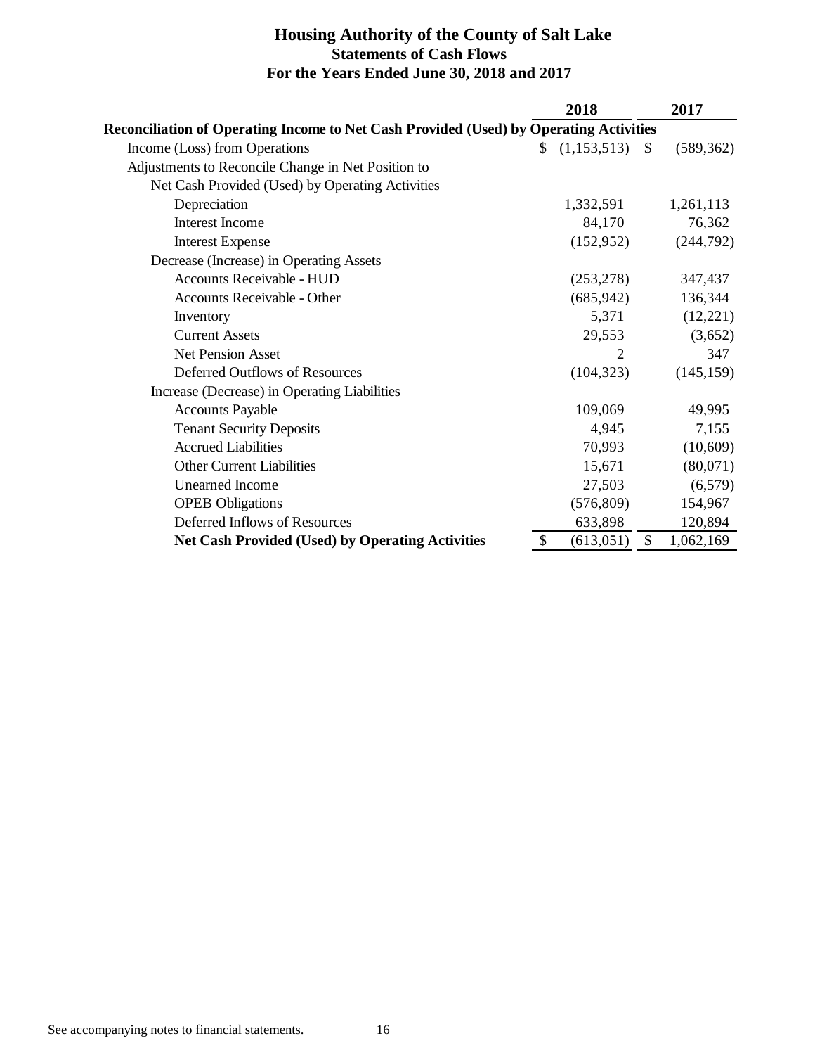# Housing Authority of the County of Salt Lake
## Statements of Cash Flows
## For the Years Ended June 30, 2018 and 2017

| | 2018 | 2017 |
|---|---|---|
| **Reconciliation of Operating Income to Net Cash Provided (Used) by Operating Activities** | | |
| Income (Loss) from Operations | $ (1,153,513) | $ (589,362) |
| Adjustments to Reconcile Change in Net Position to | | |
| Net Cash Provided (Used) by Operating Activities | | |
| Depreciation | 1,332,591 | 1,261,113 |
| Interest Income | 84,170 | 76,362 |
| Interest Expense | (152,952) | (244,792) |
| Decrease (Increase) in Operating Assets | | |
| Accounts Receivable - HUD | (253,278) | 347,437 |
| Accounts Receivable - Other | (685,942) | 136,344 |
| Inventory | 5,371 | (12,221) |
| Current Assets | 29,553 | (3,652) |
| Net Pension Asset | 2 | 347 |
| Deferred Outflows of Resources | (104,323) | (145,159) |
| Increase (Decrease) in Operating Liabilities | | |
| Accounts Payable | 109,069 | 49,995 |
| Tenant Security Deposits | 4,945 | 7,155 |
| Accrued Liabilities | 70,993 | (10,609) |
| Other Current Liabilities | 15,671 | (80,071) |
| Unearned Income | 27,503 | (6,579) |
| OPEB Obligations | (576,809) | 154,967 |
| Deferred Inflows of Resources | 633,898 | 120,894 |
| **Net Cash Provided (Used) by Operating Activities** | $ (613,051) | $ 1,062,169 |

See accompanying notes to financial statements.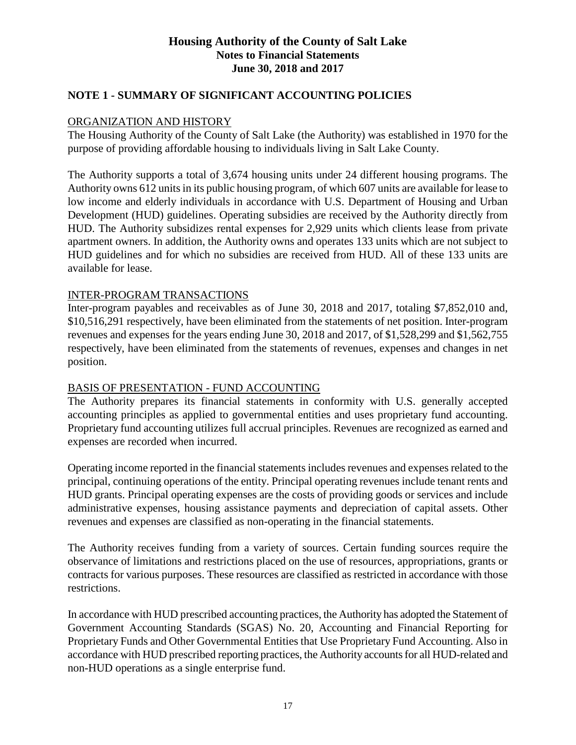# Housing Authority of the County of Salt Lake
## Notes to Financial Statements
## June 30, 2018 and 2017

## NOTE 1 - SUMMARY OF SIGNIFICANT ACCOUNTING POLICIES

### ORGANIZATION AND HISTORY

The Housing Authority of the County of Salt Lake (the Authority) was established in 1970 for the purpose of providing affordable housing to individuals living in Salt Lake County.

The Authority supports a total of 3,674 housing units under 24 different housing programs. The Authority owns 612 units in its public housing program, of which 607 units are available for lease to low income and elderly individuals in accordance with U.S. Department of Housing and Urban Development (HUD) guidelines. Operating subsidies are received by the Authority directly from HUD. The Authority subsidizes rental expenses for 2,929 units which clients lease from private apartment owners. In addition, the Authority owns and operates 133 units which are not subject to HUD guidelines and for which no subsidies are received from HUD. All of these 133 units are available for lease.

### INTER-PROGRAM TRANSACTIONS

Inter-program payables and receivables as of June 30, 2018 and 2017, totaling $7,852,010 and, $10,516,291 respectively, have been eliminated from the statements of net position. Inter-program revenues and expenses for the years ending June 30, 2018 and 2017, of $1,528,299 and $1,562,755 respectively, have been eliminated from the statements of revenues, expenses and changes in net position.

### BASIS OF PRESENTATION - FUND ACCOUNTING

The Authority prepares its financial statements in conformity with U.S. generally accepted accounting principles as applied to governmental entities and uses proprietary fund accounting. Proprietary fund accounting utilizes full accrual principles. Revenues are recognized as earned and expenses are recorded when incurred.

Operating income reported in the financial statements includes revenues and expenses related to the principal, continuing operations of the entity. Principal operating revenues include tenant rents and HUD grants. Principal operating expenses are the costs of providing goods or services and include administrative expenses, housing assistance payments and depreciation of capital assets. Other revenues and expenses are classified as non-operating in the financial statements.

The Authority receives funding from a variety of sources. Certain funding sources require the observance of limitations and restrictions placed on the use of resources, appropriations, grants or contracts for various purposes. These resources are classified as restricted in accordance with those restrictions.

In accordance with HUD prescribed accounting practices, the Authority has adopted the Statement of Government Accounting Standards (SGAS) No. 20, Accounting and Financial Reporting for Proprietary Funds and Other Governmental Entities that Use Proprietary Fund Accounting. Also in accordance with HUD prescribed reporting practices, the Authority accounts for all HUD-related and non-HUD operations as a single enterprise fund.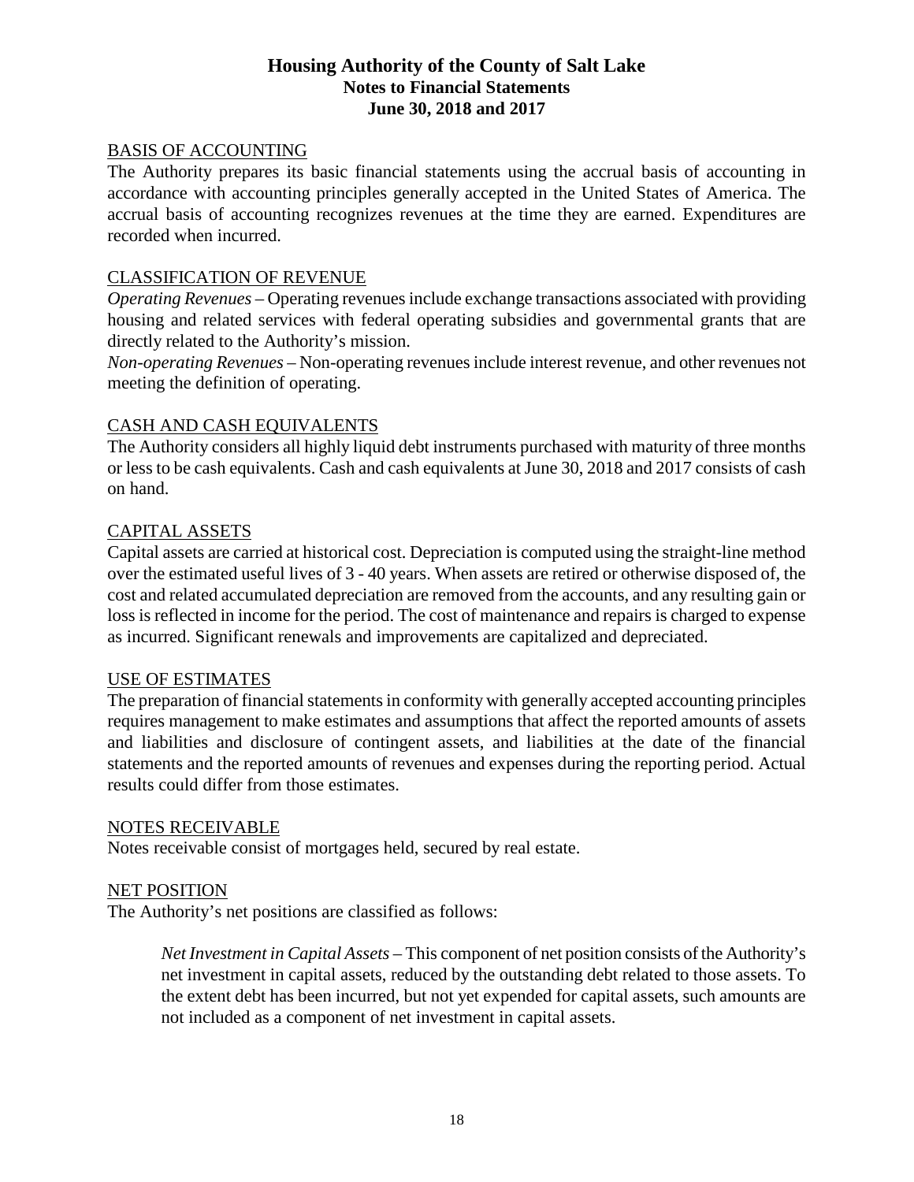## BASIS OF ACCOUNTING

The Authority prepares its basic financial statements using the accrual basis of accounting in accordance with accounting principles generally accepted in the United States of America. The accrual basis of accounting recognizes revenues at the time they are earned. Expenditures are recorded when incurred.

## CLASSIFICATION OF REVENUE

*Operating Revenues* – Operating revenues include exchange transactions associated with providing housing and related services with federal operating subsidies and governmental grants that are directly related to the Authority's mission.

*Non-operating Revenues* – Non-operating revenues include interest revenue, and other revenues not meeting the definition of operating.

## CASH AND CASH EQUIVALENTS

The Authority considers all highly liquid debt instruments purchased with maturity of three months or less to be cash equivalents. Cash and cash equivalents at June 30, 2018 and 2017 consists of cash on hand.

## CAPITAL ASSETS

Capital assets are carried at historical cost. Depreciation is computed using the straight-line method over the estimated useful lives of 3 - 40 years. When assets are retired or otherwise disposed of, the cost and related accumulated depreciation are removed from the accounts, and any resulting gain or loss is reflected in income for the period. The cost of maintenance and repairs is charged to expense as incurred. Significant renewals and improvements are capitalized and depreciated.

## USE OF ESTIMATES

The preparation of financial statements in conformity with generally accepted accounting principles requires management to make estimates and assumptions that affect the reported amounts of assets and liabilities and disclosure of contingent assets, and liabilities at the date of the financial statements and the reported amounts of revenues and expenses during the reporting period. Actual results could differ from those estimates.

## NOTES RECEIVABLE

Notes receivable consist of mortgages held, secured by real estate.

## NET POSITION

The Authority's net positions are classified as follows:

> *Net Investment in Capital Assets* – This component of net position consists of the Authority's net investment in capital assets, reduced by the outstanding debt related to those assets. To the extent debt has been incurred, but not yet expended for capital assets, such amounts are not included as a component of net investment in capital assets.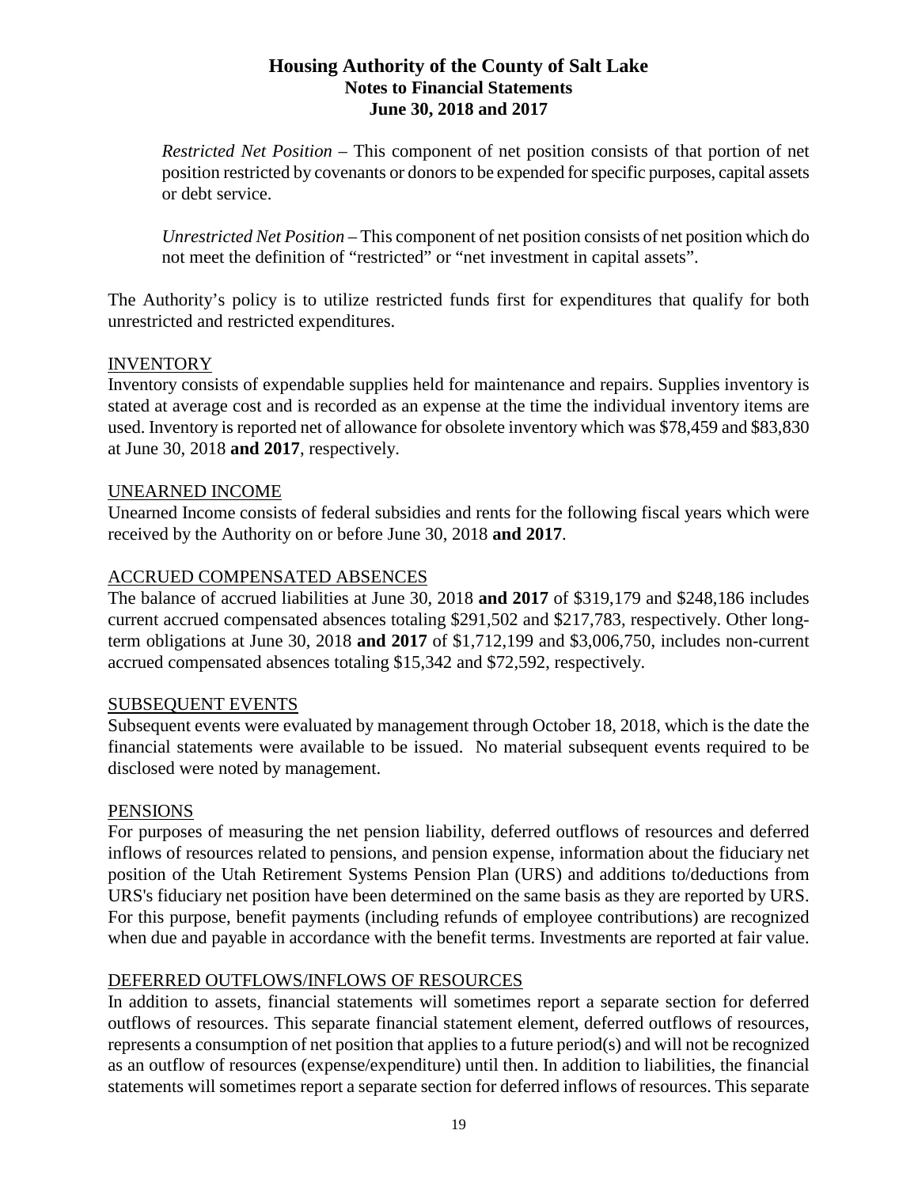*Restricted Net Position* – This component of net position consists of that portion of net position restricted by covenants or donors to be expended for specific purposes, capital assets or debt service.

*Unrestricted Net Position* – This component of net position consists of net position which do not meet the definition of "restricted" or "net investment in capital assets".

The Authority's policy is to utilize restricted funds first for expenditures that qualify for both unrestricted and restricted expenditures.

INVENTORY

Inventory consists of expendable supplies held for maintenance and repairs. Supplies inventory is stated at average cost and is recorded as an expense at the time the individual inventory items are used. Inventory is reported net of allowance for obsolete inventory which was $78,459 and $83,830 at June 30, 2018 **and 2017**, respectively.

UNEARNED INCOME

Unearned Income consists of federal subsidies and rents for the following fiscal years which were received by the Authority on or before June 30, 2018 **and 2017**.

ACCRUED COMPENSATED ABSENCES

The balance of accrued liabilities at June 30, 2018 **and 2017** of $319,179 and $248,186 includes current accrued compensated absences totaling $291,502 and $217,783, respectively. Other long-term obligations at June 30, 2018 **and 2017** of $1,712,199 and $3,006,750, includes non-current accrued compensated absences totaling $15,342 and $72,592, respectively.

SUBSEQUENT EVENTS

Subsequent events were evaluated by management through October 18, 2018, which is the date the financial statements were available to be issued. No material subsequent events required to be disclosed were noted by management.

PENSIONS

For purposes of measuring the net pension liability, deferred outflows of resources and deferred inflows of resources related to pensions, and pension expense, information about the fiduciary net position of the Utah Retirement Systems Pension Plan (URS) and additions to/deductions from URS's fiduciary net position have been determined on the same basis as they are reported by URS. For this purpose, benefit payments (including refunds of employee contributions) are recognized when due and payable in accordance with the benefit terms. Investments are reported at fair value.

DEFERRED OUTFLOWS/INFLOWS OF RESOURCES

In addition to assets, financial statements will sometimes report a separate section for deferred outflows of resources. This separate financial statement element, deferred outflows of resources, represents a consumption of net position that applies to a future period(s) and will not be recognized as an outflow of resources (expense/expenditure) until then. In addition to liabilities, the financial statements will sometimes report a separate section for deferred inflows of resources. This separate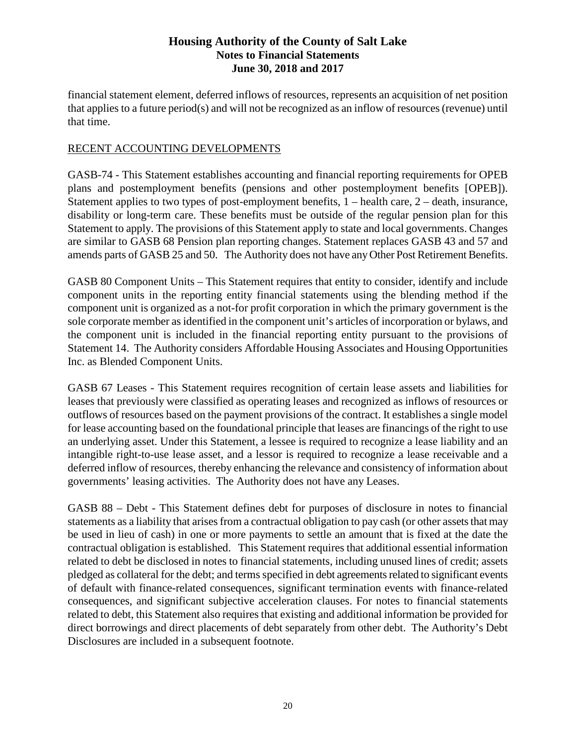financial statement element, deferred inflows of resources, represents an acquisition of net position that applies to a future period(s) and will not be recognized as an inflow of resources (revenue) until that time.

RECENT ACCOUNTING DEVELOPMENTS

GASB-74 - This Statement establishes accounting and financial reporting requirements for OPEB plans and postemployment benefits (pensions and other postemployment benefits [OPEB]). Statement applies to two types of post-employment benefits, 1 – health care, 2 – death, insurance, disability or long-term care. These benefits must be outside of the regular pension plan for this Statement to apply. The provisions of this Statement apply to state and local governments. Changes are similar to GASB 68 Pension plan reporting changes. Statement replaces GASB 43 and 57 and amends parts of GASB 25 and 50. The Authority does not have any Other Post Retirement Benefits.

GASB 80 Component Units – This Statement requires that entity to consider, identify and include component units in the reporting entity financial statements using the blending method if the component unit is organized as a not-for profit corporation in which the primary government is the sole corporate member as identified in the component unit's articles of incorporation or bylaws, and the component unit is included in the financial reporting entity pursuant to the provisions of Statement 14. The Authority considers Affordable Housing Associates and Housing Opportunities Inc. as Blended Component Units.

GASB 67 Leases - This Statement requires recognition of certain lease assets and liabilities for leases that previously were classified as operating leases and recognized as inflows of resources or outflows of resources based on the payment provisions of the contract. It establishes a single model for lease accounting based on the foundational principle that leases are financings of the right to use an underlying asset. Under this Statement, a lessee is required to recognize a lease liability and an intangible right-to-use lease asset, and a lessor is required to recognize a lease receivable and a deferred inflow of resources, thereby enhancing the relevance and consistency of information about governments' leasing activities. The Authority does not have any Leases.

GASB 88 – Debt - This Statement defines debt for purposes of disclosure in notes to financial statements as a liability that arises from a contractual obligation to pay cash (or other assets that may be used in lieu of cash) in one or more payments to settle an amount that is fixed at the date the contractual obligation is established. This Statement requires that additional essential information related to debt be disclosed in notes to financial statements, including unused lines of credit; assets pledged as collateral for the debt; and terms specified in debt agreements related to significant events of default with finance-related consequences, significant termination events with finance-related consequences, and significant subjective acceleration clauses. For notes to financial statements related to debt, this Statement also requires that existing and additional information be provided for direct borrowings and direct placements of debt separately from other debt. The Authority's Debt Disclosures are included in a subsequent footnote.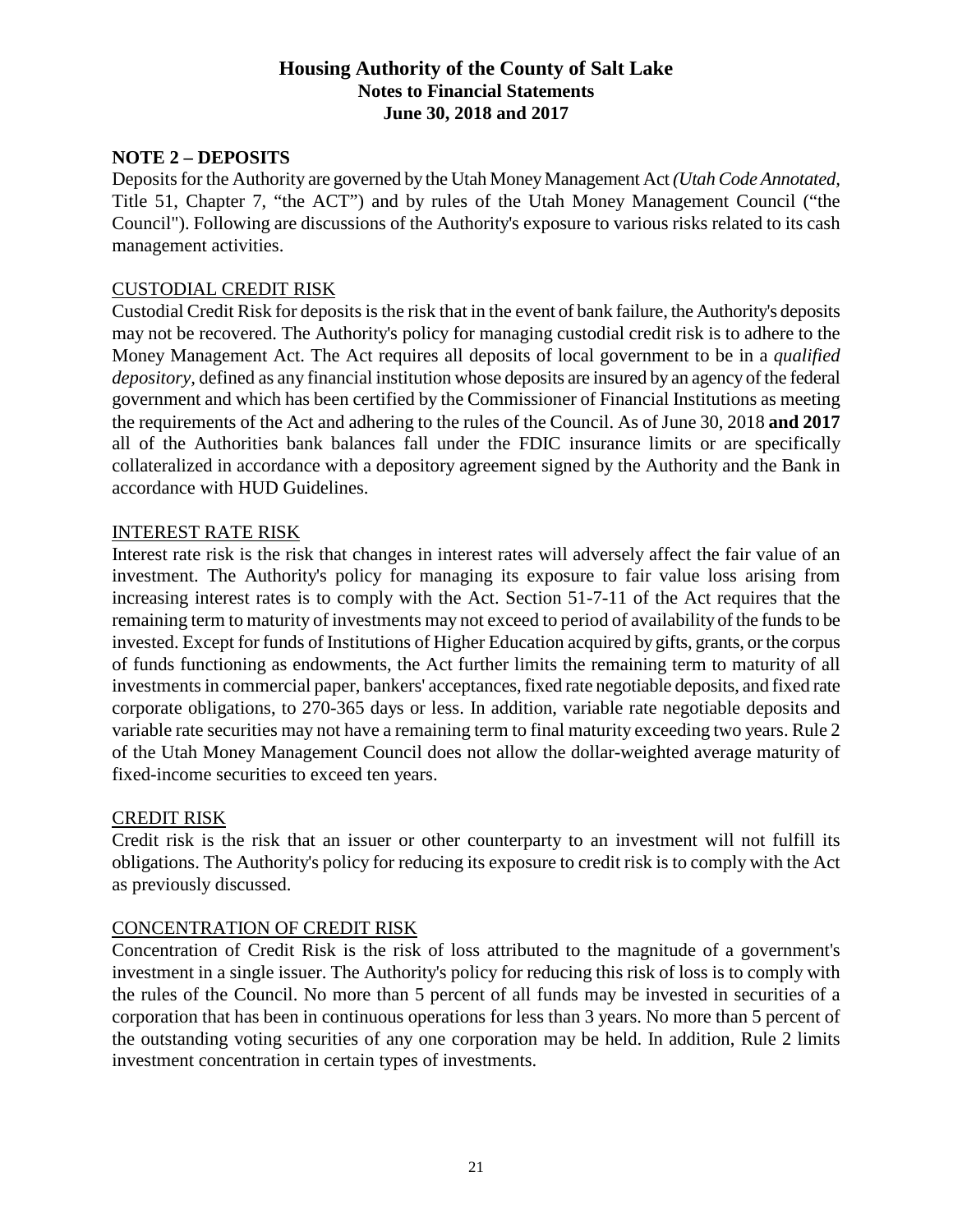## NOTE 2 – DEPOSITS

Deposits for the Authority are governed by the Utah Money Management Act *(Utah Code Annotated*, Title 51, Chapter 7, "the ACT") and by rules of the Utah Money Management Council ("the Council"). Following are discussions of the Authority's exposure to various risks related to its cash management activities.

### CUSTODIAL CREDIT RISK

Custodial Credit Risk for deposits is the risk that in the event of bank failure, the Authority's deposits may not be recovered. The Authority's policy for managing custodial credit risk is to adhere to the Money Management Act. The Act requires all deposits of local government to be in a *qualified depository,* defined as any financial institution whose deposits are insured by an agency of the federal government and which has been certified by the Commissioner of Financial Institutions as meeting the requirements of the Act and adhering to the rules of the Council. As of June 30, 2018 **and 2017** all of the Authorities bank balances fall under the FDIC insurance limits or are specifically collateralized in accordance with a depository agreement signed by the Authority and the Bank in accordance with HUD Guidelines.

### INTEREST RATE RISK

Interest rate risk is the risk that changes in interest rates will adversely affect the fair value of an investment. The Authority's policy for managing its exposure to fair value loss arising from increasing interest rates is to comply with the Act. Section 51-7-11 of the Act requires that the remaining term to maturity of investments may not exceed to period of availability of the funds to be invested. Except for funds of Institutions of Higher Education acquired by gifts, grants, or the corpus of funds functioning as endowments, the Act further limits the remaining term to maturity of all investments in commercial paper, bankers' acceptances, fixed rate negotiable deposits, and fixed rate corporate obligations, to 270-365 days or less. In addition, variable rate negotiable deposits and variable rate securities may not have a remaining term to final maturity exceeding two years. Rule 2 of the Utah Money Management Council does not allow the dollar-weighted average maturity of fixed-income securities to exceed ten years.

### CREDIT RISK

Credit risk is the risk that an issuer or other counterparty to an investment will not fulfill its obligations. The Authority's policy for reducing its exposure to credit risk is to comply with the Act as previously discussed.

### CONCENTRATION OF CREDIT RISK

Concentration of Credit Risk is the risk of loss attributed to the magnitude of a government's investment in a single issuer. The Authority's policy for reducing this risk of loss is to comply with the rules of the Council. No more than 5 percent of all funds may be invested in securities of a corporation that has been in continuous operations for less than 3 years. No more than 5 percent of the outstanding voting securities of any one corporation may be held. In addition, Rule 2 limits investment concentration in certain types of investments.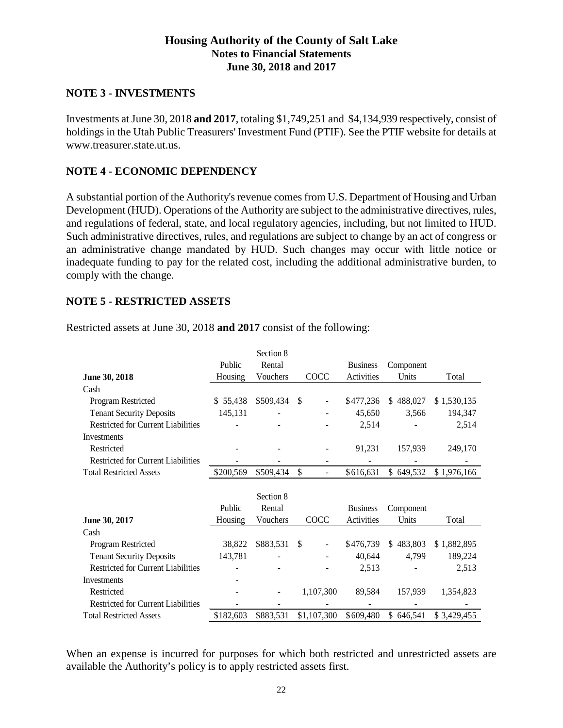## NOTE 3 - INVESTMENTS

Investments at June 30, 2018 **and 2017**, totaling $1,749,251 and $4,134,939 respectively, consist of holdings in the Utah Public Treasurers' Investment Fund (PTIF). See the PTIF website for details at www.treasurer.state.ut.us.

## NOTE 4 - ECONOMIC DEPENDENCY

A substantial portion of the Authority's revenue comes from U.S. Department of Housing and Urban Development (HUD). Operations of the Authority are subject to the administrative directives, rules, and regulations of federal, state, and local regulatory agencies, including, but not limited to HUD. Such administrative directives, rules, and regulations are subject to change by an act of congress or an administrative change mandated by HUD. Such changes may occur with little notice or inadequate funding to pay for the related cost, including the additional administrative burden, to comply with the change.

## NOTE 5 - RESTRICTED ASSETS

Restricted assets at June 30, 2018 **and 2017** consist of the following:

| June 30, 2018 | Public Housing | Section 8 Rental Vouchers | COCC | Business Activities | Component Units | Total |
|---|---|---|---|---|---|---|
| Cash | | | | | | |
| Program Restricted | $ 55,438 | $509,434 | $ - | $477,236 | $ 488,027 | $ 1,530,135 |
| Tenant Security Deposits | 145,131 | - | - | 45,650 | 3,566 | 194,347 |
| Restricted for Current Liabilities | - | - | - | 2,514 | - | 2,514 |
| Investments | | | | | | |
| Restricted | - | - | - | 91,231 | 157,939 | 249,170 |
| Restricted for Current Liabilities | - | - | - | - | - | - |
| Total Restricted Assets | $200,569 | $509,434 | $ - | $616,631 | $ 649,532 | $ 1,976,166 |

| June 30, 2017 | Public Housing | Section 8 Rental Vouchers | COCC | Business Activities | Component Units | Total |
|---|---|---|---|---|---|---|
| Cash | | | | | | |
| Program Restricted | 38,822 | $883,531 | $ - | $476,739 | $ 483,803 | $ 1,882,895 |
| Tenant Security Deposits | 143,781 | - | - | 40,644 | 4,799 | 189,224 |
| Restricted for Current Liabilities | - | - | - | 2,513 | - | 2,513 |
| Investments | - | | | | | |
| Restricted | - | - | 1,107,300 | 89,584 | 157,939 | 1,354,823 |
| Restricted for Current Liabilities | - | - | - | - | - | - |
| Total Restricted Assets | $182,603 | $883,531 | $1,107,300 | $609,480 | $ 646,541 | $ 3,429,455 |

When an expense is incurred for purposes for which both restricted and unrestricted assets are available the Authority's policy is to apply restricted assets first.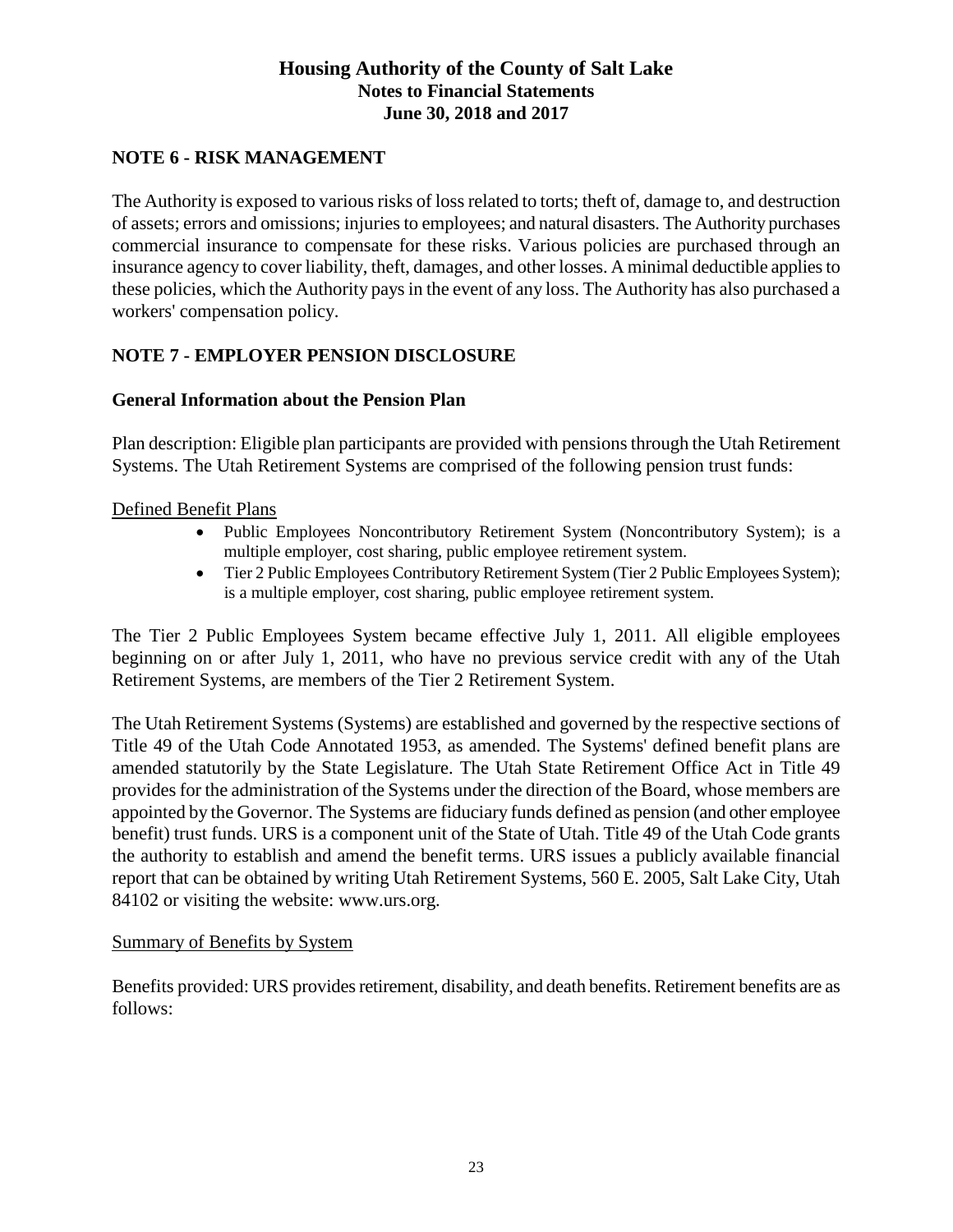## NOTE 6 - RISK MANAGEMENT

The Authority is exposed to various risks of loss related to torts; theft of, damage to, and destruction of assets; errors and omissions; injuries to employees; and natural disasters. The Authority purchases commercial insurance to compensate for these risks. Various policies are purchased through an insurance agency to cover liability, theft, damages, and other losses. A minimal deductible applies to these policies, which the Authority pays in the event of any loss. The Authority has also purchased a workers' compensation policy.

## NOTE 7 - EMPLOYER PENSION DISCLOSURE

### General Information about the Pension Plan

Plan description: Eligible plan participants are provided with pensions through the Utah Retirement Systems. The Utah Retirement Systems are comprised of the following pension trust funds:

Defined Benefit Plans

- Public Employees Noncontributory Retirement System (Noncontributory System); is a multiple employer, cost sharing, public employee retirement system.
- Tier 2 Public Employees Contributory Retirement System (Tier 2 Public Employees System); is a multiple employer, cost sharing, public employee retirement system.

The Tier 2 Public Employees System became effective July 1, 2011. All eligible employees beginning on or after July 1, 2011, who have no previous service credit with any of the Utah Retirement Systems, are members of the Tier 2 Retirement System.

The Utah Retirement Systems (Systems) are established and governed by the respective sections of Title 49 of the Utah Code Annotated 1953, as amended. The Systems' defined benefit plans are amended statutorily by the State Legislature. The Utah State Retirement Office Act in Title 49 provides for the administration of the Systems under the direction of the Board, whose members are appointed by the Governor. The Systems are fiduciary funds defined as pension (and other employee benefit) trust funds. URS is a component unit of the State of Utah. Title 49 of the Utah Code grants the authority to establish and amend the benefit terms. URS issues a publicly available financial report that can be obtained by writing Utah Retirement Systems, 560 E. 2005, Salt Lake City, Utah 84102 or visiting the website: www.urs.org.

Summary of Benefits by System

Benefits provided: URS provides retirement, disability, and death benefits. Retirement benefits are as follows: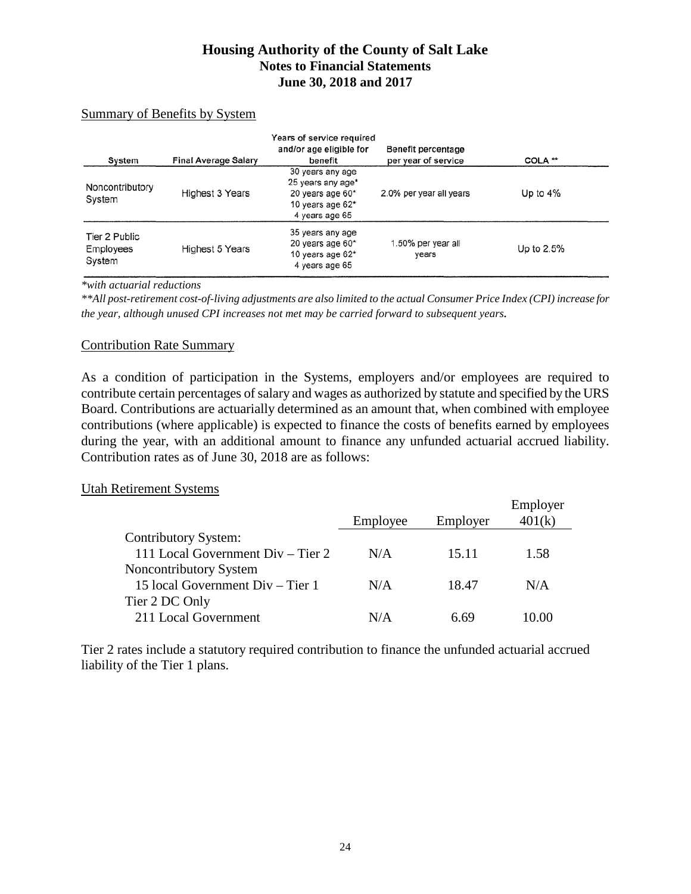# Housing Authority of the County of Salt Lake
## Notes to Financial Statements
## June 30, 2018 and 2017

Summary of Benefits by System

| System | Final Average Salary | Years of service required and/or age eligible for benefit | Benefit percentage per year of service | COLA ** |
|---|---|---|---|---|
| Noncontributory System | Highest 3 Years | 30 years any age<br>25 years any age*<br>20 years age 60*<br>10 years age 62*<br>4 years age 65 | 2.0% per year all years | Up to 4% |
| Tier 2 Public Employees System | Highest 5 Years | 35 years any age<br>20 years age 60*<br>10 years age 62*<br>4 years age 65 | 1.50% per year all years | Up to 2.5% |

*\*with actuarial reductions*

*\*\*All post-retirement cost-of-living adjustments are also limited to the actual Consumer Price Index (CPI) increase for the year, although unused CPI increases not met may be carried forward to subsequent years.*

Contribution Rate Summary

As a condition of participation in the Systems, employers and/or employees are required to contribute certain percentages of salary and wages as authorized by statute and specified by the URS Board. Contributions are actuarially determined as an amount that, when combined with employee contributions (where applicable) is expected to finance the costs of benefits earned by employees during the year, with an additional amount to finance any unfunded actuarial accrued liability. Contribution rates as of June 30, 2018 are as follows:

Utah Retirement Systems

| | Employee | Employer | Employer 401(k) |
|---|---|---|---|
| Contributory System: | | | |
| 111 Local Government Div – Tier 2 | N/A | 15.11 | 1.58 |
| Noncontributory System | | | |
| 15 local Government Div – Tier 1 | N/A | 18.47 | N/A |
| Tier 2 DC Only | | | |
| 211 Local Government | N/A | 6.69 | 10.00 |

Tier 2 rates include a statutory required contribution to finance the unfunded actuarial accrued liability of the Tier 1 plans.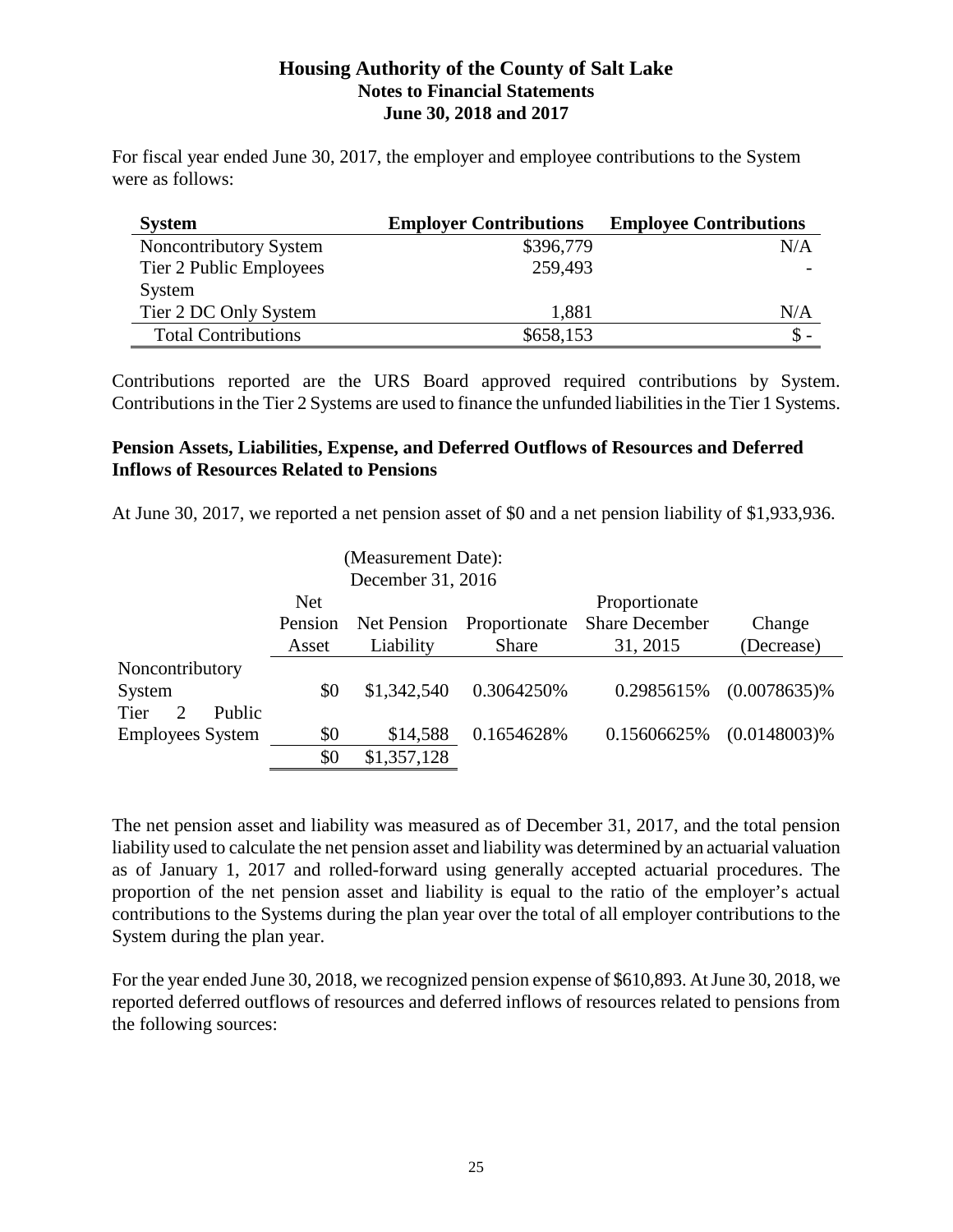## Housing Authority of the County of Salt Lake
### Notes to Financial Statements
### June 30, 2018 and 2017

For fiscal year ended June 30, 2017, the employer and employee contributions to the System were as follows:

| System | Employer Contributions | Employee Contributions |
|---|---:|---:|
| Noncontributory System | $396,779 | N/A |
| Tier 2 Public Employees System | 259,493 | - |
| Tier 2 DC Only System | 1,881 | N/A |
| Total Contributions | $658,153 | $ - |

Contributions reported are the URS Board approved required contributions by System. Contributions in the Tier 2 Systems are used to finance the unfunded liabilities in the Tier 1 Systems.

**Pension Assets, Liabilities, Expense, and Deferred Outflows of Resources and Deferred Inflows of Resources Related to Pensions**

At June 30, 2017, we reported a net pension asset of $0 and a net pension liability of $1,933,936.

| | (Measurement Date): December 31, 2016 | | | | |
|---|---:|---:|---:|---:|---:|
| | Net Pension Asset | Net Pension Liability | Proportionate Share | Proportionate Share December 31, 2015 | Change (Decrease) |
| Noncontributory System | $0 | $1,342,540 | 0.3064250% | 0.2985615% | (0.0078635)% |
| Tier 2 Public Employees System | $0 | $14,588 | 0.1654628% | 0.15606625% | (0.0148003)% |
| | $0 | $1,357,128 | | | |

The net pension asset and liability was measured as of December 31, 2017, and the total pension liability used to calculate the net pension asset and liability was determined by an actuarial valuation as of January 1, 2017 and rolled-forward using generally accepted actuarial procedures. The proportion of the net pension asset and liability is equal to the ratio of the employer's actual contributions to the Systems during the plan year over the total of all employer contributions to the System during the plan year.

For the year ended June 30, 2018, we recognized pension expense of $610,893. At June 30, 2018, we reported deferred outflows of resources and deferred inflows of resources related to pensions from the following sources: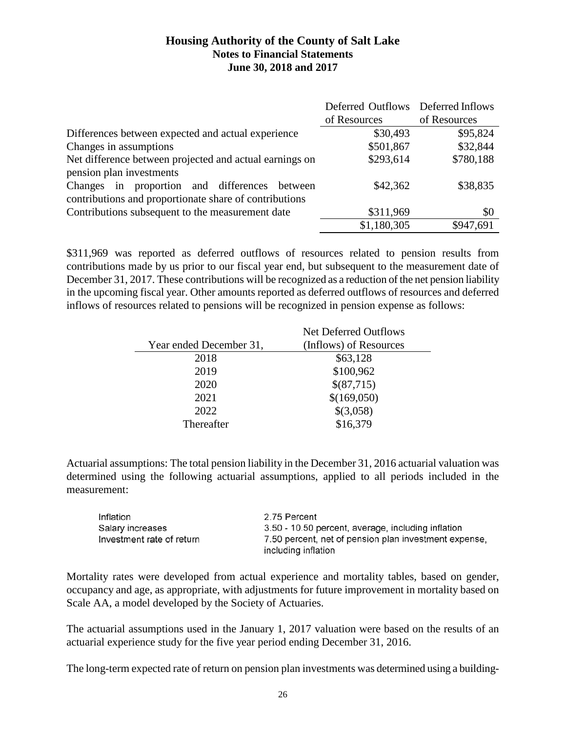|  | Deferred Outflows of Resources | Deferred Inflows of Resources |
|---|---|---|
| Differences between expected and actual experience | \$30,493 | \$95,824 |
| Changes in assumptions | \$501,867 | \$32,844 |
| Net difference between projected and actual earnings on pension plan investments | \$293,614 | \$780,188 |
| Changes in proportion and differences between contributions and proportionate share of contributions | \$42,362 | \$38,835 |
| Contributions subsequent to the measurement date | \$311,969 | \$0 |
|  | \$1,180,305 | \$947,691 |

\$311,969 was reported as deferred outflows of resources related to pension results from contributions made by us prior to our fiscal year end, but subsequent to the measurement date of December 31, 2017. These contributions will be recognized as a reduction of the net pension liability in the upcoming fiscal year. Other amounts reported as deferred outflows of resources and deferred inflows of resources related to pensions will be recognized in pension expense as follows:

| Year ended December 31, | Net Deferred Outflows (Inflows) of Resources |
|---|---|
| 2018 | \$63,128 |
| 2019 | \$100,962 |
| 2020 | \$(87,715) |
| 2021 | \$(169,050) |
| 2022 | \$(3,058) |
| Thereafter | \$16,379 |

Actuarial assumptions: The total pension liability in the December 31, 2016 actuarial valuation was determined using the following actuarial assumptions, applied to all periods included in the measurement:

| | |
|---|---|
| Inflation | 2.75 Percent |
| Salary increases | 3.50 - 10.50 percent, average, including inflation |
| Investment rate of return | 7.50 percent, net of pension plan investment expense, including inflation |

Mortality rates were developed from actual experience and mortality tables, based on gender, occupancy and age, as appropriate, with adjustments for future improvement in mortality based on Scale AA, a model developed by the Society of Actuaries.

The actuarial assumptions used in the January 1, 2017 valuation were based on the results of an actuarial experience study for the five year period ending December 31, 2016.

The long-term expected rate of return on pension plan investments was determined using a building-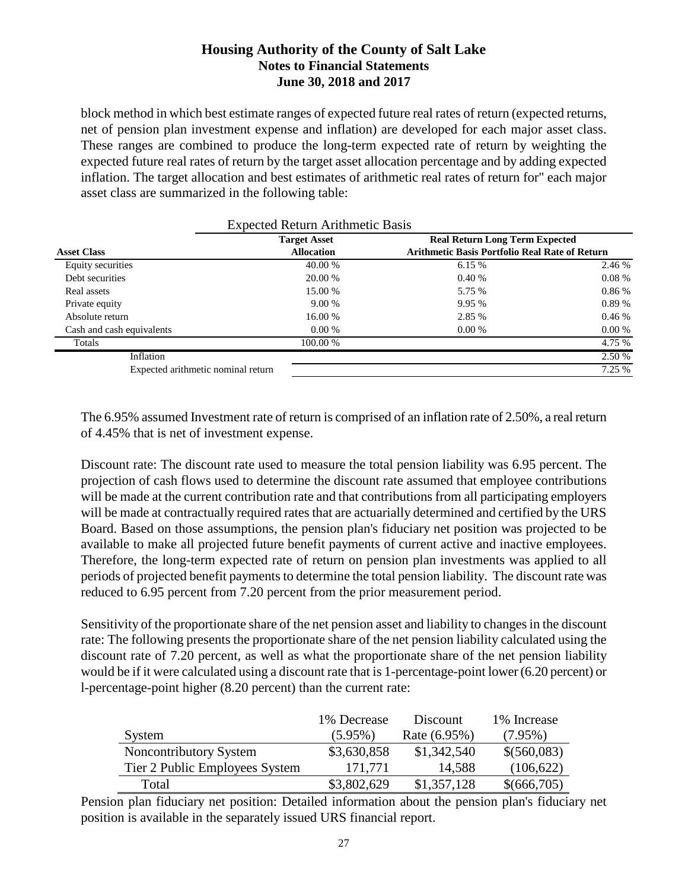block method in which best estimate ranges of expected future real rates of return (expected returns, net of pension plan investment expense and inflation) are developed for each major asset class. These ranges are combined to produce the long-term expected rate of return by weighting the expected future real rates of return by the target asset allocation percentage and by adding expected inflation. The target allocation and best estimates of arithmetic real rates of return for" each major asset class are summarized in the following table:

| | Expected Return Arithmetic Basis | | |
|---|---|---|---|
| **Asset Class** | **Target Asset Allocation** | **Real Return Arithmetic Basis** | **Long Term Expected Portfolio Real Rate of Return** |
| Equity securities | 40.00 % | 6.15 % | 2.46 % |
| Debt securities | 20.00 % | 0.40 % | 0.08 % |
| Real assets | 15.00 % | 5.75 % | 0.86 % |
| Private equity | 9.00 % | 9.95 % | 0.89 % |
| Absolute return | 16.00 % | 2.85 % | 0.46 % |
| Cash and cash equivalents | 0.00 % | 0.00 % | 0.00 % |
| Totals | 100.00 % | | 4.75 % |
| Inflation | | | 2.50 % |
| Expected arithmetic nominal return | | | 7.25 % |

The 6.95% assumed Investment rate of return is comprised of an inflation rate of 2.50%, a real return of 4.45% that is net of investment expense.

Discount rate: The discount rate used to measure the total pension liability was 6.95 percent. The projection of cash flows used to determine the discount rate assumed that employee contributions will be made at the current contribution rate and that contributions from all participating employers will be made at contractually required rates that are actuarially determined and certified by the URS Board. Based on those assumptions, the pension plan's fiduciary net position was projected to be available to make all projected future benefit payments of current active and inactive employees. Therefore, the long-term expected rate of return on pension plan investments was applied to all periods of projected benefit payments to determine the total pension liability. The discount rate was reduced to 6.95 percent from 7.20 percent from the prior measurement period.

Sensitivity of the proportionate share of the net pension asset and liability to changes in the discount rate: The following presents the proportionate share of the net pension liability calculated using the discount rate of 7.20 percent, as well as what the proportionate share of the net pension liability would be if it were calculated using a discount rate that is 1-percentage-point lower (6.20 percent) or l-percentage-point higher (8.20 percent) than the current rate:

| System | 1% Decrease (5.95%) | Discount Rate (6.95%) | 1% Increase (7.95%) |
|---|---|---|---|
| Noncontributory System | $3,630,858 | $1,342,540 | $(560,083) |
| Tier 2 Public Employees System | 171,771 | 14,588 | (106,622) |
| Total | $3,802,629 | $1,357,128 | $(666,705) |

Pension plan fiduciary net position: Detailed information about the pension plan's fiduciary net position is available in the separately issued URS financial report.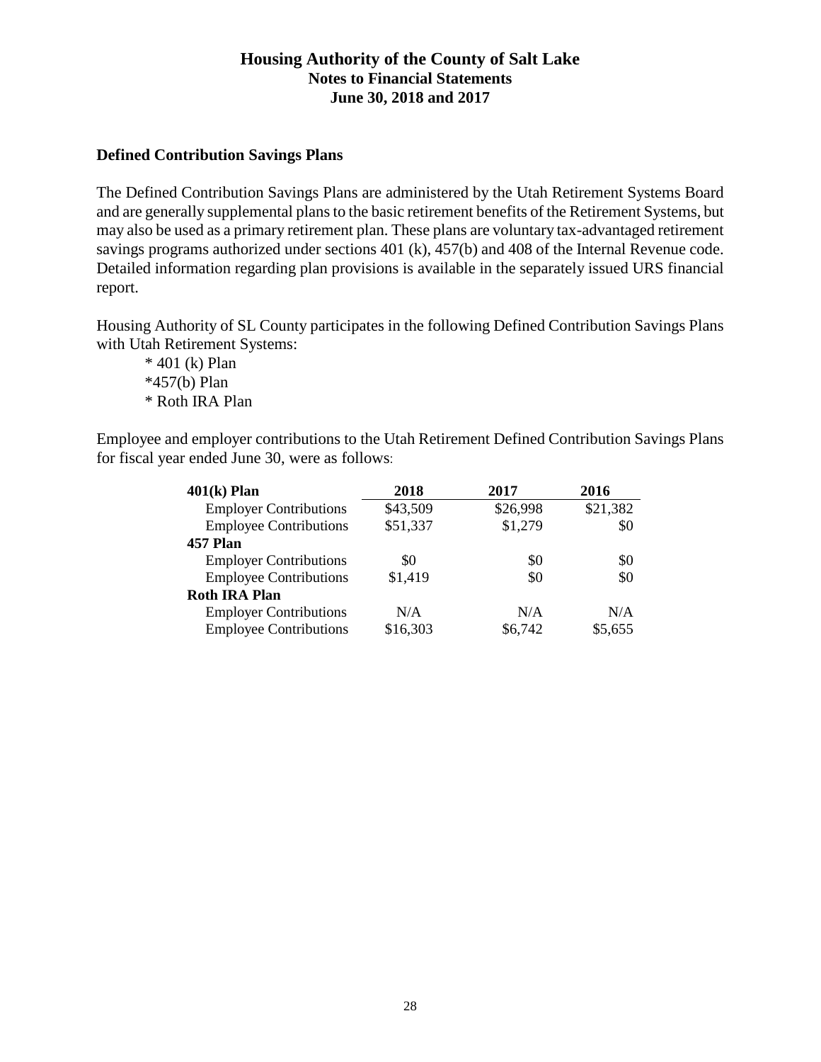### Defined Contribution Savings Plans

The Defined Contribution Savings Plans are administered by the Utah Retirement Systems Board and are generally supplemental plans to the basic retirement benefits of the Retirement Systems, but may also be used as a primary retirement plan. These plans are voluntary tax-advantaged retirement savings programs authorized under sections 401 (k), 457(b) and 408 of the Internal Revenue code. Detailed information regarding plan provisions is available in the separately issued URS financial report.

Housing Authority of SL County participates in the following Defined Contribution Savings Plans with Utah Retirement Systems:

* 401 (k) Plan
*457(b) Plan
* Roth IRA Plan

Employee and employer contributions to the Utah Retirement Defined Contribution Savings Plans for fiscal year ended June 30, were as follows:

| **401(k) Plan** | **2018** | **2017** | **2016** |
|---|---|---|---|
| Employer Contributions | \$43,509 | \$26,998 | \$21,382 |
| Employee Contributions | \$51,337 | \$1,279 | \$0 |
| **457 Plan** | | | |
| Employer Contributions | \$0 | \$0 | \$0 |
| Employee Contributions | \$1,419 | \$0 | \$0 |
| **Roth IRA Plan** | | | |
| Employer Contributions | N/A | N/A | N/A |
| Employee Contributions | \$16,303 | \$6,742 | \$5,655 |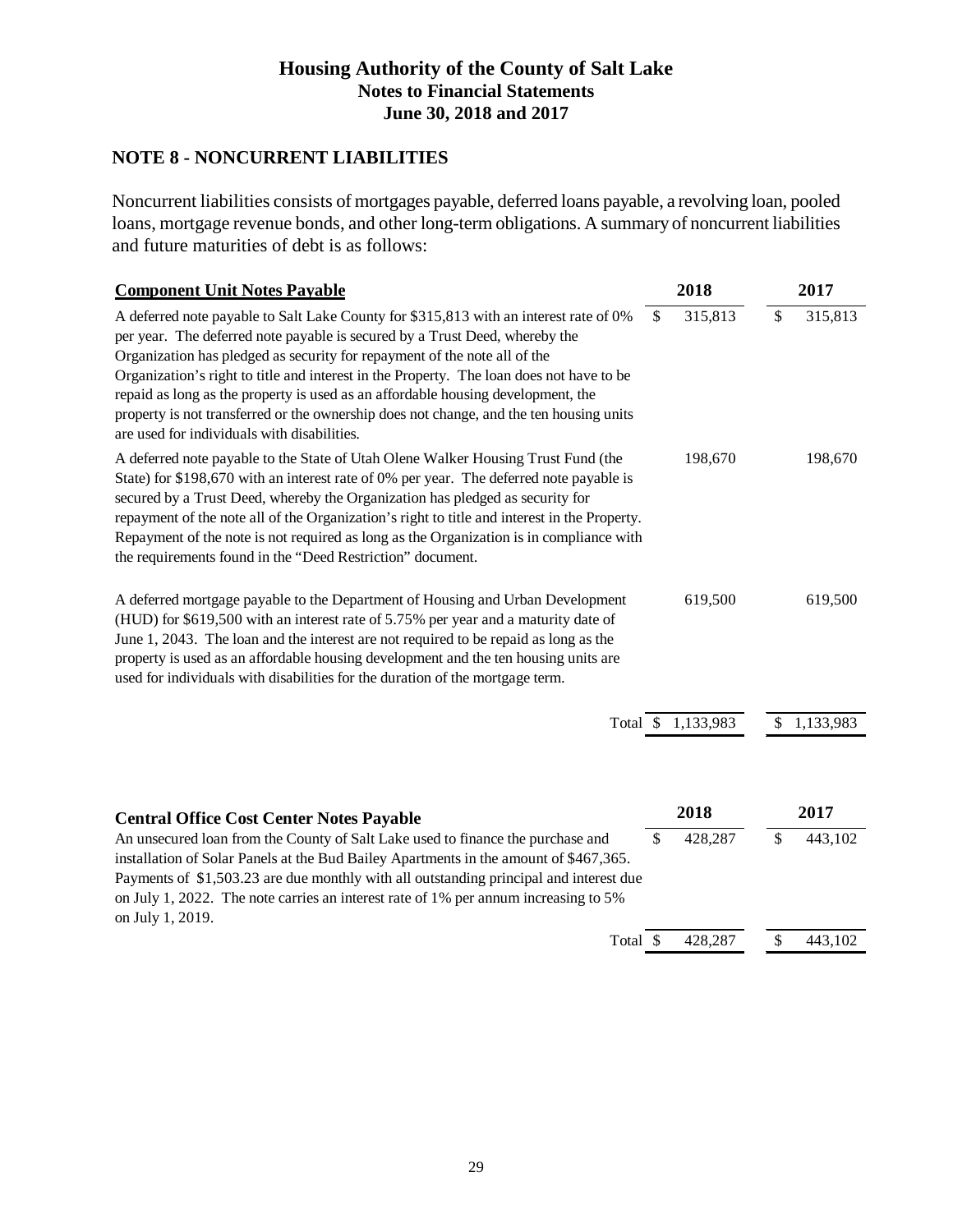## NOTE 8 - NONCURRENT LIABILITIES

Noncurrent liabilities consists of mortgages payable, deferred loans payable, a revolving loan, pooled loans, mortgage revenue bonds, and other long-term obligations. A summary of noncurrent liabilities and future maturities of debt is as follows:

| **Component Unit Notes Payable** | **2018** | **2017** |
|---|---|---|
| A deferred note payable to Salt Lake County for $315,813 with an interest rate of 0% per year. The deferred note payable is secured by a Trust Deed, whereby the Organization has pledged as security for repayment of the note all of the Organization's right to title and interest in the Property. The loan does not have to be repaid as long as the property is used as an affordable housing development, the property is not transferred or the ownership does not change, and the ten housing units are used for individuals with disabilities. | $ 315,813 | $ 315,813 |
| A deferred note payable to the State of Utah Olene Walker Housing Trust Fund (the State) for $198,670 with an interest rate of 0% per year. The deferred note payable is secured by a Trust Deed, whereby the Organization has pledged as security for repayment of the note all of the Organization's right to title and interest in the Property. Repayment of the note is not required as long as the Organization is in compliance with the requirements found in the "Deed Restriction" document. | 198,670 | 198,670 |
| A deferred mortgage payable to the Department of Housing and Urban Development (HUD) for $619,500 with an interest rate of 5.75% per year and a maturity date of June 1, 2043. The loan and the interest are not required to be repaid as long as the property is used as an affordable housing development and the ten housing units are used for individuals with disabilities for the duration of the mortgage term. | 619,500 | 619,500 |
| Total | $ 1,133,983 | $ 1,133,983 |

| **Central Office Cost Center Notes Payable** | **2018** | **2017** |
|---|---|---|
| An unsecured loan from the County of Salt Lake used to finance the purchase and installation of Solar Panels at the Bud Bailey Apartments in the amount of $467,365. Payments of $1,503.23 are due monthly with all outstanding principal and interest due on July 1, 2022. The note carries an interest rate of 1% per annum increasing to 5% on July 1, 2019. | $ 428,287 | $ 443,102 |
| Total | $ 428,287 | $ 443,102 |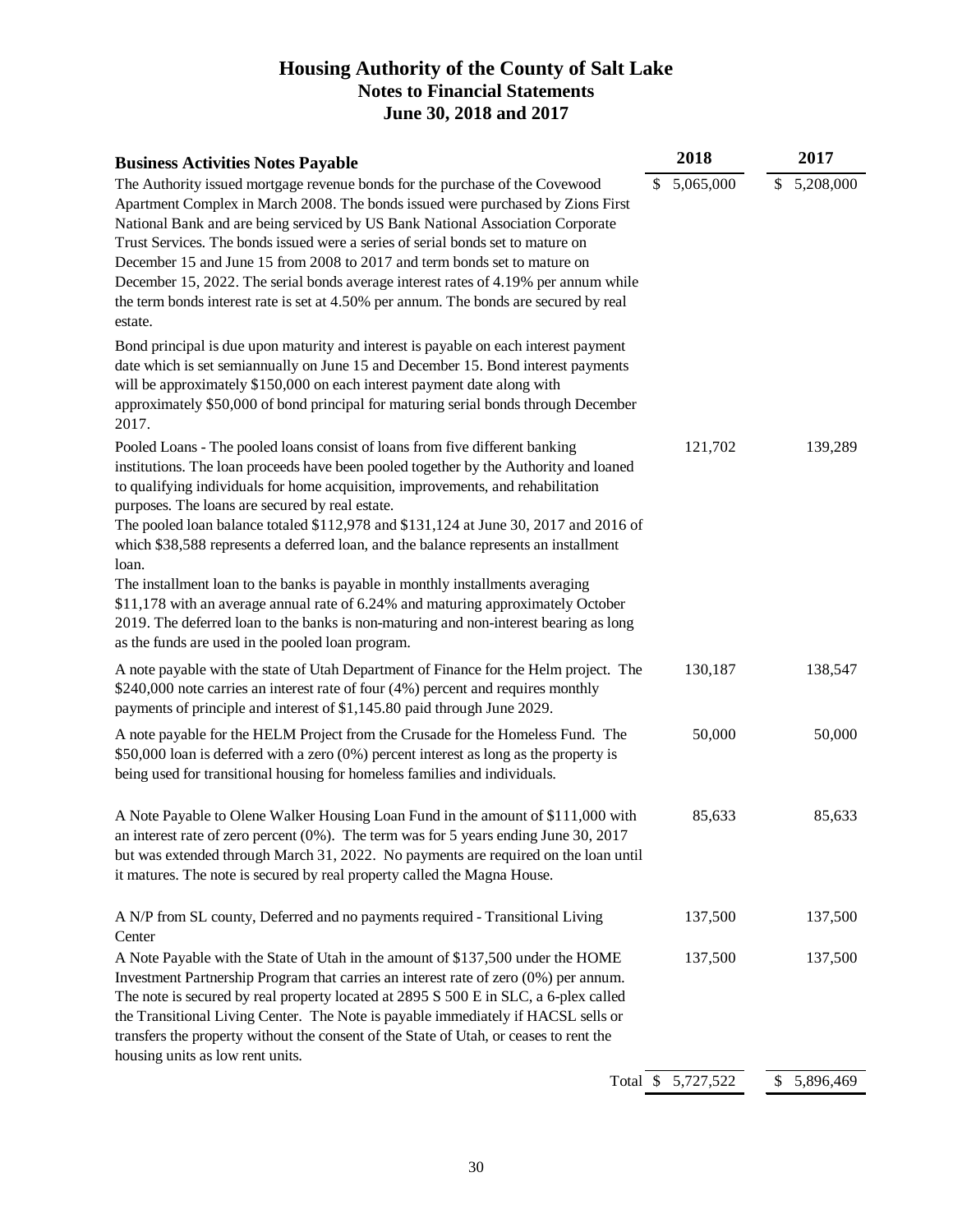# Housing Authority of the County of Salt Lake
## Notes to Financial Statements
## June 30, 2018 and 2017

| Business Activities Notes Payable | 2018 | 2017 |
|---|---|---|
| The Authority issued mortgage revenue bonds for the purchase of the Covewood Apartment Complex in March 2008. The bonds issued were purchased by Zions First National Bank and are being serviced by US Bank National Association Corporate Trust Services. The bonds issued were a series of serial bonds set to mature on December 15 and June 15 from 2008 to 2017 and term bonds set to mature on December 15, 2022. The serial bonds average interest rates of 4.19% per annum while the term bonds interest rate is set at 4.50% per annum. The bonds are secured by real estate. | $ 5,065,000 | $ 5,208,000 |
| Bond principal is due upon maturity and interest is payable on each interest payment date which is set semiannually on June 15 and December 15. Bond interest payments will be approximately $150,000 on each interest payment date along with approximately $50,000 of bond principal for maturing serial bonds through December 2017. | | |
| Pooled Loans - The pooled loans consist of loans from five different banking institutions. The loan proceeds have been pooled together by the Authority and loaned to qualifying individuals for home acquisition, improvements, and rehabilitation purposes. The loans are secured by real estate. The pooled loan balance totaled $112,978 and $131,124 at June 30, 2017 and 2016 of which $38,588 represents a deferred loan, and the balance represents an installment loan. The installment loan to the banks is payable in monthly installments averaging $11,178 with an average annual rate of 6.24% and maturing approximately October 2019. The deferred loan to the banks is non-maturing and non-interest bearing as long as the funds are used in the pooled loan program. | 121,702 | 139,289 |
| A note payable with the state of Utah Department of Finance for the Helm project. The $240,000 note carries an interest rate of four (4%) percent and requires monthly payments of principle and interest of $1,145.80 paid through June 2029. | 130,187 | 138,547 |
| A note payable for the HELM Project from the Crusade for the Homeless Fund. The $50,000 loan is deferred with a zero (0%) percent interest as long as the property is being used for transitional housing for homeless families and individuals. | 50,000 | 50,000 |
| A Note Payable to Olene Walker Housing Loan Fund in the amount of $111,000 with an interest rate of zero percent (0%). The term was for 5 years ending June 30, 2017 but was extended through March 31, 2022. No payments are required on the loan until it matures. The note is secured by real property called the Magna House. | 85,633 | 85,633 |
| A N/P from SL county, Deferred and no payments required - Transitional Living Center | 137,500 | 137,500 |
| A Note Payable with the State of Utah in the amount of $137,500 under the HOME Investment Partnership Program that carries an interest rate of zero (0%) per annum. The note is secured by real property located at 2895 S 500 E in SLC, a 6-plex called the Transitional Living Center. The Note is payable immediately if HACSL sells or transfers the property without the consent of the State of Utah, or ceases to rent the housing units as low rent units. | 137,500 | 137,500 |
| Total | $ 5,727,522 | $ 5,896,469 |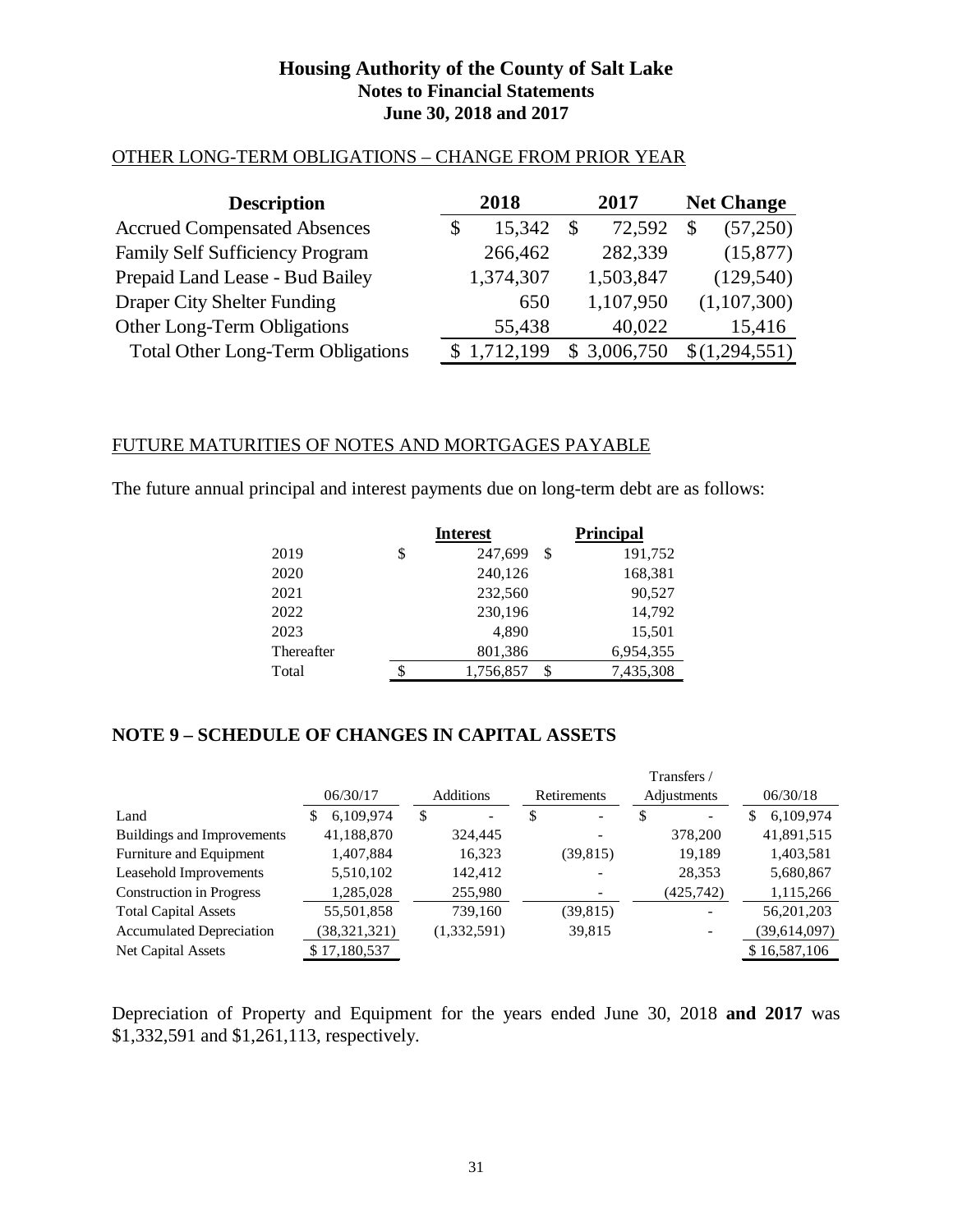# Housing Authority of the County of Salt Lake
## Notes to Financial Statements
## June 30, 2018 and 2017

OTHER LONG-TERM OBLIGATIONS – CHANGE FROM PRIOR YEAR

| Description | 2018 | 2017 | Net Change |
|---|---|---|---|
| Accrued Compensated Absences | $ 15,342 | $ 72,592 | $ (57,250) |
| Family Self Sufficiency Program | 266,462 | 282,339 | (15,877) |
| Prepaid Land Lease - Bud Bailey | 1,374,307 | 1,503,847 | (129,540) |
| Draper City Shelter Funding | 650 | 1,107,950 | (1,107,300) |
| Other Long-Term Obligations | 55,438 | 40,022 | 15,416 |
| Total Other Long-Term Obligations | $ 1,712,199 | $ 3,006,750 | $ (1,294,551) |

FUTURE MATURITIES OF NOTES AND MORTGAGES PAYABLE

The future annual principal and interest payments due on long-term debt are as follows:

| | Interest | Principal |
|---|---|---|
| 2019 | $ 247,699 | $ 191,752 |
| 2020 | 240,126 | 168,381 |
| 2021 | 232,560 | 90,527 |
| 2022 | 230,196 | 14,792 |
| 2023 | 4,890 | 15,501 |
| Thereafter | 801,386 | 6,954,355 |
| Total | $ 1,756,857 | $ 7,435,308 |

## NOTE 9 – SCHEDULE OF CHANGES IN CAPITAL ASSETS

| | 06/30/17 | Additions | Retirements | Transfers / Adjustments | 06/30/18 |
|---|---|---|---|---|---|
| Land | $ 6,109,974 | $ - | $ - | $ - | $ 6,109,974 |
| Buildings and Improvements | 41,188,870 | 324,445 | - | 378,200 | 41,891,515 |
| Furniture and Equipment | 1,407,884 | 16,323 | (39,815) | 19,189 | 1,403,581 |
| Leasehold Improvements | 5,510,102 | 142,412 | - | 28,353 | 5,680,867 |
| Construction in Progress | 1,285,028 | 255,980 | - | (425,742) | 1,115,266 |
| Total Capital Assets | 55,501,858 | 739,160 | (39,815) | - | 56,201,203 |
| Accumulated Depreciation | (38,321,321) | (1,332,591) | 39,815 | - | (39,614,097) |
| Net Capital Assets | $ 17,180,537 | | | | $ 16,587,106 |

Depreciation of Property and Equipment for the years ended June 30, 2018 **and 2017** was $1,332,591 and $1,261,113, respectively.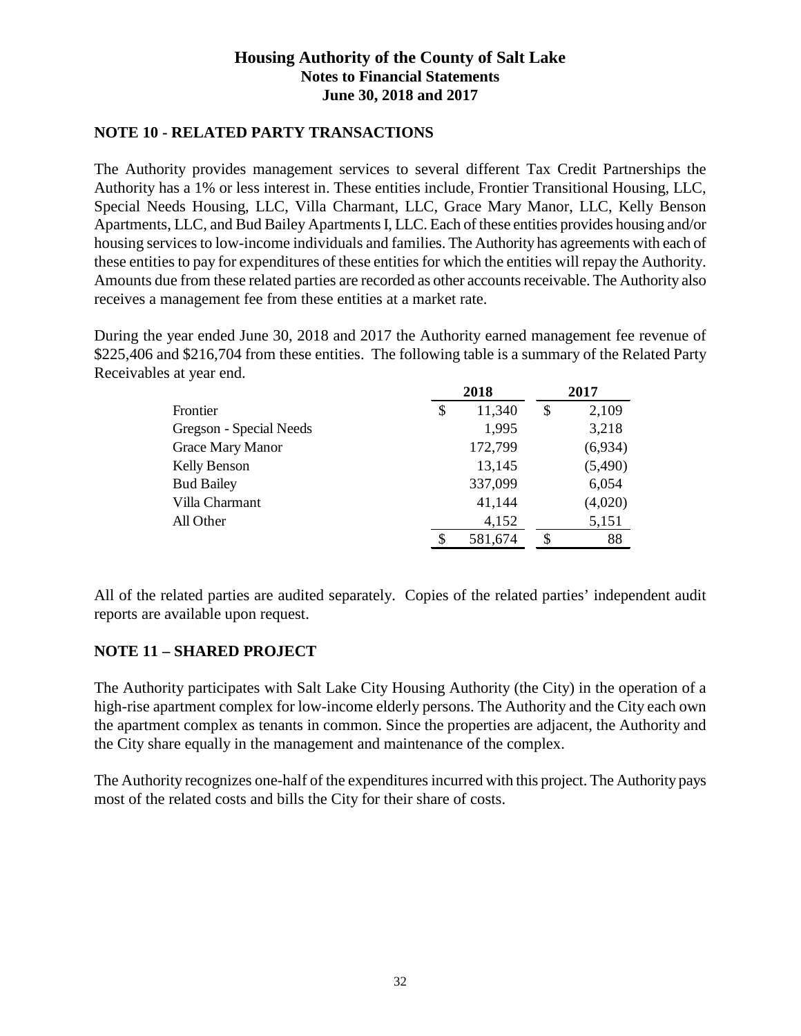## NOTE 10 - RELATED PARTY TRANSACTIONS

The Authority provides management services to several different Tax Credit Partnerships the Authority has a 1% or less interest in. These entities include, Frontier Transitional Housing, LLC, Special Needs Housing, LLC, Villa Charmant, LLC, Grace Mary Manor, LLC, Kelly Benson Apartments, LLC, and Bud Bailey Apartments I, LLC. Each of these entities provides housing and/or housing services to low-income individuals and families. The Authority has agreements with each of these entities to pay for expenditures of these entities for which the entities will repay the Authority. Amounts due from these related parties are recorded as other accounts receivable. The Authority also receives a management fee from these entities at a market rate.

During the year ended June 30, 2018 and 2017 the Authority earned management fee revenue of $225,406 and $216,704 from these entities. The following table is a summary of the Related Party Receivables at year end.

| | 2018 | 2017 |
|---|---|---|
| Frontier | $ 11,340 | $ 2,109 |
| Gregson - Special Needs | 1,995 | 3,218 |
| Grace Mary Manor | 172,799 | (6,934) |
| Kelly Benson | 13,145 | (5,490) |
| Bud Bailey | 337,099 | 6,054 |
| Villa Charmant | 41,144 | (4,020) |
| All Other | 4,152 | 5,151 |
| | $ 581,674 | $ 88 |

All of the related parties are audited separately. Copies of the related parties' independent audit reports are available upon request.

## NOTE 11 – SHARED PROJECT

The Authority participates with Salt Lake City Housing Authority (the City) in the operation of a high-rise apartment complex for low-income elderly persons. The Authority and the City each own the apartment complex as tenants in common. Since the properties are adjacent, the Authority and the City share equally in the management and maintenance of the complex.

The Authority recognizes one-half of the expenditures incurred with this project. The Authority pays most of the related costs and bills the City for their share of costs.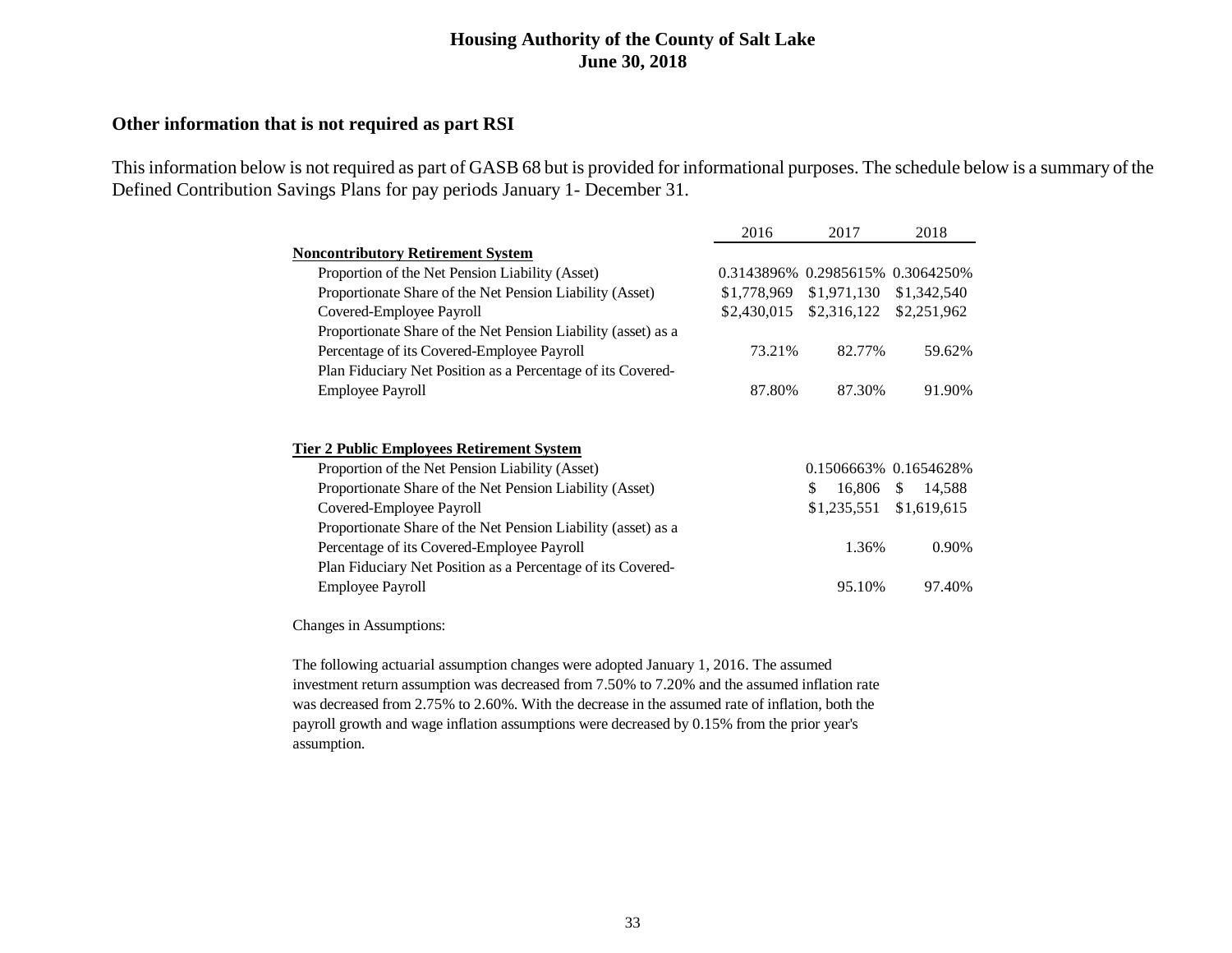**Housing Authority of the County of Salt Lake**
**June 30, 2018**

### Other information that is not required as part RSI

This information below is not required as part of GASB 68 but is provided for informational purposes. The schedule below is a summary of the Defined Contribution Savings Plans for pay periods January 1- December 31.

| | 2016 | 2017 | 2018 |
|---|---|---|---|
| **Noncontributory Retirement System** | | | |
| Proportion of the Net Pension Liability (Asset) | 0.3143896% | 0.2985615% | 0.3064250% |
| Proportionate Share of the Net Pension Liability (Asset) | $1,778,969 | $1,971,130 | $1,342,540 |
| Covered-Employee Payroll | $2,430,015 | $2,316,122 | $2,251,962 |
| Proportionate Share of the Net Pension Liability (asset) as a Percentage of its Covered-Employee Payroll | 73.21% | 82.77% | 59.62% |
| Plan Fiduciary Net Position as a Percentage of its Covered-Employee Payroll | 87.80% | 87.30% | 91.90% |
| | | | |
| **Tier 2 Public Employees Retirement System** | | | |
| Proportion of the Net Pension Liability (Asset) | | 0.1506663% | 0.1654628% |
| Proportionate Share of the Net Pension Liability (Asset) | | $ 16,806 | $ 14,588 |
| Covered-Employee Payroll | | $1,235,551 | $1,619,615 |
| Proportionate Share of the Net Pension Liability (asset) as a Percentage of its Covered-Employee Payroll | | 1.36% | 0.90% |
| Plan Fiduciary Net Position as a Percentage of its Covered-Employee Payroll | | 95.10% | 97.40% |

Changes in Assumptions:

The following actuarial assumption changes were adopted January 1, 2016. The assumed investment return assumption was decreased from 7.50% to 7.20% and the assumed inflation rate was decreased from 2.75% to 2.60%. With the decrease in the assumed rate of inflation, both the payroll growth and wage inflation assumptions were decreased by 0.15% from the prior year's assumption.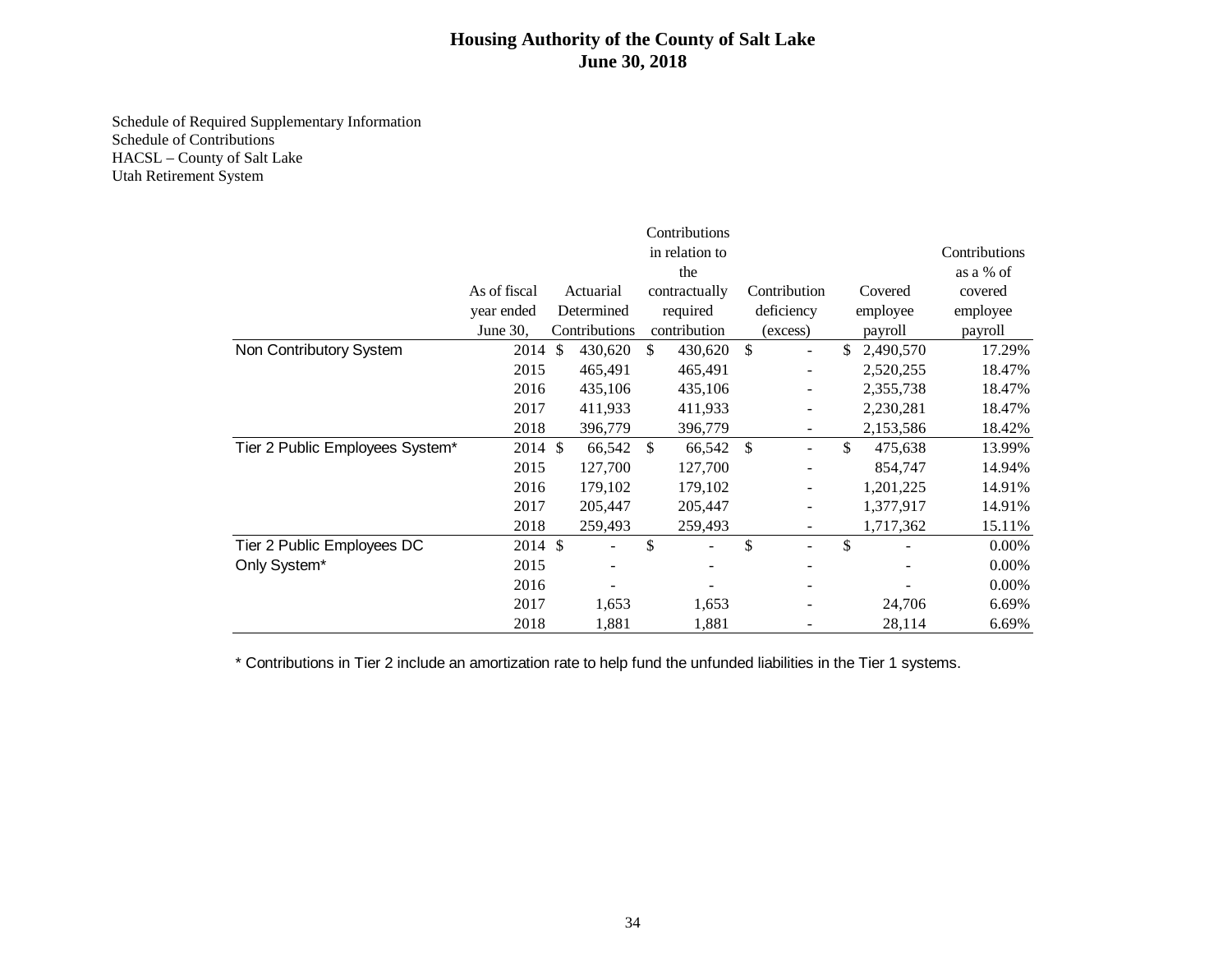# Housing Authority of the County of Salt Lake
# June 30, 2018

Schedule of Required Supplementary Information
Schedule of Contributions
HACSL – County of Salt Lake
Utah Retirement System

| | As of fiscal year ended June 30, | Actuarial Determined Contributions | Contributions in relation to the contractually required contribution | Contribution deficiency (excess) | Covered employee payroll | Contributions as a % of covered employee payroll |
|---|---|---|---|---|---|---|
| Non Contributory System | 2014 | $ 430,620 | $ 430,620 | $ - | $ 2,490,570 | 17.29% |
| | 2015 | 465,491 | 465,491 | - | 2,520,255 | 18.47% |
| | 2016 | 435,106 | 435,106 | - | 2,355,738 | 18.47% |
| | 2017 | 411,933 | 411,933 | - | 2,230,281 | 18.47% |
| | 2018 | 396,779 | 396,779 | - | 2,153,586 | 18.42% |
| Tier 2 Public Employees System* | 2014 | $ 66,542 | $ 66,542 | $ - | $ 475,638 | 13.99% |
| | 2015 | 127,700 | 127,700 | - | 854,747 | 14.94% |
| | 2016 | 179,102 | 179,102 | - | 1,201,225 | 14.91% |
| | 2017 | 205,447 | 205,447 | - | 1,377,917 | 14.91% |
| | 2018 | 259,493 | 259,493 | - | 1,717,362 | 15.11% |
| Tier 2 Public Employees DC Only System* | 2014 | $ - | $ - | $ - | $ - | 0.00% |
| | 2015 | - | - | - | - | 0.00% |
| | 2016 | - | - | - | - | 0.00% |
| | 2017 | 1,653 | 1,653 | - | 24,706 | 6.69% |
| | 2018 | 1,881 | 1,881 | - | 28,114 | 6.69% |

* Contributions in Tier 2 include an amortization rate to help fund the unfunded liabilities in the Tier 1 systems.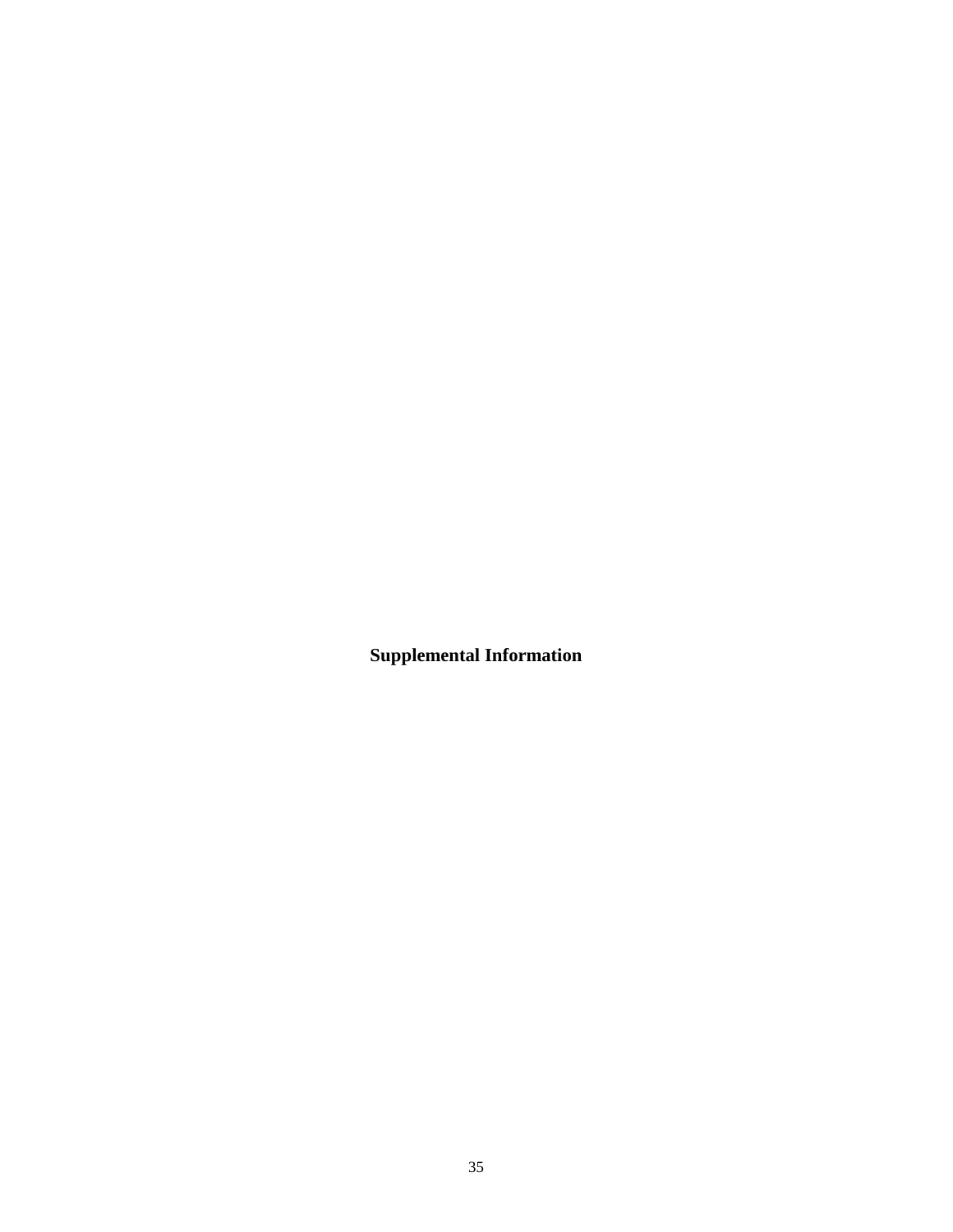**Supplemental Information**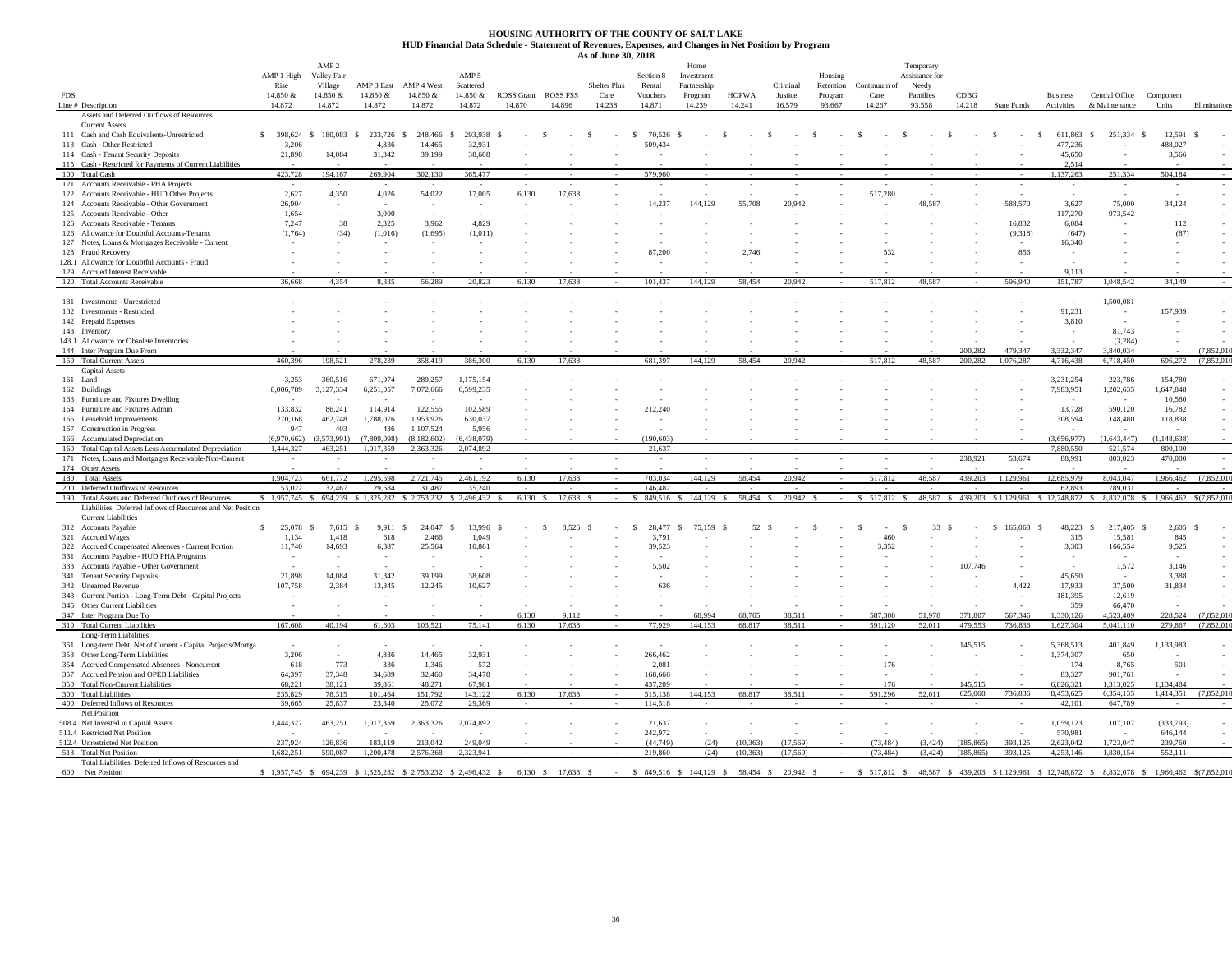# HOUSING AUTHORITY OF THE COUNTY OF SALT LAKE

## HUD Financial Data Schedule - Statement of Revenues, Expenses, and Changes in Net Position by Program

### As of June 30, 2018

| FDS Line # | Description | AMP 1 High Rise 14.850 & 14.872 | AMP 2 Valley Fair Village 14.850 & 14.872 | AMP 3 East 14.850 & 14.872 | AMP 4 West 14.850 & 14.872 | AMP 5 Scattered 14.850 & 14.872 | ROSS Grant 14.870 | ROSS FSS 14.896 | Shelter Plus Care 14.238 | Section 8 Rental Vouchers 14.871 | Home Investment Partnership Program 14.239 | HOPWA 14.241 | Criminal Justice 16.579 | Housing Retention Program 93.667 | Continuum of Care 14.267 | Temporary Assistance for Needy Families 93.558 | CDBG 14.218 | State Funds | Business Activities | Central Office & Maintenance | Component Units | Eliminations |
|---|---|---|---|---|---|---|---|---|---|---|---|---|---|---|---|---|---|---|---|---|---|---|
| | Assets and Deferred Outflows of Resources | | | | | | | | | | | | | | | | | | | | | |
| | Current Assets | | | | | | | | | | | | | | | | | | | | | |
| 111 | Cash and Cash Equivalents-Unrestricted | $ 398,624 | $ 180,083 | $ 233,726 | $ 248,466 | $ 293,938 | $ - | $ - | $ - | $ 70,526 | $ - | $ - | $ - | $ - | $ - | $ - | $ - | $ - | $ 611,863 | $ 251,334 | $ 12,591 | $ - |
| 113 | Cash - Other Restricted | 3,206 | - | 4,836 | 14,465 | 32,931 | - | - | - | 509,434 | - | - | - | - | - | - | - | - | 477,236 | - | 488,027 | - |
| 114 | Cash - Tenant Security Deposits | 21,898 | 14,084 | 31,342 | 39,199 | 38,608 | - | - | - | - | - | - | - | - | - | - | - | - | 45,650 | - | 3,566 | - |
| 115 | Cash - Restricted for Payments of Current Liabilities | - | - | - | - | - | - | - | - | - | - | - | - | - | - | - | - | - | 2,514 | - | - | - |
| 100 | Total Cash | 423,728 | 194,167 | 269,904 | 302,130 | 365,477 | - | - | - | 579,960 | - | - | - | - | - | - | - | - | 1,137,263 | 251,334 | 504,184 | - |
| 121 | Accounts Receivable - PHA Projects | - | - | - | - | - | - | - | - | - | - | - | - | - | - | - | - | - | - | - | - | - |
| 122 | Accounts Receivable - HUD Other Projects | 2,627 | 4,350 | 4,026 | 54,022 | 17,005 | 6,130 | 17,638 | - | - | - | - | - | - | 517,280 | - | - | - | - | - | - | - |
| 124 | Accounts Receivable - Other Government | 26,904 | - | - | - | - | - | - | - | 14,237 | 144,129 | 55,708 | 20,942 | - | - | 48,587 | - | 588,570 | 3,627 | 75,000 | 34,124 | - |
| 125 | Accounts Receivable - Other | 1,654 | - | 3,000 | - | - | - | - | - | - | - | - | - | - | - | - | - | - | 117,270 | 973,542 | - | - |
| 126 | Accounts Receivable - Tenants | 7,247 | 38 | 2,325 | 3,962 | 4,829 | - | - | - | - | - | - | - | - | - | - | - | 16,832 | 6,084 | - | 112 | - |
| 126 | Allowance for Doubtful Accounts-Tenants | (1,764) | (34) | (1,016) | (1,695) | (1,011) | - | - | - | - | - | - | - | - | - | - | - | (9,318) | (647) | - | (87) | - |
| 127 | Notes, Loans & Mortgages Receivable - Current | - | - | - | - | - | - | - | - | - | - | - | - | - | - | - | - | - | 16,340 | - | - | - |
| 128 | Fraud Recovery | - | - | - | - | - | - | - | - | 87,200 | - | 2,746 | - | - | 532 | - | - | 856 | - | - | - | - |
| 128.1 | Allowance for Doubtful Accounts - Fraud | - | - | - | - | - | - | - | - | - | - | - | - | - | - | - | - | - | - | - | - | - |
| 129 | Accrued Interest Receivable | - | - | - | - | - | - | - | - | - | - | - | - | - | - | - | - | - | 9,113 | - | - | - |
| 120 | Total Accounts Receivable | 36,668 | 4,354 | 8,335 | 56,289 | 20,823 | 6,130 | 17,638 | - | 101,437 | 144,129 | 58,454 | 20,942 | - | 517,812 | 48,587 | - | 596,940 | 151,787 | 1,048,542 | 34,149 | - |
| 131 | Investments - Unrestricted | - | - | - | - | - | - | - | - | - | - | - | - | - | - | - | - | - | - | 1,500,081 | - | - |
| 132 | Investments - Restricted | - | - | - | - | - | - | - | - | - | - | - | - | - | - | - | - | - | 91,231 | - | 157,939 | - |
| 142 | Prepaid Expenses | - | - | - | - | - | - | - | - | - | - | - | - | - | - | - | - | - | 3,810 | - | - | - |
| 143 | Inventory | - | - | - | - | - | - | - | - | - | - | - | - | - | - | - | - | - | - | 81,743 | - | - |
| 143.1 | Allowance for Obsolete Inventories | - | - | - | - | - | - | - | - | - | - | - | - | - | - | - | - | - | - | (3,284) | - | - |
| 144 | Inter Program Due From | - | - | - | - | - | - | - | - | - | - | - | - | - | - | - | 200,282 | 479,347 | 3,332,347 | 3,840,034 | - | (7,852,010) |
| 150 | Total Current Assets | 460,396 | 198,521 | 278,239 | 358,419 | 386,300 | 6,130 | 17,638 | - | 681,397 | 144,129 | 58,454 | 20,942 | - | 517,812 | 48,587 | 200,282 | 1,076,287 | 4,716,438 | 6,718,450 | 696,272 | (7,852,010) |
| | Capital Assets | | | | | | | | | | | | | | | | | | | | | |
| 161 | Land | 3,253 | 360,516 | 671,974 | 289,257 | 1,175,154 | - | - | - | - | - | - | - | - | - | - | - | - | 3,231,254 | 223,786 | 154,780 | - |
| 162 | Buildings | 8,006,789 | 3,127,334 | 6,251,057 | 7,072,666 | 6,599,235 | - | - | - | - | - | - | - | - | - | - | - | - | 7,983,951 | 1,202,635 | 1,647,848 | - |
| 163 | Furniture and Fixtures Dwelling | - | - | - | - | - | - | - | - | - | - | - | - | - | - | - | - | - | - | - | 10,580 | - |
| 164 | Furniture and Fixtures Admin | 133,832 | 86,241 | 114,914 | 122,555 | 102,589 | - | - | - | 212,240 | - | - | - | - | - | - | - | - | 13,728 | 590,120 | 16,782 | - |
| 165 | Leasehold Improvements | 270,168 | 462,748 | 1,788,076 | 1,953,926 | 630,037 | - | - | - | - | - | - | - | - | - | - | - | - | 308,594 | 148,480 | 118,838 | - |
| 167 | Construction in Progress | 947 | 403 | 436 | 1,107,524 | 5,956 | - | - | - | - | - | - | - | - | - | - | - | - | - | - | - | - |
| 166 | Accumulated Depreciation | (6,970,662) | (3,573,991) | (7,809,098) | (8,182,602) | (6,438,079) | - | - | - | (190,603) | - | - | - | - | - | - | - | - | (3,656,977) | (1,643,447) | (1,148,638) | - |
| 160 | Total Capital Assets Less Accumulated Depreciation | 1,444,327 | 463,251 | 1,017,359 | 2,363,326 | 2,074,892 | - | - | - | 21,637 | - | - | - | - | - | - | - | - | 7,880,550 | 521,574 | 800,190 | - |
| 171 | Notes, Loans and Mortgages Receivable-Non-Current | - | - | - | - | - | - | - | - | - | - | - | - | - | - | - | 238,921 | 53,674 | 88,991 | 803,023 | 470,000 | - |
| 174 | Other Assets | - | - | - | - | - | - | - | - | - | - | - | - | - | - | - | - | - | - | - | - | - |
| 180 | Total Assets | 1,904,723 | 661,772 | 1,295,598 | 2,721,745 | 2,461,192 | 6,130 | 17,638 | - | 703,034 | 144,129 | 58,454 | 20,942 | - | 517,812 | 48,587 | 439,203 | 1,129,961 | 12,685,979 | 8,043,047 | 1,966,462 | (7,852,010) |
| 200 | Deferred Outflows of Resources | 53,022 | 32,467 | 29,684 | 31,487 | 35,240 | - | - | - | 146,482 | - | - | - | - | - | - | - | - | 62,893 | 789,031 | - | - |
| 190 | Total Assets and Deferred Outflows of Resources | $ 1,957,745 | $ 694,239 | $ 1,325,282 | $ 2,753,232 | $ 2,496,432 | $ 6,130 | $ 17,638 | $ - | $ 849,516 | $ 144,129 | $ 58,454 | $ 20,942 | $ - | $ 517,812 | $ 48,587 | $ 439,203 | $ 1,129,961 | $ 12,748,872 | $ 8,832,078 | $ 1,966,462 | $ (7,852,010) |
| | Liabilities, Deferred Inflows of Resources and Net Position | | | | | | | | | | | | | | | | | | | | | |
| | Current Liabilities | | | | | | | | | | | | | | | | | | | | | |
| 312 | Accounts Payable | $ 25,078 | $ 7,615 | $ 9,911 | $ 24,047 | $ 13,996 | $ - | $ 8,526 | $ - | $ 28,477 | $ 75,159 | $ 52 | $ - | $ - | $ - | $ 33 | $ - | $ 165,068 | $ 48,223 | $ 217,405 | $ 2,605 | $ - |
| 321 | Accrued Wages | 1,134 | 1,418 | 618 | 2,466 | 1,049 | - | - | - | 3,791 | - | - | - | - | 460 | - | - | - | 315 | 15,581 | 845 | - |
| 322 | Accrued Compensated Absences - Current Portion | 11,740 | 14,693 | 6,387 | 25,564 | 10,861 | - | - | - | 39,523 | - | - | - | - | 3,352 | - | - | - | 3,303 | 166,554 | 9,525 | - |
| 331 | Accounts Payable - HUD PHA Programs | - | - | - | - | - | - | - | - | - | - | - | - | - | - | - | - | - | - | - | - | - |
| 333 | Accounts Payable - Other Government | - | - | - | - | - | - | - | - | 5,502 | - | - | - | - | - | - | 107,746 | - | - | 1,572 | 3,146 | - |
| 341 | Tenant Security Deposits | 21,898 | 14,084 | 31,342 | 39,199 | 38,608 | - | - | - | - | - | - | - | - | - | - | - | - | 45,650 | - | 3,388 | - |
| 342 | Unearned Revenue | 107,758 | 2,384 | 13,345 | 12,245 | 10,627 | - | - | - | 636 | - | - | - | - | - | - | - | 4,422 | 17,933 | 37,500 | 31,834 | - |
| 343 | Current Portion - Long-Term Debt - Capital Projects | - | - | - | - | - | - | - | - | - | - | - | - | - | - | - | - | - | 181,395 | 12,619 | - | - |
| 345 | Other Current Liabilities | - | - | - | - | - | - | - | - | - | - | - | - | - | - | - | - | - | 359 | 66,470 | - | - |
| 347 | Inter Program Due To | - | - | - | - | - | 6,130 | 9,112 | - | - | 68,994 | 68,765 | 38,511 | - | 587,308 | 51,978 | 371,807 | 567,346 | 1,330,126 | 4,523,409 | 228,524 | (7,852,010) |
| 310 | Total Current Liabilities | 167,608 | 40,194 | 61,603 | 103,521 | 75,141 | 6,130 | 17,638 | - | 77,929 | 144,153 | 68,817 | 38,511 | - | 591,120 | 52,011 | 479,553 | 736,836 | 1,627,304 | 5,041,110 | 279,867 | (7,852,010) |
| | Long-Term Liabilities | | | | | | | | | | | | | | | | | | | | | |
| 351 | Long-term Debt, Net of Current - Capital Projects/Mortga | - | - | - | - | - | - | - | - | - | - | - | - | - | - | - | 145,515 | - | 5,368,513 | 401,849 | 1,133,983 | - |
| 353 | Other Long-Term Liabilities | 3,206 | - | 4,836 | 14,465 | 32,931 | - | - | - | 266,462 | - | - | - | - | - | - | - | - | 1,374,307 | 650 | - | - |
| 354 | Accrued Compensated Absences - Noncurrent | 618 | 773 | 336 | 1,346 | 572 | - | - | - | 2,081 | - | - | - | - | 176 | - | - | - | 174 | 8,765 | 501 | - |
| 357 | Accrued Pension and OPEB Liabilities | 64,397 | 37,348 | 34,689 | 32,460 | 34,478 | - | - | - | 168,666 | - | - | - | - | - | - | - | - | 83,327 | 901,761 | - | - |
| 350 | Total Non-Current Liabilities | 68,221 | 38,121 | 39,861 | 48,271 | 67,981 | - | - | - | 437,209 | - | - | - | - | 176 | - | 145,515 | - | 6,826,321 | 1,313,025 | 1,134,484 | - |
| 300 | Total Liabilities | 235,829 | 78,315 | 101,464 | 151,792 | 143,122 | 6,130 | 17,638 | - | 515,138 | 144,153 | 68,817 | 38,511 | - | 591,296 | 52,011 | 625,068 | 736,836 | 8,453,625 | 6,354,135 | 1,414,351 | (7,852,010) |
| 400 | Deferred Inflows of Resources | 39,665 | 25,837 | 23,340 | 25,072 | 29,369 | - | - | - | 114,518 | - | - | - | - | - | - | - | - | 42,101 | 647,789 | - | - |
| | Net Position | | | | | | | | | | | | | | | | | | | | | |
| 508.4 | Net Invested in Capital Assets | 1,444,327 | 463,251 | 1,017,359 | 2,363,326 | 2,074,892 | - | - | - | 21,637 | - | - | - | - | - | - | - | - | 1,059,123 | 107,107 | (333,793) | - |
| 511.4 | Restricted Net Position | - | - | - | - | - | - | - | - | 242,972 | - | - | - | - | - | - | - | - | 570,981 | - | 646,144 | - |
| 512.4 | Unrestricted Net Position | 237,924 | 126,836 | 183,119 | 213,042 | 249,049 | - | - | - | (44,749) | (24) | (10,363) | (17,569) | - | (73,484) | (3,424) | (185,865) | 393,125 | 2,623,042 | 1,723,047 | 239,760 | - |
| 513 | Total Net Position | 1,682,251 | 590,087 | 1,200,478 | 2,576,368 | 2,323,941 | - | - | - | 219,860 | (24) | (10,363) | (17,569) | - | (73,484) | (3,424) | (185,865) | 393,125 | 4,253,146 | 1,830,154 | 552,111 | - |
| 600 | Total Liabilities, Deferred Inflows of Resources and Net Position | $ 1,957,745 | $ 694,239 | $ 1,325,282 | $ 2,753,232 | $ 2,496,432 | $ 6,130 | $ 17,638 | $ - | $ 849,516 | $ 144,129 | $ 58,454 | $ 20,942 | $ - | $ 517,812 | $ 48,587 | $ 439,203 | $ 1,129,961 | $ 12,748,872 | $ 8,832,078 | $ 1,966,462 | $ (7,852,010) |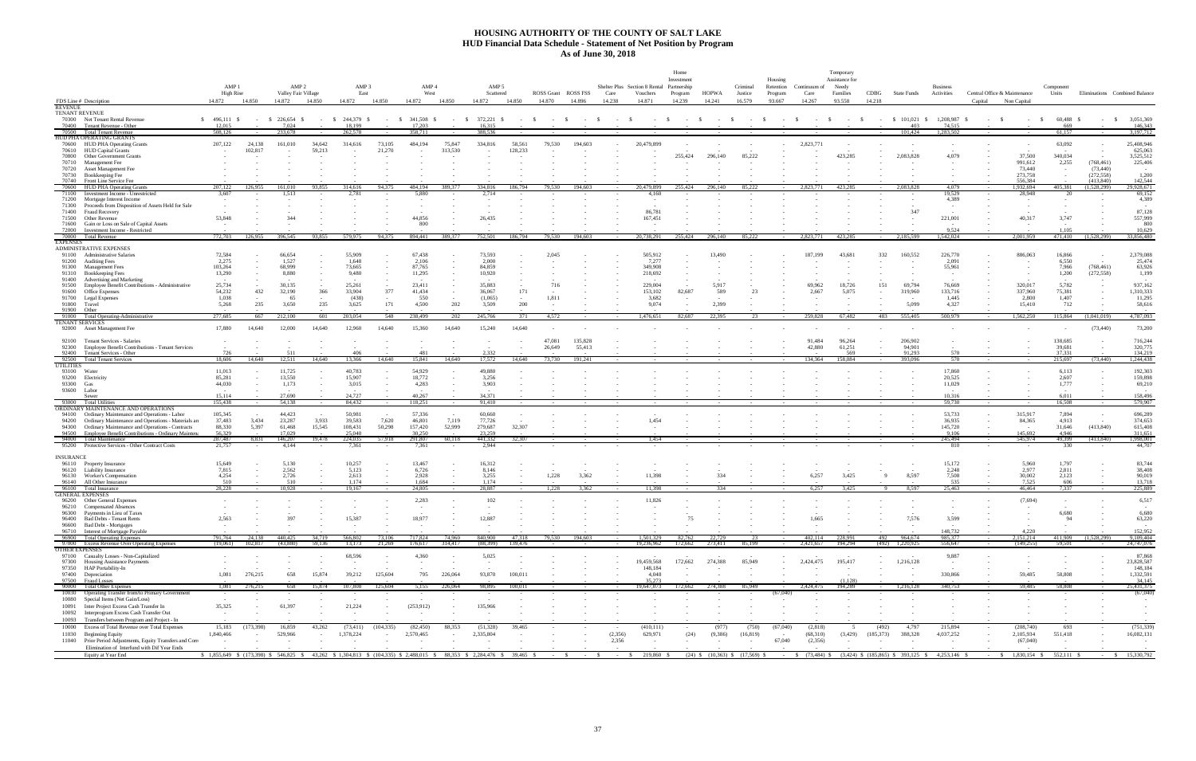# HOUSING AUTHORITY OF THE COUNTY OF SALT LAKE
## HUD Financial Data Schedule - Statement of Net Position by Program
### As of June 30, 2018

| FDS Line # | Description | AMP 1 High Rise 14.872 | AMP 1 High Rise 14.850 | AMP 2 Valley Fair Village 14.872 | AMP 2 Valley Fair Village 14.850 | AMP 3 East 14.872 | AMP 3 East 14.850 | AMP 4 West 14.872 | AMP 4 West 14.850 | AMP 5 Scattered 14.872 | AMP 5 Scattered 14.850 | ROSS Grant 14.870 | ROSS FSS 14.896 | Shelter Plus Care 14.238 | Section 8 Rental Vouchers 14.871 | Home Investment Partnership Program 14.239 | HOPWA 14.241 | Criminal Justice Program 16.579 | Housing Retention Program 93.667 | Continuum of Care 14.267 | Temporary Assistance for Needy Families 93.558 | CDBG 14.218 | State Funds | Business Activities | Central Office & Maintenance Capital | Central Office & Maintenance Non Capital | Component Units | Eliminations | Combined Balance |
|---|---|---|---|---|---|---|---|---|---|---|---|---|---|---|---|---|---|---|---|---|---|---|---|---|---|---|---|---|---|
| | REVENUE | | | | | | | | | | | | | | | | | | | | | | | | | | | | |
| | TENANT REVENUE | | | | | | | | | | | | | | | | | | | | | | | | | | | | |
| 70300 | Net Tenant Rental Revenue | $ 496,111 | $ - | $ 226,654 | $ - | $ 244,379 | $ - | $ 341,508 | $ - | $ 372,221 | $ - | $ - | $ - | $ - | $ - | $ - | $ - | $ - | $ - | $ - | $ - | $ - | $ 101,021 | $ 1,208,987 | $ - | $ - | $ 60,488 | $ - | $ 3,051,369 |
| 70400 | Tenant Revenue - Other | 12,015 | - | 7,024 | - | 18,199 | - | 17,203 | - | 16,315 | - | - | - | - | - | - | - | - | - | - | - | - | 403 | 74,515 | - | - | 669 | - | 146,343 |
| 70500 | Total Tenant Revenue | 508,126 | - | 233,678 | - | 262,578 | - | 358,711 | - | 388,536 | - | - | - | - | - | - | - | - | - | - | - | - | 101,424 | 1,283,502 | - | - | 61,157 | - | 3,197,712 |
| | HUD PHA OPERATING GRANTS | | | | | | | | | | | | | | | | | | | | | | | | | | | | |
| 70600 | HUD PHA Operating Grants | 207,122 | 24,138 | 161,010 | 34,642 | 314,616 | 73,105 | 484,194 | 75,847 | 334,816 | 58,561 | 79,530 | 194,603 | - | 20,479,899 | - | - | - | - | 2,823,771 | - | - | - | - | - | - | 63,092 | - | 25,408,946 |
| 70610 | HUD Capital Grants | - | 102,817 | - | 59,213 | - | 21,270 | - | 313,530 | - | 128,233 | - | - | - | - | - | - | - | - | - | - | - | - | - | - | - | - | - | 625,063 |
| 70800 | Other Government Grants | - | - | - | - | - | - | - | - | - | - | - | - | - | - | 255,424 | 296,140 | 85,222 | - | - | 423,285 | - | 2,083,828 | 4,079 | - | 37,500 | 340,034 | - | 3,525,512 |
| 70710 | Management Fee | - | - | - | - | - | - | - | - | - | - | - | - | - | - | - | - | - | - | - | - | - | - | - | - | 991,612 | 2,255 | (768,461) | 225,406 |
| 70720 | Asset Management Fee | - | - | - | - | - | - | - | - | - | - | - | - | - | - | - | - | - | - | - | - | - | - | - | - | 73,440 | - | (73,440) | - |
| 70730 | Bookkeeping Fee | - | - | - | - | - | - | - | - | - | - | - | - | - | - | - | - | - | - | - | - | - | - | - | - | 273,758 | - | (272,558) | 1,200 |
| 70740 | Front Line Service Fee | - | - | - | - | - | - | - | - | - | - | - | - | - | - | - | - | - | - | - | - | - | - | - | - | 556,384 | - | (413,840) | 142,544 |
| 70600 | HUD PHA Operating Grants | 207,122 | 126,955 | 161,010 | 93,855 | 314,616 | 94,375 | 484,194 | 389,377 | 334,816 | 186,794 | 79,530 | 194,603 | - | 20,479,899 | 255,424 | 296,140 | 85,222 | - | 2,823,771 | 423,285 | - | 2,083,828 | 4,079 | - | 1,932,694 | 405,381 | (1,528,299) | 29,928,671 |
| 71100 | Investment Income - Unrestricted | 3,607 | - | 1,513 | - | 2,781 | - | 5,880 | - | 2,714 | - | - | - | - | 4,160 | - | - | - | - | - | - | - | - | 19,529 | - | 28,948 | 20 | - | 69,152 |
| 71200 | Mortgage Interest Income | - | - | - | - | - | - | - | - | - | - | - | - | - | - | - | - | - | - | - | - | - | - | 4,389 | - | - | - | - | 4,389 |
| 71300 | Proceeds from Disposition of Assets Held for Sale | - | - | - | - | - | - | - | - | - | - | - | - | - | - | - | - | - | - | - | - | - | - | - | - | - | - | - | - |
| 71400 | Fraud Recovery | - | - | - | - | - | - | - | - | - | - | - | - | - | 86,781 | - | - | - | - | - | - | - | 347 | - | - | - | - | - | 87,128 |
| 71500 | Other Revenue | 53,848 | - | 344 | - | - | - | 44,856 | - | 26,435 | - | - | - | - | 167,451 | - | - | - | - | - | - | - | - | 221,001 | - | 40,317 | 3,747 | - | 557,999 |
| 71600 | Gain or Loss on Sale of Capital Assets | - | - | - | - | - | - | 800 | - | - | - | - | - | - | - | - | - | - | - | - | - | - | - | - | - | - | - | - | 800 |
| 72000 | Investment Income - Restricted | - | - | - | - | - | - | - | - | - | - | - | - | - | - | - | - | - | - | - | - | - | - | 9,524 | - | - | 1,105 | - | 10,629 |
| 70000 | Total Revenue | 772,703 | 126,955 | 396,545 | 93,855 | 579,975 | 94,375 | 894,441 | 389,377 | 752,501 | 186,794 | 79,530 | 194,603 | - | 20,738,291 | 255,424 | 296,140 | 85,222 | - | 2,823,771 | 423,285 | - | 2,185,599 | 1,542,024 | - | 2,001,959 | 471,410 | (1,528,299) | 33,856,480 |
| | EXPENSES | | | | | | | | | | | | | | | | | | | | | | | | | | | | |
| | ADMINISTRATIVE EXPENSES | | | | | | | | | | | | | | | | | | | | | | | | | | | | |
| 91100 | Administrative Salaries | 72,584 | - | 66,654 | - | 55,909 | - | 67,438 | - | 73,593 | - | 2,045 | - | - | 505,912 | - | 13,490 | - | - | 187,199 | 43,681 | 332 | 160,552 | 226,770 | - | 886,063 | 16,866 | - | 2,379,088 |
| 91200 | Auditing Fees | 2,275 | - | 1,527 | - | 1,648 | - | 2,106 | - | 2,000 | - | - | - | - | 7,277 | - | - | - | - | - | - | - | - | 2,091 | - | - | 6,550 | - | 25,474 |
| 91300 | Management Fees | 103,264 | - | 68,999 | - | 73,665 | - | 87,765 | - | 84,859 | - | - | - | - | 349,908 | - | - | - | - | - | - | - | - | 55,961 | - | - | 7,966 | (768,461) | 63,926 |
| 91310 | Bookkeeping Fees | 13,290 | - | 8,880 | - | 9,480 | - | 11,295 | - | 10,920 | - | - | - | - | 218,692 | - | - | - | - | - | - | - | - | - | - | - | 1,200 | (272,558) | 1,199 |
| 91400 | Advertising and Marketing | - | - | - | - | - | - | - | - | - | - | - | - | - | - | - | - | - | - | - | - | - | - | - | - | - | - | - | - |
| 91500 | Employee Benefit Contributions - Administrative | 25,734 | - | 30,135 | - | 25,261 | - | 23,411 | - | 35,883 | - | 716 | - | - | 229,004 | - | 5,917 | - | - | 69,962 | 18,726 | 151 | 69,704 | 76,669 | - | 320,017 | 5,782 | - | 937,162 |
| 91600 | Office Expenses | 54,232 | 432 | 32,190 | 366 | 33,904 | 377 | 41,434 | - | 36,067 | 171 | - | - | - | 153,102 | 82,687 | 589 | 23 | - | 2,667 | 5,075 | - | 319,960 | 133,716 | - | 337,960 | 75,381 | - | 1,310,333 |
| 91700 | Legal Expenses | 1,038 | - | 65 | - | (438) | - | 550 | - | (1,065) | - | 1,811 | - | - | 3,682 | - | - | - | - | - | - | - | - | 1,445 | - | 2,800 | 1,407 | - | 11,295 |
| 91800 | Travel | 5,268 | 235 | 3,650 | 235 | 3,625 | 171 | 4,500 | 202 | 3,509 | 200 | - | - | - | 9,074 | - | 2,399 | - | - | - | - | - | 5,099 | 4,327 | - | 15,410 | 712 | - | 58,616 |
| 91900 | Other | - | - | - | - | - | - | - | - | - | - | - | - | - | - | - | - | - | - | - | - | - | - | - | - | - | - | - | - |
| 91000 | Total Operating-Administrative | 277,685 | 667 | 212,100 | 601 | 203,054 | 548 | 238,499 | 202 | 245,766 | 371 | 4,572 | - | - | 1,476,651 | 82,687 | 22,395 | 23 | - | 259,828 | 67,482 | 483 | 555,405 | 500,979 | - | 1,562,250 | 115,864 | (1,041,019) | 4,787,993 |
| | TENANT SERVICES | | | | | | | | | | | | | | | | | | | | | | | | | | | | |
| 92000 | Asset Management Fee | 17,880 | 14,640 | 12,000 | 14,640 | 12,960 | 14,640 | 15,360 | 14,640 | 15,240 | 14,640 | - | - | - | - | - | - | - | - | - | - | - | - | - | - | - | - | (73,440) | 73,200 |
| 92100 | Tenant Services - Salaries | - | - | - | - | - | - | - | - | - | - | 47,081 | 135,828 | - | - | - | - | - | - | 91,484 | 96,264 | - | 206,902 | - | - | - | 138,685 | - | 716,244 |
| 92300 | Employee Benefit Contributions - Tenant Services | - | - | - | - | - | - | - | - | - | - | 26,649 | 55,413 | - | - | - | - | - | - | 42,880 | 61,251 | - | 94,901 | - | - | - | 39,681 | - | 320,775 |
| 92400 | Tenant Services - Other | 726 | - | 511 | - | 406 | - | 481 | - | 2,332 | - | - | - | - | - | - | - | - | - | - | 569 | - | 91,293 | 570 | - | - | 37,331 | - | 134,219 |
| 92500 | Total Tenant Services | 18,606 | 14,640 | 12,511 | 14,640 | 13,366 | 14,640 | 15,841 | 14,640 | 17,572 | 14,640 | 73,730 | 191,241 | - | - | - | - | - | - | 134,364 | 158,084 | - | 393,096 | 570 | - | - | 215,697 | (73,440) | 1,244,438 |
| | UTILITIES | | | | | | | | | | | | | | | | | | | | | | | | | | | | |
| 93100 | Water | 11,013 | - | 11,725 | - | 40,783 | - | 54,929 | - | 49,880 | - | - | - | - | - | - | - | - | - | - | - | - | - | 17,860 | - | - | 6,113 | - | 192,303 |
| 93200 | Electricity | 85,281 | - | 13,550 | - | 15,907 | - | 18,772 | - | 3,256 | - | - | - | - | - | - | - | - | - | - | - | - | - | 20,525 | - | - | 2,607 | - | 159,898 |
| 93300 | Gas | 44,030 | - | 1,173 | - | 3,015 | - | 4,283 | - | 3,903 | - | - | - | - | - | - | - | - | - | - | - | - | - | 11,029 | - | - | 1,777 | - | 69,210 |
| 93600 | Labor | | | | | | | | | | | | | | | | | | | | | | | | | | | | |
| | Sewer | 15,114 | - | 27,690 | - | 24,727 | - | 40,267 | - | 34,371 | - | - | - | - | - | - | - | - | - | - | - | - | - | 10,316 | - | - | 6,011 | - | 158,496 |
| 93000 | Total Utilities | 155,438 | - | 54,138 | - | 84,432 | - | 118,251 | - | 91,410 | - | - | - | - | - | - | - | - | - | - | - | - | - | 59,730 | - | - | 16,508 | - | 579,907 |
| | ORDINARY MAINTENANCE AND OPERATIONS | | | | | | | | | | | | | | | | | | | | | | | | | | | | |
| 94100 | Ordinary Maintenance and Operations - Labor | 105,345 | - | 44,423 | - | 50,981 | - | 57,336 | - | 60,660 | - | - | - | - | - | - | - | - | - | - | - | - | - | 53,733 | - | 315,917 | 7,894 | - | 696,289 |
| 94200 | Ordinary Maintenance and Operations - Materials an | 37,483 | 3,434 | 23,287 | 3,933 | 39,583 | 7,620 | 46,801 | 7,119 | 77,726 | - | - | - | - | 1,454 | - | - | - | - | - | - | - | - | 36,935 | - | 84,365 | 4,913 | - | 374,653 |
| 94300 | Ordinary Maintenance and Operations - Contracts | 88,330 | 5,397 | 61,468 | 15,545 | 108,431 | 50,298 | 157,420 | 52,999 | 279,687 | 32,307 | - | - | - | - | - | - | - | - | - | - | - | - | 145,720 | - | - | 31,646 | (413,840) | 615,408 |
| 94500 | Employee Benefit Contributions - Ordinary Maintena | 56,329 | - | 17,029 | - | 25,040 | - | 30,250 | - | 23,259 | - | - | - | - | - | - | - | - | - | - | - | - | - | 9,106 | - | 145,692 | 4,946 | - | 311,651 |
| 94000 | Total Maintenance | 287,487 | 8,831 | 146,207 | 19,478 | 224,035 | 57,918 | 291,807 | 60,118 | 441,332 | 32,307 | - | - | - | 1,454 | - | - | - | - | - | - | - | - | 245,494 | - | 545,974 | 49,399 | (413,840) | 1,998,001 |
| 95200 | Protective Services - Other Contract Costs | 21,757 | - | 4,144 | - | 7,361 | - | 7,361 | - | 2,944 | - | - | - | - | - | - | - | - | - | - | - | - | - | 810 | - | - | 330 | - | 44,707 |
| | INSURANCE | | | | | | | | | | | | | | | | | | | | | | | | | | | | |
| 96110 | Property Insurance | 15,649 | - | 5,130 | - | 10,257 | - | 13,467 | - | 16,312 | - | - | - | - | - | - | - | - | - | - | - | - | - | 15,172 | - | 5,960 | 1,797 | - | 83,744 |
| 96120 | Liability Insurance | 7,815 | - | 2,562 | - | 5,123 | - | 6,726 | - | 8,146 | - | - | - | - | - | - | - | - | - | - | - | - | - | 2,248 | - | 2,977 | 2,811 | - | 38,408 |
| 96130 | Worker's Compensation | 4,254 | - | 2,726 | - | 2,613 | - | 2,928 | - | 3,255 | - | 1,228 | 3,362 | - | 11,398 | - | 334 | - | - | 6,257 | 3,425 | 9 | 8,597 | 7,508 | - | 30,002 | 2,123 | - | 90,019 |
| 96140 | All Other Insurance | 510 | - | 510 | - | 1,174 | - | 1,684 | - | 1,174 | - | - | - | - | - | - | - | - | - | - | - | - | - | 535 | - | 7,525 | 606 | - | 13,718 |
| 96100 | Total Insurance | 28,228 | - | 10,928 | - | 19,167 | - | 24,805 | - | 28,887 | - | 1,228 | 3,362 | - | 11,398 | - | 334 | - | - | 6,257 | 3,425 | 9 | 8,597 | 25,463 | - | 46,464 | 7,337 | - | 225,889 |
| | GENERAL EXPENSES | | | | | | | | | | | | | | | | | | | | | | | | | | | | |
| 96200 | Other General Expenses | - | - | - | - | - | - | 2,283 | - | 102 | - | - | - | - | 11,826 | - | - | - | - | - | - | - | - | - | - | (7,694) | - | - | 6,517 |
| 96210 | Compensated Absences | - | - | - | - | - | - | - | - | - | - | - | - | - | - | - | - | - | - | - | - | - | - | - | - | - | - | - | - |
| 96300 | Payments in Lieu of Taxes | - | - | - | - | - | - | - | - | - | - | - | - | - | - | - | - | - | - | - | - | - | - | - | - | - | 6,680 | - | 6,680 |
| 96400 | Bad Debts - Tenant Rents | 2,563 | - | 397 | - | 15,387 | - | 18,977 | - | 12,887 | - | - | - | - | - | 75 | - | - | - | 1,665 | - | - | 7,576 | 3,599 | - | - | 94 | - | 63,220 |
| 96600 | Bad Debt - Mortgages | - | - | - | - | - | - | - | - | - | - | - | - | - | - | - | - | - | - | - | - | - | - | - | - | - | - | - | - |
| 96710 | Interest of Mortgage Payable | - | - | - | - | - | - | - | - | - | - | - | - | - | - | - | - | - | - | - | - | - | - | 148,732 | - | 4,220 | - | - | 152,952 |
| 96900 | Total Operating Expenses | 791,764 | 24,138 | 440,425 | 34,719 | 566,802 | 73,106 | 717,824 | 74,960 | 840,900 | 47,318 | 79,530 | 194,603 | - | 1,501,329 | 82,762 | 22,729 | 23 | - | 402,114 | 228,991 | 492 | 964,674 | 985,377 | - | 2,151,214 | 411,909 | (1,528,299) | 9,109,404 |
| 97000 | Excess Revenue Over Operating Expenses | (19,061) | 102,817 | (43,880) | 59,136 | 13,173 | 21,269 | 176,617 | 314,417 | (88,399) | 139,476 | - | - | - | 19,236,962 | 172,662 | 273,411 | 85,199 | - | 2,421,657 | 194,294 | (492) | 1,220,925 | 556,647 | - | (149,255) | 59,501 | - | 24,747,076 |
| | OTHER EXPENSES | | | | | | | | | | | | | | | | | | | | | | | | | | | | |
| 97100 | Casualty Losses - Non-Capitalized | - | - | - | - | 68,596 | - | 4,360 | - | 5,025 | - | - | - | - | - | - | - | - | - | - | - | - | - | 9,887 | - | - | - | - | 87,868 |
| 97300 | Housing Assistance Payments | - | - | - | - | - | - | - | - | - | - | - | - | - | 19,459,568 | 172,662 | 274,388 | 85,949 | - | 2,424,475 | 195,411 | - | 1,216,128 | - | - | - | - | - | 23,828,587 |
| 97350 | HAP Portability-In | - | - | - | - | - | - | - | - | - | - | - | - | - | 148,184 | - | - | - | - | - | - | - | - | - | - | - | - | - | 148,184 |
| 97400 | Depreciation | 1,081 | 276,215 | 658 | 15,874 | 39,212 | 125,604 | 795 | 226,064 | 93,870 | 100,011 | - | - | - | 4,048 | - | - | - | - | - | - | - | - | 330,866 | - | 59,485 | 58,808 | - | 1,332,591 |
| 97500 | Fraud Losses | - | - | - | - | - | - | - | - | - | - | - | - | - | 35,273 | - | - | - | - | - | (1,128) | - | - | - | - | - | - | - | 34,145 |
| 90000 | Total Other Expenses | 1,081 | 276,215 | 658 | 15,874 | 107,808 | 125,604 | 5,155 | 226,064 | 98,895 | 100,011 | - | - | - | 19,647,073 | 172,662 | 274,388 | 85,949 | - | 2,424,475 | 194,283 | - | 1,216,128 | 340,753 | - | 59,485 | 58,808 | - | 25,431,375 |
| 10030 | Operating Transfer from/to Primary Government | - | - | - | - | - | - | - | - | - | - | - | - | - | - | - | - | - | (67,040) | - | - | - | - | - | - | - | - | - | (67,040) |
| 10080 | Special Items (Net Gain/Loss) | - | - | - | - | - | - | - | - | - | - | - | - | - | - | - | - | - | - | - | - | - | - | - | - | - | - | - | - |
| 10091 | Inter Project Excess Cash Transfer In | 35,325 | - | 61,397 | - | 21,224 | - | (253,912) | - | 135,966 | - | - | - | - | - | - | - | - | - | - | - | - | - | - | - | - | - | - | - |
| 10092 | Interprogram Excess Cash Transfer Out | - | - | - | - | - | - | - | - | - | - | - | - | - | - | - | - | - | - | - | - | - | - | - | - | - | - | - | - |
| 10093 | Transfers between Program and Project - In | - | - | - | - | - | - | - | - | - | - | - | - | - | - | - | - | - | - | - | - | - | - | - | - | - | - | - | - |
| 10000 | Excess (Deficiency) of Total Revenue Over (Under) Total Expenses | 15,183 | (173,398) | 16,859 | 43,262 | (73,411) | (104,335) | (82,450) | 88,353 | (51,328) | 39,465 | - | - | - | (410,111) | - | (977) | (750) | (67,040) | (2,818) | 5 | (492) | 4,797 | 215,894 | - | (208,740) | 693 | - | (751,339) |
| 11030 | Beginning Equity | 1,840,466 | - | 529,966 | - | 1,378,224 | - | 2,570,465 | - | 2,335,804 | - | - | - | (2,356) | 629,971 | (24) | (9,386) | (16,819) | - | (68,310) | (3,429) | (185,373) | 388,328 | 4,037,252 | - | 2,105,934 | 551,418 | - | 16,082,131 |
| 11040 | Prior Period Adjustments, Equity Transfers and Corr | - | - | - | - | - | - | - | - | - | - | - | - | 2,356 | - | - | - | - | 67,040 | (2,356) | - | - | - | - | - | (67,040) | - | - | - |
| | Elimination of Interfund with Dif Year Ends | - | - | - | - | - | - | - | - | - | - | - | - | - | - | - | - | - | - | - | - | - | - | - | - | - | - | - | - |
| | Equity at Year End | $ 1,855,649 | $ (173,398) | $ 546,825 | $ 43,262 | $ 1,304,813 | $ (104,335) | $ 2,488,015 | $ 88,353 | $ 2,284,476 | $ 39,465 | $ - | $ - | $ - | $ 219,860 | $ (24) | $ (10,363) | $ (17,569) | $ - | $ (73,484) | $ (3,424) | $ (185,865) | $ 393,125 | $ 4,253,146 | $ - | $ 1,830,154 | $ 552,111 | $ - | $ 15,330,792 |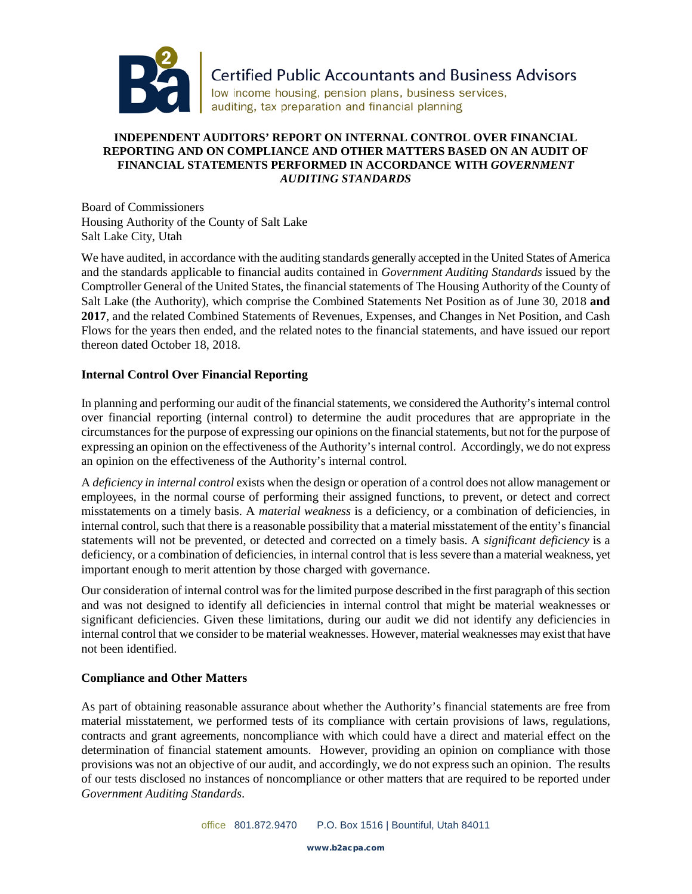Certified Public Accountants and Business Advisors

low income housing, pension plans, business services, auditing, tax preparation and financial planning

**INDEPENDENT AUDITORS' REPORT ON INTERNAL CONTROL OVER FINANCIAL REPORTING AND ON COMPLIANCE AND OTHER MATTERS BASED ON AN AUDIT OF FINANCIAL STATEMENTS PERFORMED IN ACCORDANCE WITH *GOVERNMENT AUDITING STANDARDS***

Board of Commissioners
Housing Authority of the County of Salt Lake
Salt Lake City, Utah

We have audited, in accordance with the auditing standards generally accepted in the United States of America and the standards applicable to financial audits contained in *Government Auditing Standards* issued by the Comptroller General of the United States, the financial statements of The Housing Authority of the County of Salt Lake (the Authority), which comprise the Combined Statements Net Position as of June 30, 2018 **and 2017**, and the related Combined Statements of Revenues, Expenses, and Changes in Net Position, and Cash Flows for the years then ended, and the related notes to the financial statements, and have issued our report thereon dated October 18, 2018.

### Internal Control Over Financial Reporting

In planning and performing our audit of the financial statements, we considered the Authority's internal control over financial reporting (internal control) to determine the audit procedures that are appropriate in the circumstances for the purpose of expressing our opinions on the financial statements, but not for the purpose of expressing an opinion on the effectiveness of the Authority's internal control. Accordingly, we do not express an opinion on the effectiveness of the Authority's internal control.

A *deficiency in internal control* exists when the design or operation of a control does not allow management or employees, in the normal course of performing their assigned functions, to prevent, or detect and correct misstatements on a timely basis. A *material weakness* is a deficiency, or a combination of deficiencies, in internal control, such that there is a reasonable possibility that a material misstatement of the entity's financial statements will not be prevented, or detected and corrected on a timely basis. A *significant deficiency* is a deficiency, or a combination of deficiencies, in internal control that is less severe than a material weakness, yet important enough to merit attention by those charged with governance.

Our consideration of internal control was for the limited purpose described in the first paragraph of this section and was not designed to identify all deficiencies in internal control that might be material weaknesses or significant deficiencies. Given these limitations, during our audit we did not identify any deficiencies in internal control that we consider to be material weaknesses. However, material weaknesses may exist that have not been identified.

### Compliance and Other Matters

As part of obtaining reasonable assurance about whether the Authority's financial statements are free from material misstatement, we performed tests of its compliance with certain provisions of laws, regulations, contracts and grant agreements, noncompliance with which could have a direct and material effect on the determination of financial statement amounts. However, providing an opinion on compliance with those provisions was not an objective of our audit, and accordingly, we do not express such an opinion. The results of our tests disclosed no instances of noncompliance or other matters that are required to be reported under *Government Auditing Standards*.

office 801.872.9470 P.O. Box 1516 | Bountiful, Utah 84011

www.b2acpa.com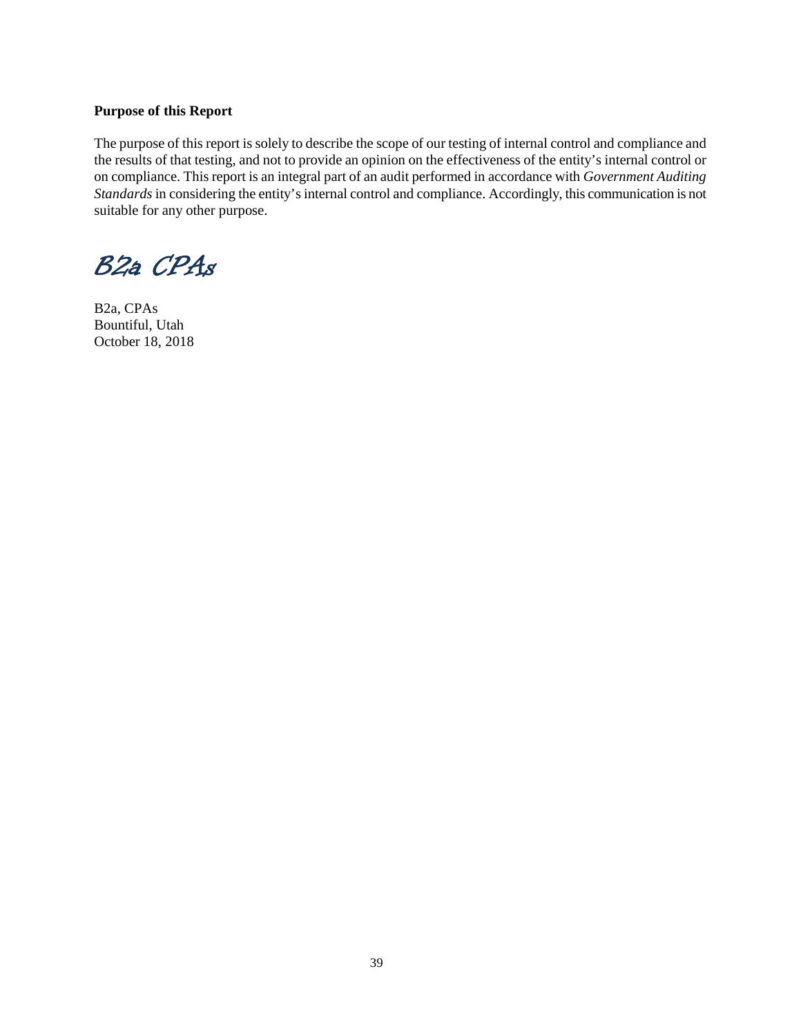**Purpose of this Report**

The purpose of this report is solely to describe the scope of our testing of internal control and compliance and the results of that testing, and not to provide an opinion on the effectiveness of the entity's internal control or on compliance. This report is an integral part of an audit performed in accordance with *Government Auditing Standards* in considering the entity's internal control and compliance. Accordingly, this communication is not suitable for any other purpose.

*B2a CPAs*

B2a, CPAs
Bountiful, Utah
October 18, 2018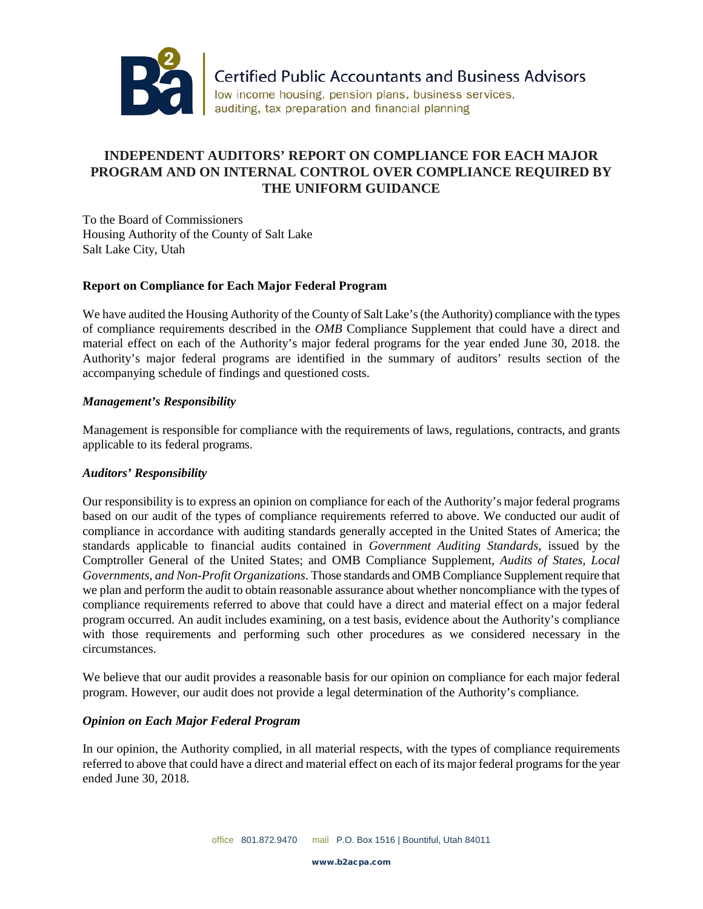# INDEPENDENT AUDITORS' REPORT ON COMPLIANCE FOR EACH MAJOR PROGRAM AND ON INTERNAL CONTROL OVER COMPLIANCE REQUIRED BY THE UNIFORM GUIDANCE

To the Board of Commissioners
Housing Authority of the County of Salt Lake
Salt Lake City, Utah

## Report on Compliance for Each Major Federal Program

We have audited the Housing Authority of the County of Salt Lake's (the Authority) compliance with the types of compliance requirements described in the *OMB* Compliance Supplement that could have a direct and material effect on each of the Authority's major federal programs for the year ended June 30, 2018. the Authority's major federal programs are identified in the summary of auditors' results section of the accompanying schedule of findings and questioned costs.

### *Management's Responsibility*

Management is responsible for compliance with the requirements of laws, regulations, contracts, and grants applicable to its federal programs.

### *Auditors' Responsibility*

Our responsibility is to express an opinion on compliance for each of the Authority's major federal programs based on our audit of the types of compliance requirements referred to above. We conducted our audit of compliance in accordance with auditing standards generally accepted in the United States of America; the standards applicable to financial audits contained in *Government Auditing Standards*, issued by the Comptroller General of the United States; and OMB Compliance Supplement, *Audits of States, Local Governments, and Non-Profit Organizations*. Those standards and OMB Compliance Supplement require that we plan and perform the audit to obtain reasonable assurance about whether noncompliance with the types of compliance requirements referred to above that could have a direct and material effect on a major federal program occurred. An audit includes examining, on a test basis, evidence about the Authority's compliance with those requirements and performing such other procedures as we considered necessary in the circumstances.

We believe that our audit provides a reasonable basis for our opinion on compliance for each major federal program. However, our audit does not provide a legal determination of the Authority's compliance.

### *Opinion on Each Major Federal Program*

In our opinion, the Authority complied, in all material respects, with the types of compliance requirements referred to above that could have a direct and material effect on each of its major federal programs for the year ended June 30, 2018.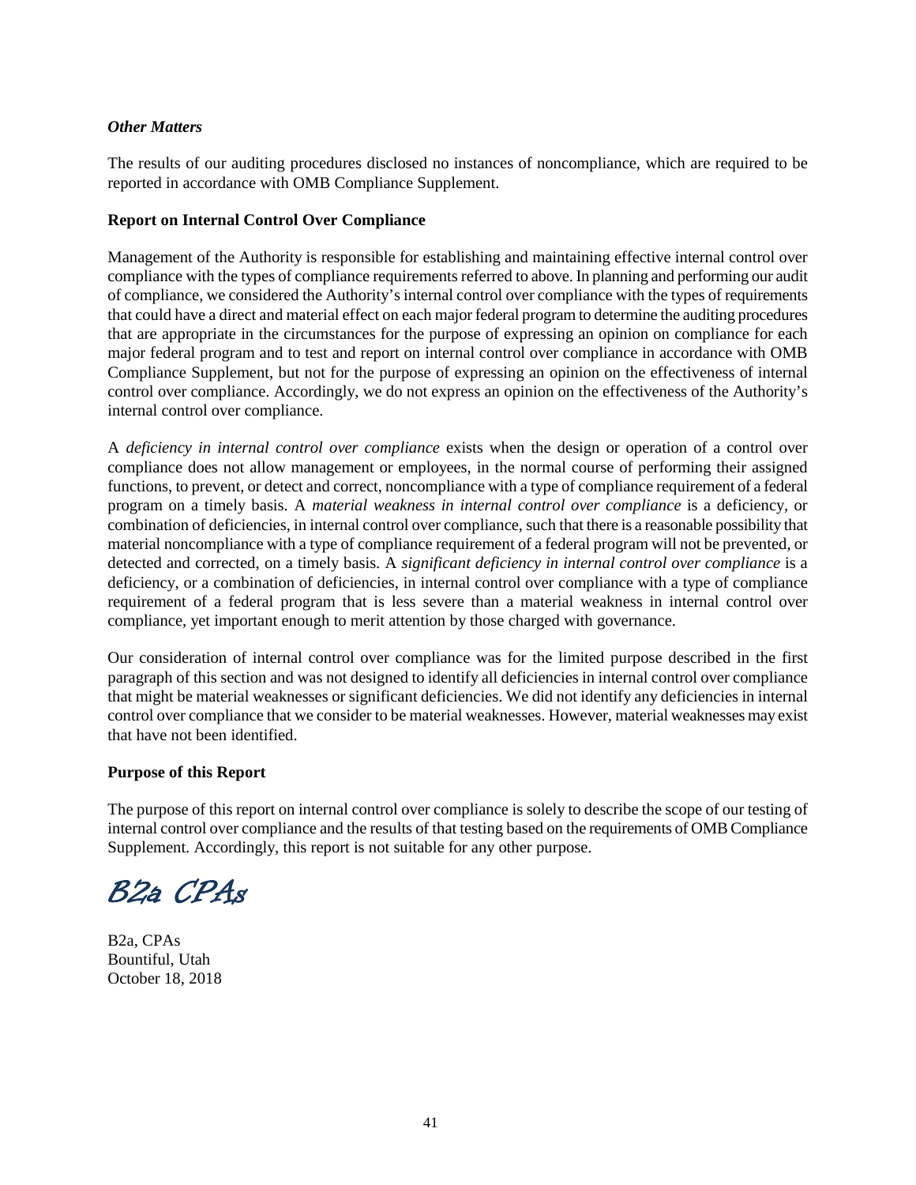***Other Matters***

The results of our auditing procedures disclosed no instances of noncompliance, which are required to be reported in accordance with OMB Compliance Supplement.

**Report on Internal Control Over Compliance**

Management of the Authority is responsible for establishing and maintaining effective internal control over compliance with the types of compliance requirements referred to above. In planning and performing our audit of compliance, we considered the Authority's internal control over compliance with the types of requirements that could have a direct and material effect on each major federal program to determine the auditing procedures that are appropriate in the circumstances for the purpose of expressing an opinion on compliance for each major federal program and to test and report on internal control over compliance in accordance with OMB Compliance Supplement, but not for the purpose of expressing an opinion on the effectiveness of internal control over compliance. Accordingly, we do not express an opinion on the effectiveness of the Authority's internal control over compliance.

A *deficiency in internal control over compliance* exists when the design or operation of a control over compliance does not allow management or employees, in the normal course of performing their assigned functions, to prevent, or detect and correct, noncompliance with a type of compliance requirement of a federal program on a timely basis. A *material weakness in internal control over compliance* is a deficiency, or combination of deficiencies, in internal control over compliance, such that there is a reasonable possibility that material noncompliance with a type of compliance requirement of a federal program will not be prevented, or detected and corrected, on a timely basis. A *significant deficiency in internal control over compliance* is a deficiency, or a combination of deficiencies, in internal control over compliance with a type of compliance requirement of a federal program that is less severe than a material weakness in internal control over compliance, yet important enough to merit attention by those charged with governance.

Our consideration of internal control over compliance was for the limited purpose described in the first paragraph of this section and was not designed to identify all deficiencies in internal control over compliance that might be material weaknesses or significant deficiencies. We did not identify any deficiencies in internal control over compliance that we consider to be material weaknesses. However, material weaknesses may exist that have not been identified.

**Purpose of this Report**

The purpose of this report on internal control over compliance is solely to describe the scope of our testing of internal control over compliance and the results of that testing based on the requirements of OMB Compliance Supplement. Accordingly, this report is not suitable for any other purpose.

*B2a CPAs*

B2a, CPAs
Bountiful, Utah
October 18, 2018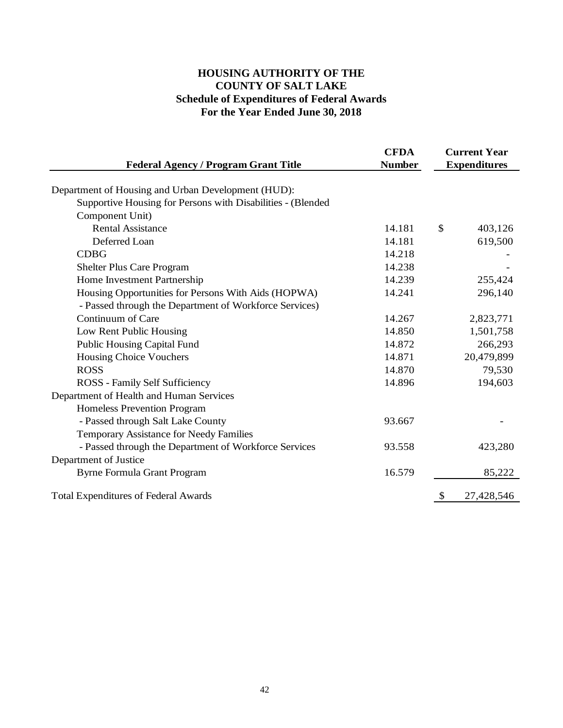# HOUSING AUTHORITY OF THE COUNTY OF SALT LAKE

## Schedule of Expenditures of Federal Awards

## For the Year Ended June 30, 2018

| Federal Agency / Program Grant Title | CFDA Number | Current Year Expenditures |
|---|---|---|
| Department of Housing and Urban Development (HUD): | | |
| Supportive Housing for Persons with Disabilities - (Blended Component Unit) | | |
| Rental Assistance | 14.181 | $ 403,126 |
| Deferred Loan | 14.181 | 619,500 |
| CDBG | 14.218 | - |
| Shelter Plus Care Program | 14.238 | - |
| Home Investment Partnership | 14.239 | 255,424 |
| Housing Opportunities for Persons With Aids (HOPWA) - Passed through the Department of Workforce Services) | 14.241 | 296,140 |
| Continuum of Care | 14.267 | 2,823,771 |
| Low Rent Public Housing | 14.850 | 1,501,758 |
| Public Housing Capital Fund | 14.872 | 266,293 |
| Housing Choice Vouchers | 14.871 | 20,479,899 |
| ROSS | 14.870 | 79,530 |
| ROSS - Family Self Sufficiency | 14.896 | 194,603 |
| Department of Health and Human Services | | |
| Homeless Prevention Program - Passed through Salt Lake County | 93.667 | - |
| Temporary Assistance for Needy Families - Passed through the Department of Workforce Services | 93.558 | 423,280 |
| Department of Justice | | |
| Byrne Formula Grant Program | 16.579 | 85,222 |
| Total Expenditures of Federal Awards | | $ 27,428,546 |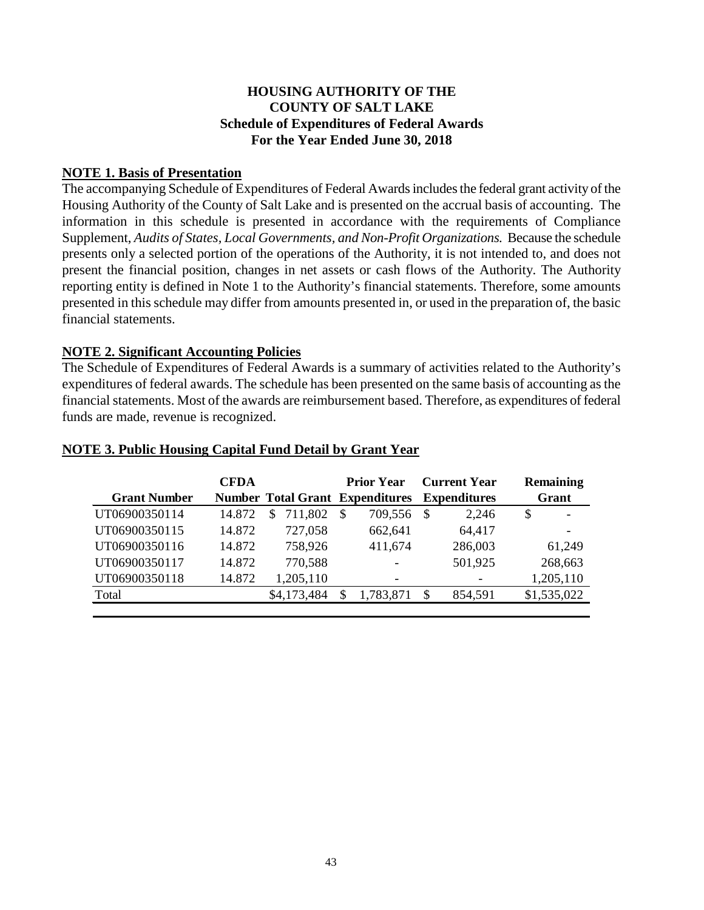# HOUSING AUTHORITY OF THE COUNTY OF SALT LAKE
## Schedule of Expenditures of Federal Awards
## For the Year Ended June 30, 2018

**NOTE 1. Basis of Presentation**

The accompanying Schedule of Expenditures of Federal Awards includes the federal grant activity of the Housing Authority of the County of Salt Lake and is presented on the accrual basis of accounting. The information in this schedule is presented in accordance with the requirements of Compliance Supplement, *Audits of States, Local Governments, and Non-Profit Organizations.* Because the schedule presents only a selected portion of the operations of the Authority, it is not intended to, and does not present the financial position, changes in net assets or cash flows of the Authority. The Authority reporting entity is defined in Note 1 to the Authority's financial statements. Therefore, some amounts presented in this schedule may differ from amounts presented in, or used in the preparation of, the basic financial statements.

**NOTE 2. Significant Accounting Policies**

The Schedule of Expenditures of Federal Awards is a summary of activities related to the Authority's expenditures of federal awards. The schedule has been presented on the same basis of accounting as the financial statements. Most of the awards are reimbursement based. Therefore, as expenditures of federal funds are made, revenue is recognized.

**NOTE 3. Public Housing Capital Fund Detail by Grant Year**

| Grant Number | CFDA Number | Total Grant | Prior Year Expenditures | Current Year Expenditures | Remaining Grant |
|---|---|---|---|---|---|
| UT06900350114 | 14.872 | $ 711,802 | $ 709,556 | $ 2,246 | $ - |
| UT06900350115 | 14.872 | 727,058 | 662,641 | 64,417 | - |
| UT06900350116 | 14.872 | 758,926 | 411,674 | 286,003 | 61,249 |
| UT06900350117 | 14.872 | 770,588 | - | 501,925 | 268,663 |
| UT06900350118 | 14.872 | 1,205,110 | - | - | 1,205,110 |
| Total | | $4,173,484 | $ 1,783,871 | $ 854,591 | $1,535,022 |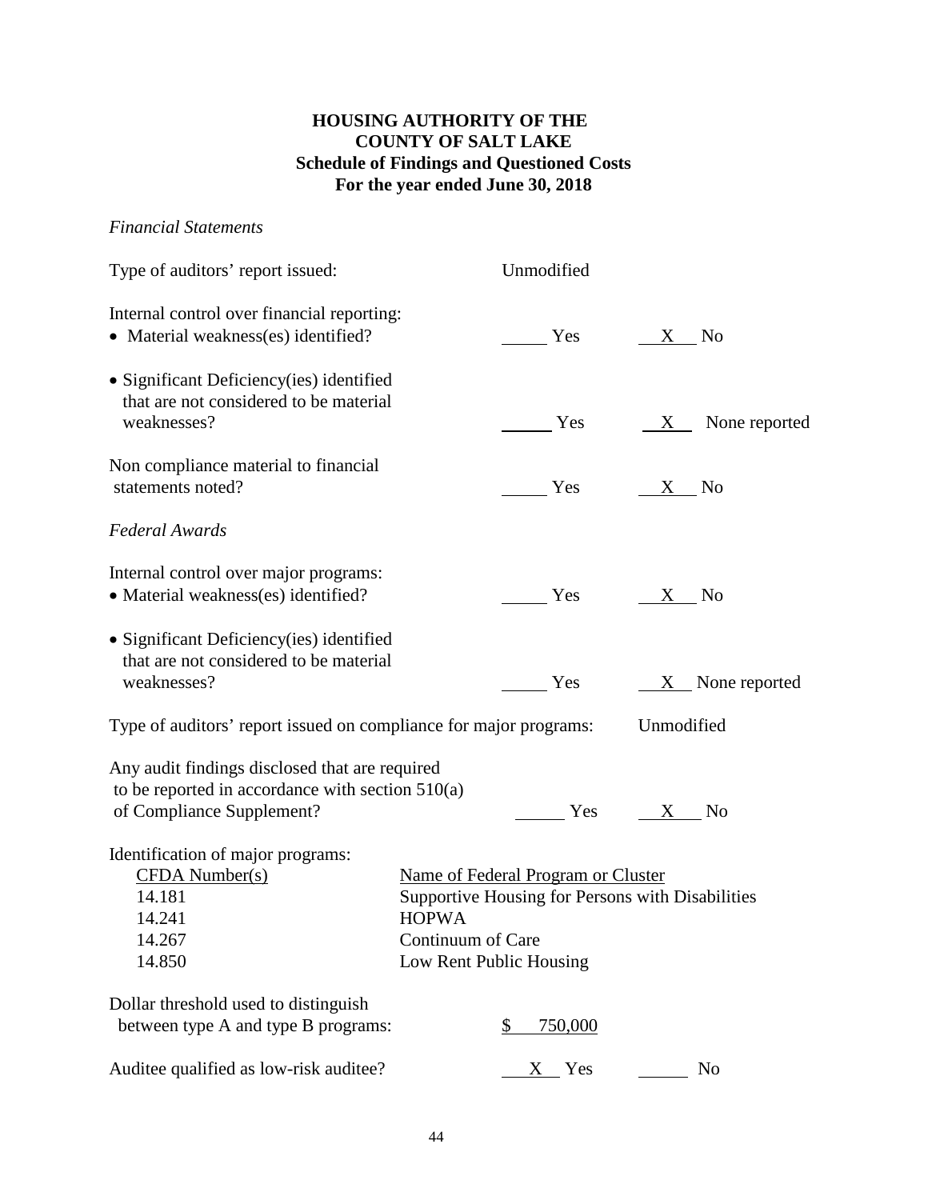# HOUSING AUTHORITY OF THE COUNTY OF SALT LAKE
## Schedule of Findings and Questioned Costs
## For the year ended June 30, 2018

*Financial Statements*

Type of auditors' report issued: Unmodified

Internal control over financial reporting:

- Material weakness(es) identified? ____ Yes __X__ No

- Significant Deficiency(ies) identified that are not considered to be material weaknesses? ____ Yes __X__ None reported

Non compliance material to financial statements noted? ____ Yes __X__ No

*Federal Awards*

Internal control over major programs:

- Material weakness(es) identified? ____ Yes __X__ No

- Significant Deficiency(ies) identified that are not considered to be material weaknesses? ____ Yes __X__ None reported

Type of auditors' report issued on compliance for major programs: Unmodified

Any audit findings disclosed that are required to be reported in accordance with section 510(a) of Compliance Supplement? ____ Yes __X__ No

Identification of major programs:

| CFDA Number(s) | Name of Federal Program or Cluster |
|---|---|
| 14.181 | Supportive Housing for Persons with Disabilities |
| 14.241 | HOPWA |
| 14.267 | Continuum of Care |
| 14.850 | Low Rent Public Housing |

Dollar threshold used to distinguish between type A and type B programs: $ 750,000

Auditee qualified as low-risk auditee? __X__ Yes ____ No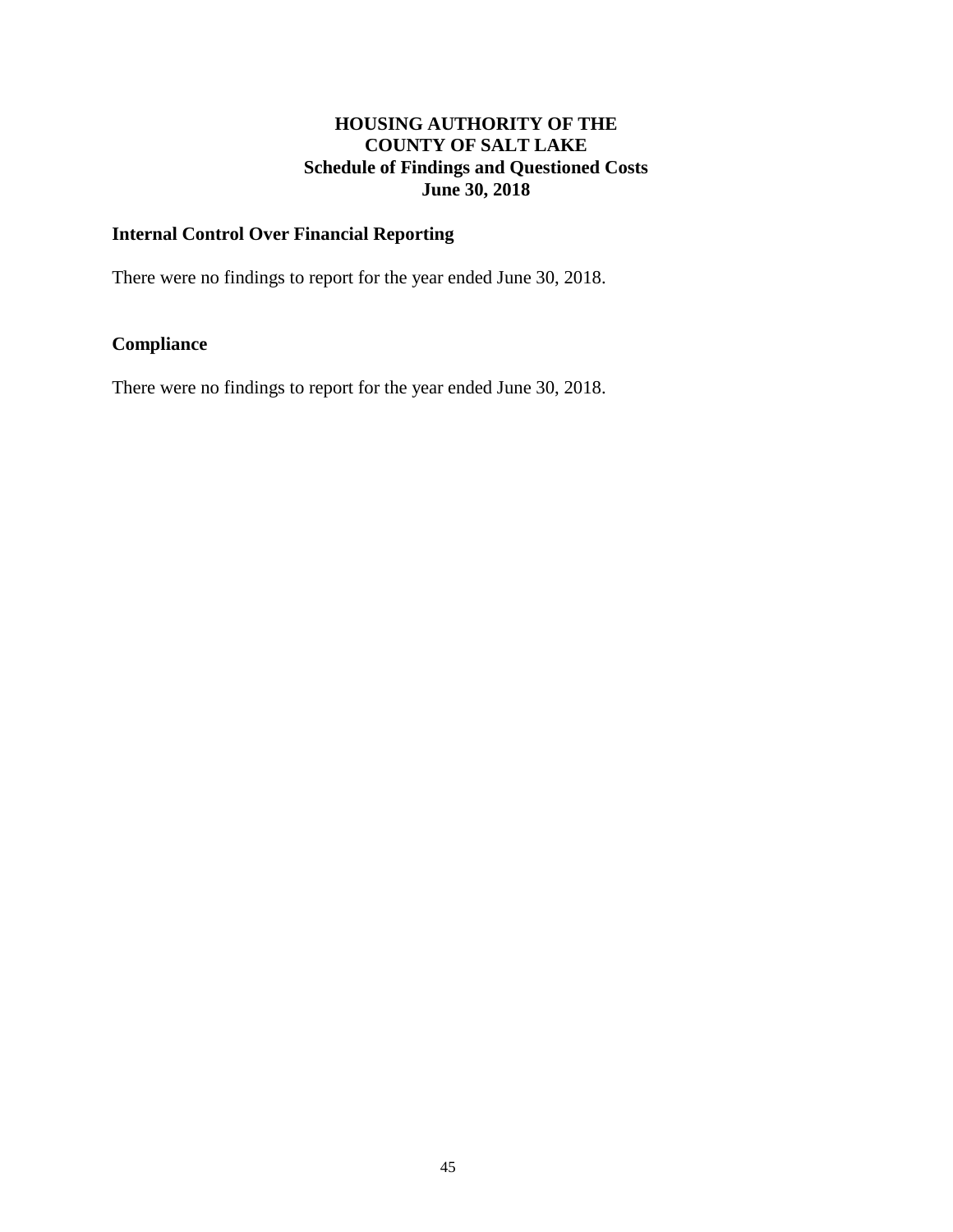# HOUSING AUTHORITY OF THE COUNTY OF SALT LAKE
## Schedule of Findings and Questioned Costs
## June 30, 2018

### Internal Control Over Financial Reporting

There were no findings to report for the year ended June 30, 2018.

### Compliance

There were no findings to report for the year ended June 30, 2018.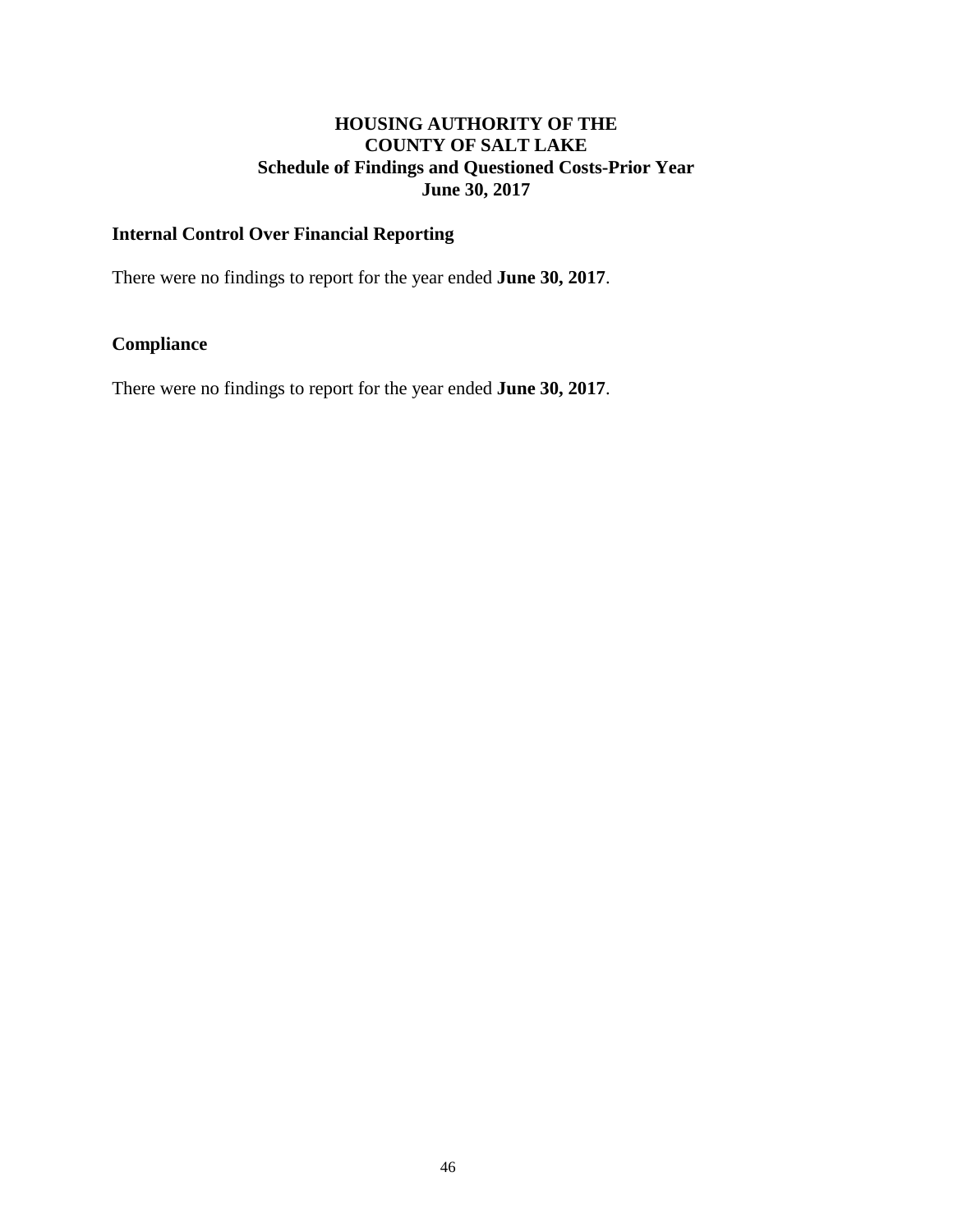# HOUSING AUTHORITY OF THE COUNTY OF SALT LAKE
## Schedule of Findings and Questioned Costs-Prior Year
## June 30, 2017

### Internal Control Over Financial Reporting

There were no findings to report for the year ended **June 30, 2017**.

### Compliance

There were no findings to report for the year ended **June 30, 2017**.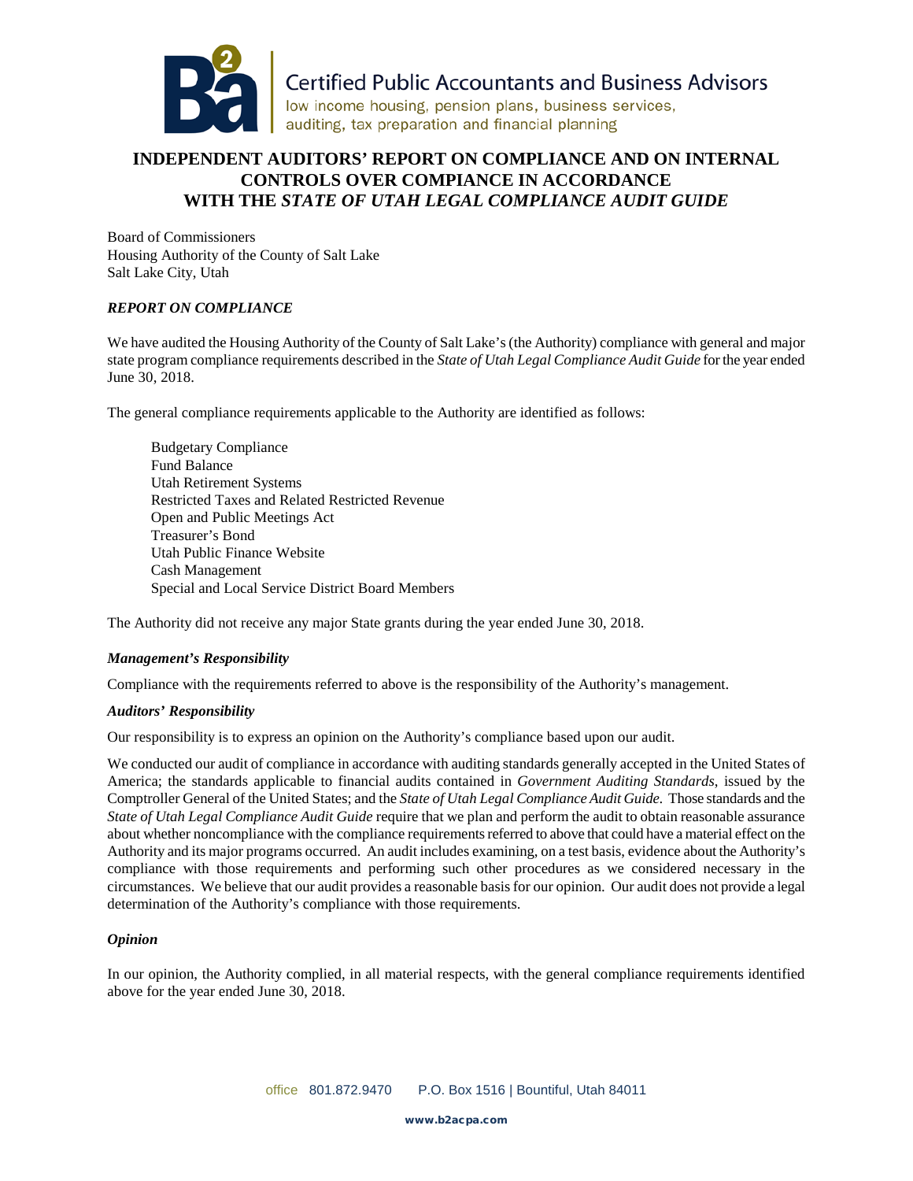Certified Public Accountants and Business Advisors
low income housing, pension plans, business services, auditing, tax preparation and financial planning

# INDEPENDENT AUDITORS' REPORT ON COMPLIANCE AND ON INTERNAL CONTROLS OVER COMPIANCE IN ACCORDANCE WITH THE *STATE OF UTAH LEGAL COMPLIANCE AUDIT GUIDE*

Board of Commissioners
Housing Authority of the County of Salt Lake
Salt Lake City, Utah

### *REPORT ON COMPLIANCE*

We have audited the Housing Authority of the County of Salt Lake's (the Authority) compliance with general and major state program compliance requirements described in the *State of Utah Legal Compliance Audit Guide* for the year ended June 30, 2018.

The general compliance requirements applicable to the Authority are identified as follows:

Budgetary Compliance
Fund Balance
Utah Retirement Systems
Restricted Taxes and Related Restricted Revenue
Open and Public Meetings Act
Treasurer's Bond
Utah Public Finance Website
Cash Management
Special and Local Service District Board Members

The Authority did not receive any major State grants during the year ended June 30, 2018.

#### *Management's Responsibility*

Compliance with the requirements referred to above is the responsibility of the Authority's management.

#### *Auditors' Responsibility*

Our responsibility is to express an opinion on the Authority's compliance based upon our audit.

We conducted our audit of compliance in accordance with auditing standards generally accepted in the United States of America; the standards applicable to financial audits contained in *Government Auditing Standards*, issued by the Comptroller General of the United States; and the *State of Utah Legal Compliance Audit Guide*. Those standards and the *State of Utah Legal Compliance Audit Guide* require that we plan and perform the audit to obtain reasonable assurance about whether noncompliance with the compliance requirements referred to above that could have a material effect on the Authority and its major programs occurred. An audit includes examining, on a test basis, evidence about the Authority's compliance with those requirements and performing such other procedures as we considered necessary in the circumstances. We believe that our audit provides a reasonable basis for our opinion. Our audit does not provide a legal determination of the Authority's compliance with those requirements.

#### *Opinion*

In our opinion, the Authority complied, in all material respects, with the general compliance requirements identified above for the year ended June 30, 2018.

office 801.872.9470 P.O. Box 1516 | Bountiful, Utah 84011

www.b2acpa.com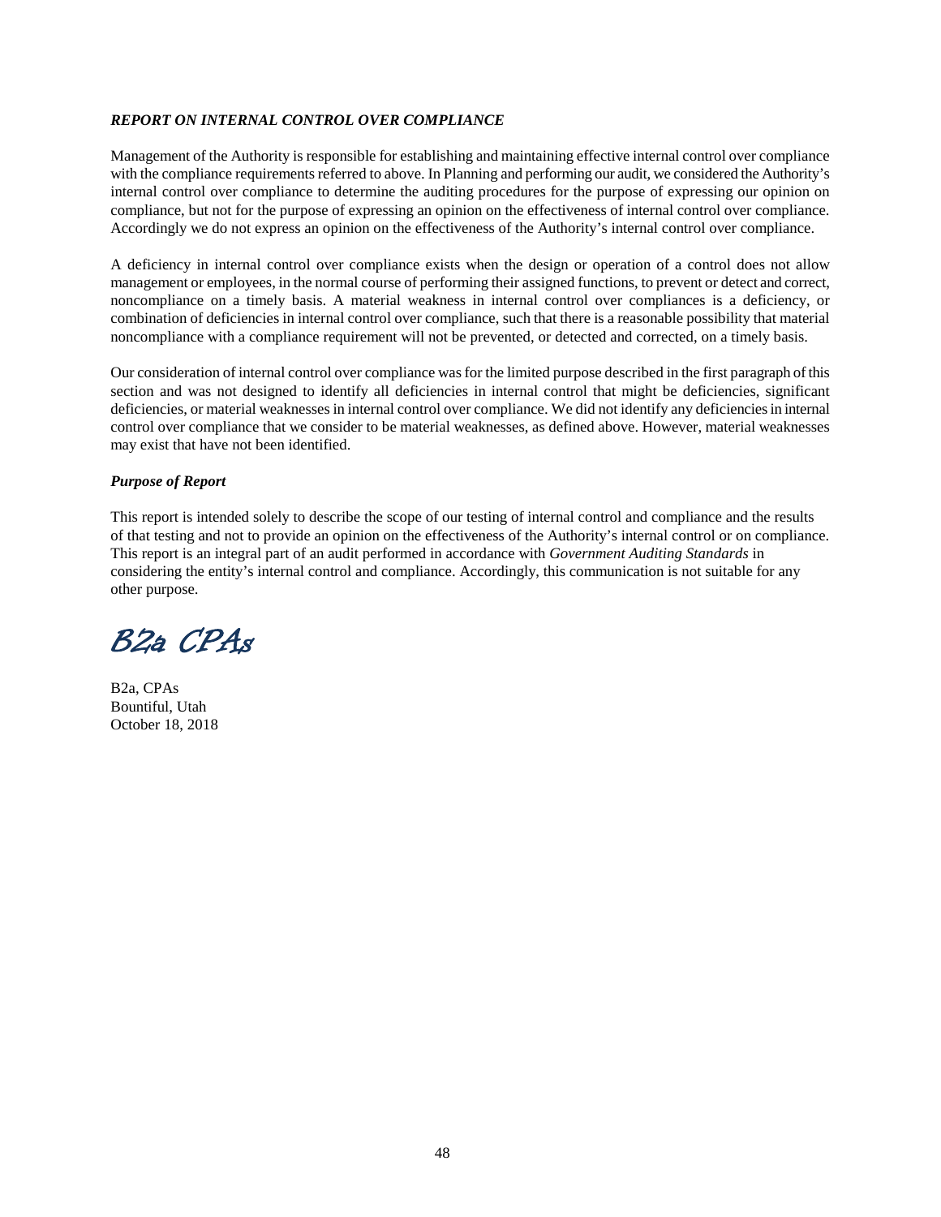***REPORT ON INTERNAL CONTROL OVER COMPLIANCE***

Management of the Authority is responsible for establishing and maintaining effective internal control over compliance with the compliance requirements referred to above. In Planning and performing our audit, we considered the Authority's internal control over compliance to determine the auditing procedures for the purpose of expressing our opinion on compliance, but not for the purpose of expressing an opinion on the effectiveness of internal control over compliance. Accordingly we do not express an opinion on the effectiveness of the Authority's internal control over compliance.

A deficiency in internal control over compliance exists when the design or operation of a control does not allow management or employees, in the normal course of performing their assigned functions, to prevent or detect and correct, noncompliance on a timely basis. A material weakness in internal control over compliances is a deficiency, or combination of deficiencies in internal control over compliance, such that there is a reasonable possibility that material noncompliance with a compliance requirement will not be prevented, or detected and corrected, on a timely basis.

Our consideration of internal control over compliance was for the limited purpose described in the first paragraph of this section and was not designed to identify all deficiencies in internal control that might be deficiencies, significant deficiencies, or material weaknesses in internal control over compliance. We did not identify any deficiencies in internal control over compliance that we consider to be material weaknesses, as defined above. However, material weaknesses may exist that have not been identified.

***Purpose of Report***

This report is intended solely to describe the scope of our testing of internal control and compliance and the results of that testing and not to provide an opinion on the effectiveness of the Authority's internal control or on compliance. This report is an integral part of an audit performed in accordance with *Government Auditing Standards* in considering the entity's internal control and compliance. Accordingly, this communication is not suitable for any other purpose.

*B2a CPAs*

B2a, CPAs
Bountiful, Utah
October 18, 2018